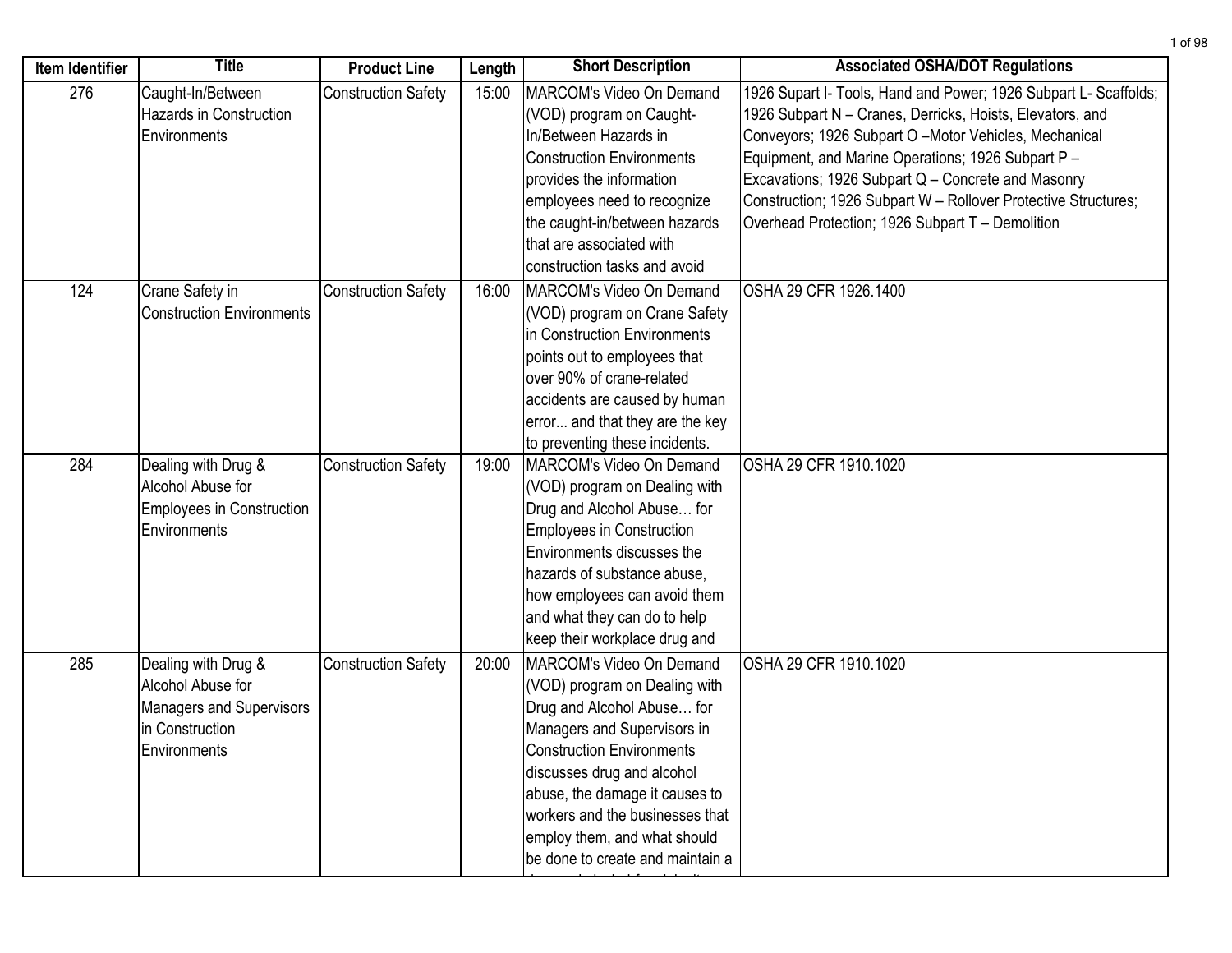| Item Identifier | Title | Product Line | Length | Short Description | Associated OSHA/DOT Regulations |
|---|---|---|---|---|---|
| 276 | Caught-In/Between Hazards in Construction Environments | Construction Safety | 15:00 | MARCOM's Video On Demand (VOD) program on Caught-In/Between Hazards in Construction Environments provides the information employees need to recognize the caught-in/between hazards that are associated with construction tasks and avoid | 1926 Supart I- Tools, Hand and Power; 1926 Subpart L- Scaffolds; 1926 Subpart N – Cranes, Derricks, Hoists, Elevators, and Conveyors; 1926 Subpart O –Motor Vehicles, Mechanical Equipment, and Marine Operations; 1926 Subpart P – Excavations; 1926 Subpart Q – Concrete and Masonry Construction; 1926 Subpart W – Rollover Protective Structures; Overhead Protection; 1926 Subpart T – Demolition |
| 124 | Crane Safety in Construction Environments | Construction Safety | 16:00 | MARCOM's Video On Demand (VOD) program on Crane Safety in Construction Environments points out to employees that over 90% of crane-related accidents are caused by human error... and that they are the key to preventing these incidents. | OSHA 29 CFR 1926.1400 |
| 284 | Dealing with Drug & Alcohol Abuse for Employees in Construction Environments | Construction Safety | 19:00 | MARCOM's Video On Demand (VOD) program on Dealing with Drug and Alcohol Abuse… for Employees in Construction Environments discusses the hazards of substance abuse, how employees can avoid them and what they can do to help keep their workplace drug and | OSHA 29 CFR 1910.1020 |
| 285 | Dealing with Drug & Alcohol Abuse for Managers and Supervisors in Construction Environments | Construction Safety | 20:00 | MARCOM's Video On Demand (VOD) program on Dealing with Drug and Alcohol Abuse… for Managers and Supervisors in Construction Environments discusses drug and alcohol abuse, the damage it causes to workers and the businesses that employ them, and what should be done to create and maintain a | OSHA 29 CFR 1910.1020 |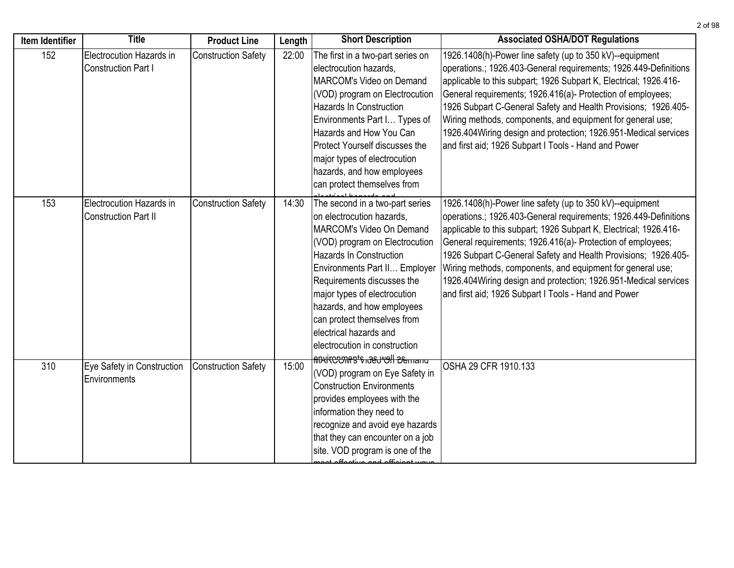| Item Identifier | Title | Product Line | Length | Short Description | Associated OSHA/DOT Regulations |
|---|---|---|---|---|---|
| 152 | Electrocution Hazards in Construction Part I | Construction Safety | 22:00 | The first in a two-part series on electrocution hazards, MARCOM's Video on Demand (VOD) program on Electrocution Hazards In Construction Environments Part I… Types of Hazards and How You Can Protect Yourself discusses the major types of electrocution hazards, and how employees can protect themselves from electrical hazards and | 1926.1408(h)-Power line safety (up to 350 kV)--equipment operations.; 1926.403-General requirements; 1926.449-Definitions applicable to this subpart; 1926 Subpart K, Electrical; 1926.416-General requirements; 1926.416(a)- Protection of employees; 1926 Subpart C-General Safety and Health Provisions; 1926.405-Wiring methods, components, and equipment for general use; 1926.404Wiring design and protection; 1926.951-Medical services and first aid; 1926 Subpart I Tools - Hand and Power |
| 153 | Electrocution Hazards in Construction Part II | Construction Safety | 14:30 | The second in a two-part series on electrocution hazards, MARCOM's Video On Demand (VOD) program on Electrocution Hazards In Construction Environments Part II… Employer Requirements discusses the major types of electrocution hazards, and how employees can protect themselves from electrical hazards and electrocution in construction environments, as well as | 1926.1408(h)-Power line safety (up to 350 kV)--equipment operations.; 1926.403-General requirements; 1926.449-Definitions applicable to this subpart; 1926 Subpart K, Electrical; 1926.416-General requirements; 1926.416(a)- Protection of employees; 1926 Subpart C-General Safety and Health Provisions; 1926.405-Wiring methods, components, and equipment for general use; 1926.404Wiring design and protection; 1926.951-Medical services and first aid; 1926 Subpart I Tools - Hand and Power |
| 310 | Eye Safety in Construction Environments | Construction Safety | 15:00 | MARCOM's Video On Demand (VOD) program on Eye Safety in Construction Environments provides employees with the information they need to recognize and avoid eye hazards that they can encounter on a job site. VOD program is one of the most effective and efficient ways | OSHA 29 CFR 1910.133 |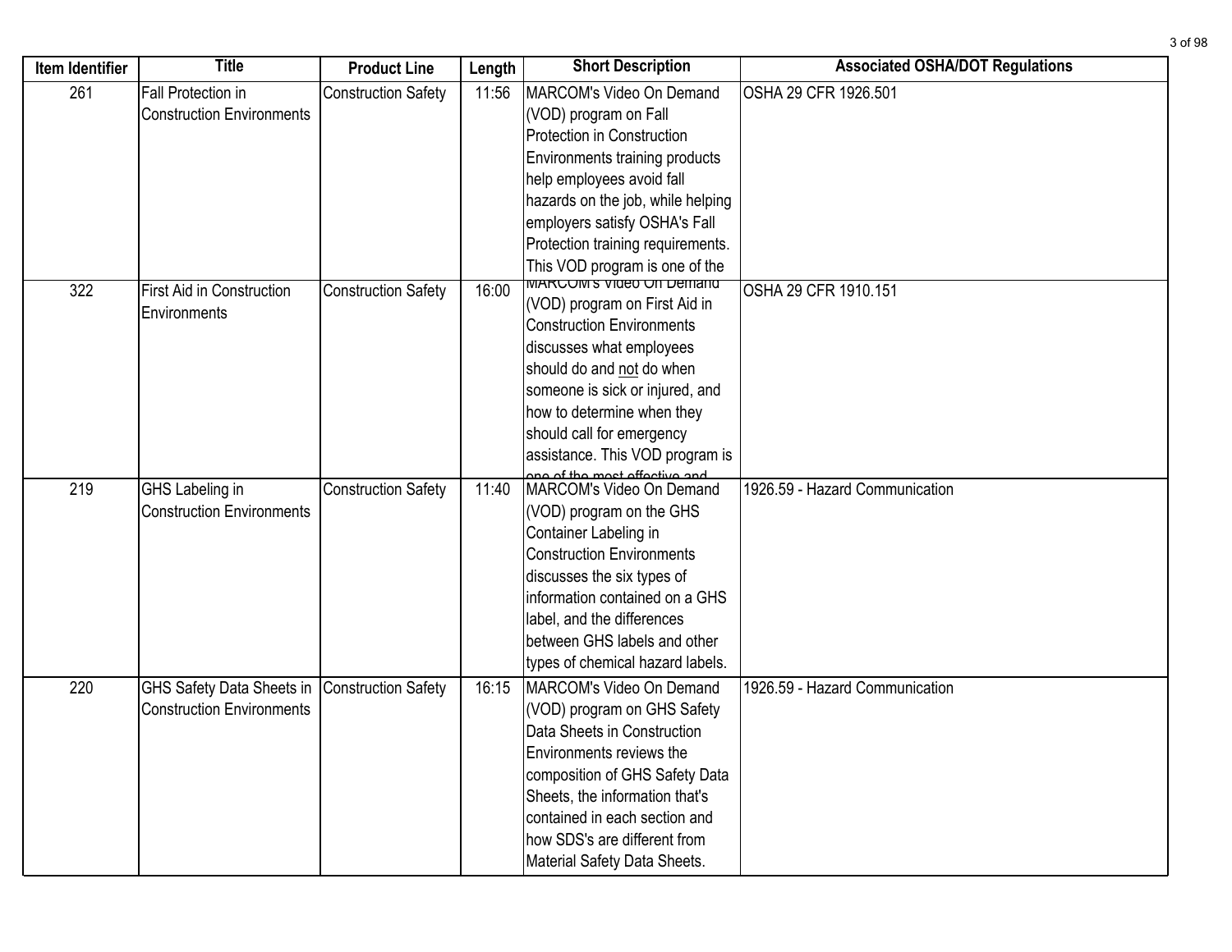| Item Identifier | Title | Product Line | Length | Short Description | Associated OSHA/DOT Regulations |
|---|---|---|---|---|---|
| 261 | Fall Protection in Construction Environments | Construction Safety | 11:56 | MARCOM's Video On Demand (VOD) program on Fall Protection in Construction Environments training products help employees avoid fall hazards on the job, while helping employers satisfy OSHA's Fall Protection training requirements. This VOD program is one of the | OSHA 29 CFR 1926.501 |
| 322 | First Aid in Construction Environments | Construction Safety | 16:00 | MARCOM's Video On Demand (VOD) program on First Aid in Construction Environments discusses what employees should do and not do when someone is sick or injured, and how to determine when they should call for emergency assistance. This VOD program is one of the most effective and | OSHA 29 CFR 1910.151 |
| 219 | GHS Labeling in Construction Environments | Construction Safety | 11:40 | MARCOM's Video On Demand (VOD) program on the GHS Container Labeling in Construction Environments discusses the six types of information contained on a GHS label, and the differences between GHS labels and other types of chemical hazard labels. | 1926.59 - Hazard Communication |
| 220 | GHS Safety Data Sheets in Construction Environments | Construction Safety | 16:15 | MARCOM's Video On Demand (VOD) program on GHS Safety Data Sheets in Construction Environments reviews the composition of GHS Safety Data Sheets, the information that's contained in each section and how SDS's are different from Material Safety Data Sheets. | 1926.59 - Hazard Communication |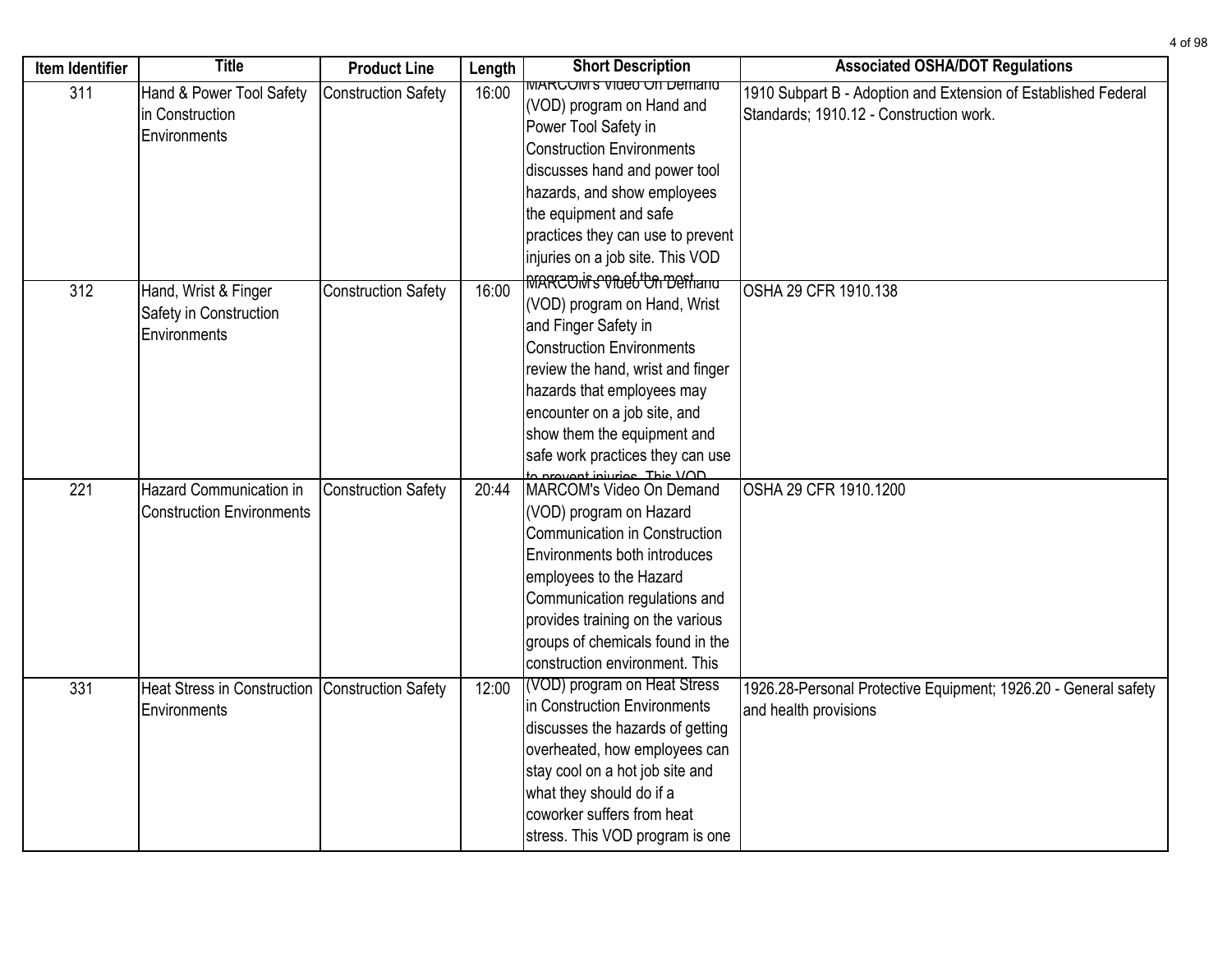| Item Identifier | Title | Product Line | Length | Short Description | Associated OSHA/DOT Regulations |
|---|---|---|---|---|---|
| 311 | Hand & Power Tool Safety in Construction Environments | Construction Safety | 16:00 | MARCOM's Video On Demand (VOD) program on Hand and Power Tool Safety in Construction Environments discusses hand and power tool hazards, and show employees the equipment and safe practices they can use to prevent injuries on a job site. This VOD program is one of the most | 1910 Subpart B - Adoption and Extension of Established Federal Standards; 1910.12 - Construction work. |
| 312 | Hand, Wrist & Finger Safety in Construction Environments | Construction Safety | 16:00 | MARCOM's Video On Demand (VOD) program on Hand, Wrist and Finger Safety in Construction Environments review the hand, wrist and finger hazards that employees may encounter on a job site, and show them the equipment and safe work practices they can use to prevent injuries. This VOD | OSHA 29 CFR 1910.138 |
| 221 | Hazard Communication in Construction Environments | Construction Safety | 20:44 | MARCOM's Video On Demand (VOD) program on Hazard Communication in Construction Environments both introduces employees to the Hazard Communication regulations and provides training on the various groups of chemicals found in the construction environment. This | OSHA 29 CFR 1910.1200 |
| 331 | Heat Stress in Construction Environments | Construction Safety | 12:00 | (VOD) program on Heat Stress in Construction Environments discusses the hazards of getting overheated, how employees can stay cool on a hot job site and what they should do if a coworker suffers from heat stress. This VOD program is one | 1926.28-Personal Protective Equipment; 1926.20 - General safety and health provisions |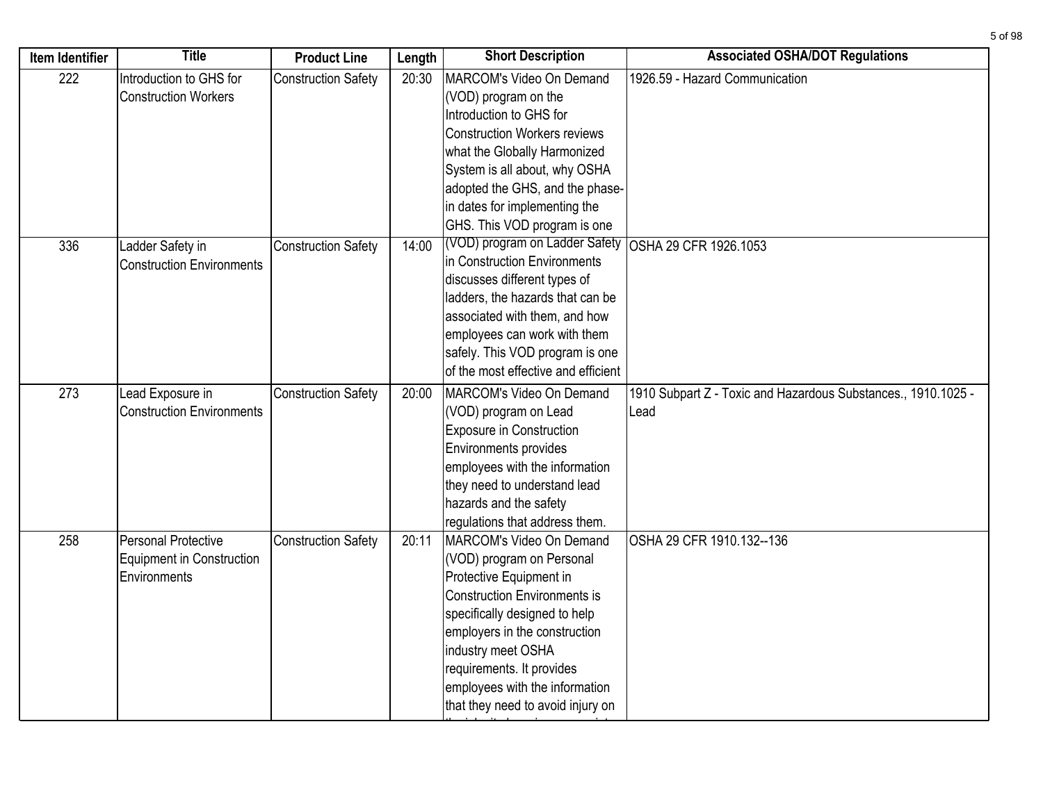| Item Identifier | Title | Product Line | Length | Short Description | Associated OSHA/DOT Regulations |
|---|---|---|---|---|---|
| 222 | Introduction to GHS for Construction Workers | Construction Safety | 20:30 | MARCOM's Video On Demand (VOD) program on the Introduction to GHS for Construction Workers reviews what the Globally Harmonized System is all about, why OSHA adopted the GHS, and the phase-in dates for implementing the GHS. This VOD program is one | 1926.59 - Hazard Communication |
| 336 | Ladder Safety in Construction Environments | Construction Safety | 14:00 | (VOD) program on Ladder Safety in Construction Environments discusses different types of ladders, the hazards that can be associated with them, and how employees can work with them safely. This VOD program is one of the most effective and efficient | OSHA 29 CFR 1926.1053 |
| 273 | Lead Exposure in Construction Environments | Construction Safety | 20:00 | MARCOM's Video On Demand (VOD) program on Lead Exposure in Construction Environments provides employees with the information they need to understand lead hazards and the safety regulations that address them. | 1910 Subpart Z - Toxic and Hazardous Substances., 1910.1025 - Lead |
| 258 | Personal Protective Equipment in Construction Environments | Construction Safety | 20:11 | MARCOM's Video On Demand (VOD) program on Personal Protective Equipment in Construction Environments is specifically designed to help employers in the construction industry meet OSHA requirements. It provides employees with the information that they need to avoid injury on | OSHA 29 CFR 1910.132--136 |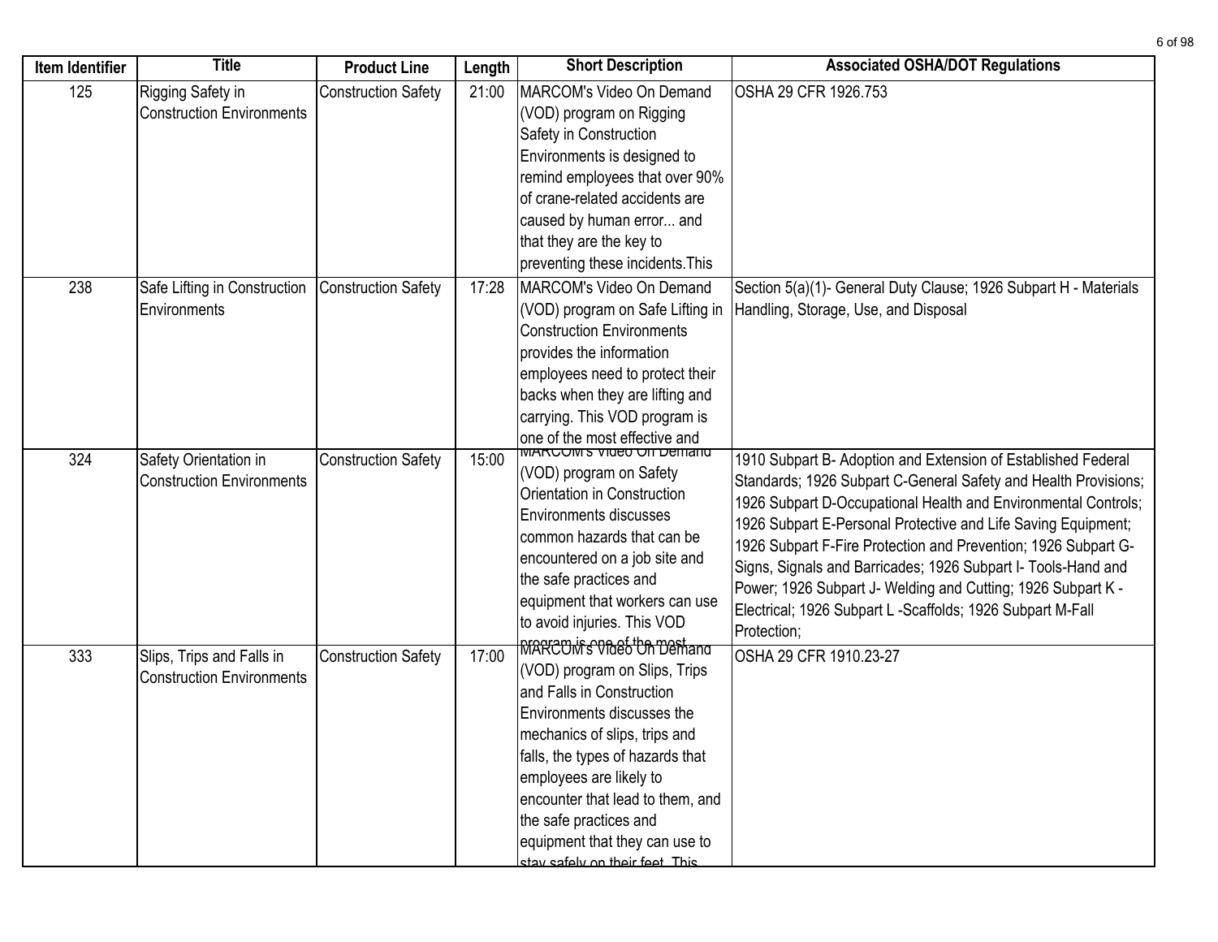| Item Identifier | Title | Product Line | Length | Short Description | Associated OSHA/DOT Regulations |
|---|---|---|---|---|---|
| 125 | Rigging Safety in Construction Environments | Construction Safety | 21:00 | MARCOM's Video On Demand (VOD) program on Rigging Safety in Construction Environments is designed to remind employees that over 90% of crane-related accidents are caused by human error... and that they are the key to preventing these incidents.This | OSHA 29 CFR 1926.753 |
| 238 | Safe Lifting in Construction Environments | Construction Safety | 17:28 | MARCOM's Video On Demand (VOD) program on Safe Lifting in Construction Environments provides the information employees need to protect their backs when they are lifting and carrying. This VOD program is one of the most effective and | Section 5(a)(1)- General Duty Clause; 1926 Subpart H - Materials Handling, Storage, Use, and Disposal |
| 324 | Safety Orientation in Construction Environments | Construction Safety | 15:00 | MARCOM's Video On Demand (VOD) program on Safety Orientation in Construction Environments discusses common hazards that can be encountered on a job site and the safe practices and equipment that workers can use to avoid injuries. This VOD program is one of the most | 1910 Subpart B- Adoption and Extension of Established Federal Standards; 1926 Subpart C-General Safety and Health Provisions; 1926 Subpart D-Occupational Health and Environmental Controls; 1926 Subpart E-Personal Protective and Life Saving Equipment; 1926 Subpart F-Fire Protection and Prevention; 1926 Subpart G-Signs, Signals and Barricades; 1926 Subpart I- Tools-Hand and Power; 1926 Subpart J- Welding and Cutting; 1926 Subpart K - Electrical; 1926 Subpart L -Scaffolds; 1926 Subpart M-Fall Protection; |
| 333 | Slips, Trips and Falls in Construction Environments | Construction Safety | 17:00 | MARCOM's Video On Demand (VOD) program on Slips, Trips and Falls in Construction Environments discusses the mechanics of slips, trips and falls, the types of hazards that employees are likely to encounter that lead to them, and the safe practices and equipment that they can use to stay safely on their feet. This | OSHA 29 CFR 1910.23-27 |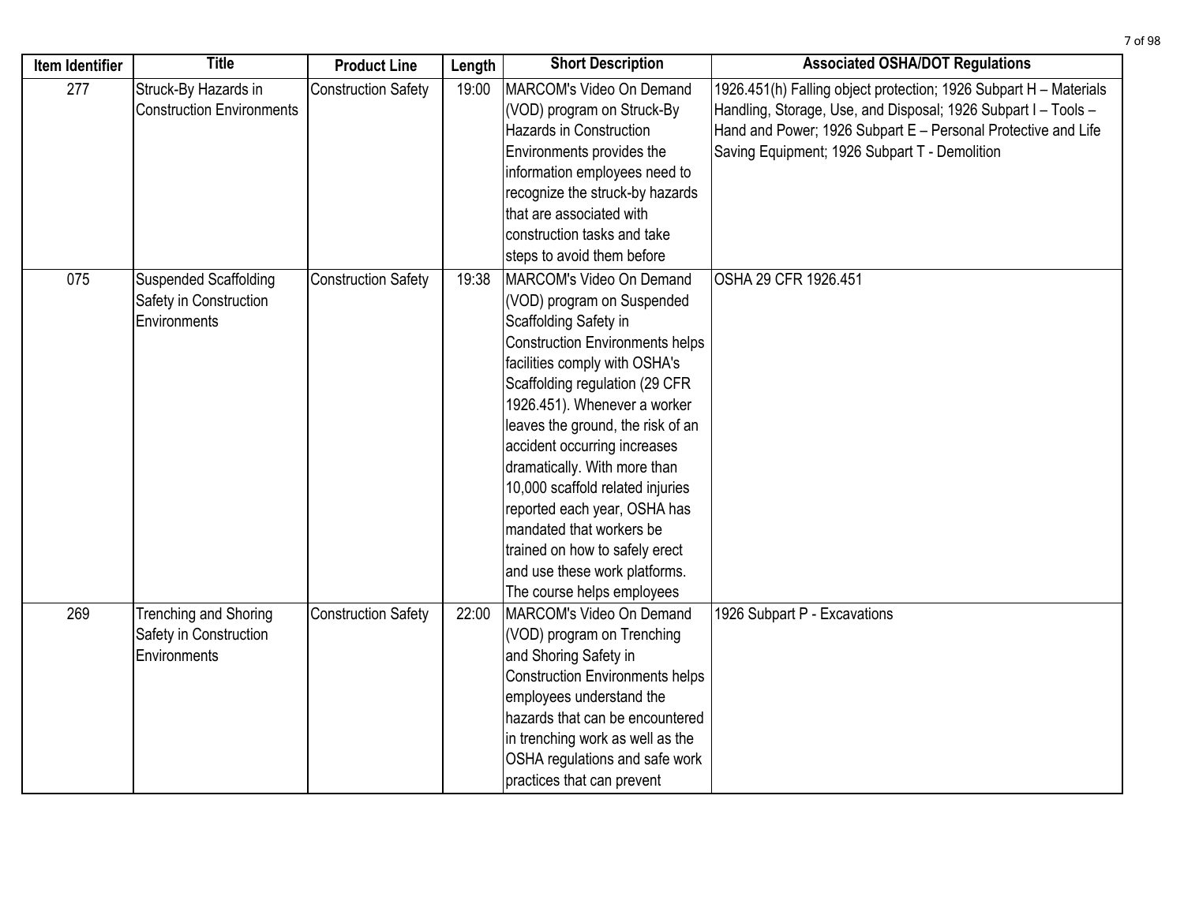| Item Identifier | Title | Product Line | Length | Short Description | Associated OSHA/DOT Regulations |
| --- | --- | --- | --- | --- | --- |
| 277 | Struck-By Hazards in Construction Environments | Construction Safety | 19:00 | MARCOM's Video On Demand (VOD) program on Struck-By Hazards in Construction Environments provides the information employees need to recognize the struck-by hazards that are associated with construction tasks and take steps to avoid them before | 1926.451(h) Falling object protection; 1926 Subpart H – Materials Handling, Storage, Use, and Disposal; 1926 Subpart I – Tools – Hand and Power; 1926 Subpart E – Personal Protective and Life Saving Equipment; 1926 Subpart T - Demolition |
| 075 | Suspended Scaffolding Safety in Construction Environments | Construction Safety | 19:38 | MARCOM's Video On Demand (VOD) program on Suspended Scaffolding Safety in Construction Environments helps facilities comply with OSHA's Scaffolding regulation (29 CFR 1926.451). Whenever a worker leaves the ground, the risk of an accident occurring increases dramatically. With more than 10,000 scaffold related injuries reported each year, OSHA has mandated that workers be trained on how to safely erect and use these work platforms. The course helps employees | OSHA 29 CFR 1926.451 |
| 269 | Trenching and Shoring Safety in Construction Environments | Construction Safety | 22:00 | MARCOM's Video On Demand (VOD) program on Trenching and Shoring Safety in Construction Environments helps employees understand the hazards that can be encountered in trenching work as well as the OSHA regulations and safe work practices that can prevent | 1926 Subpart P - Excavations |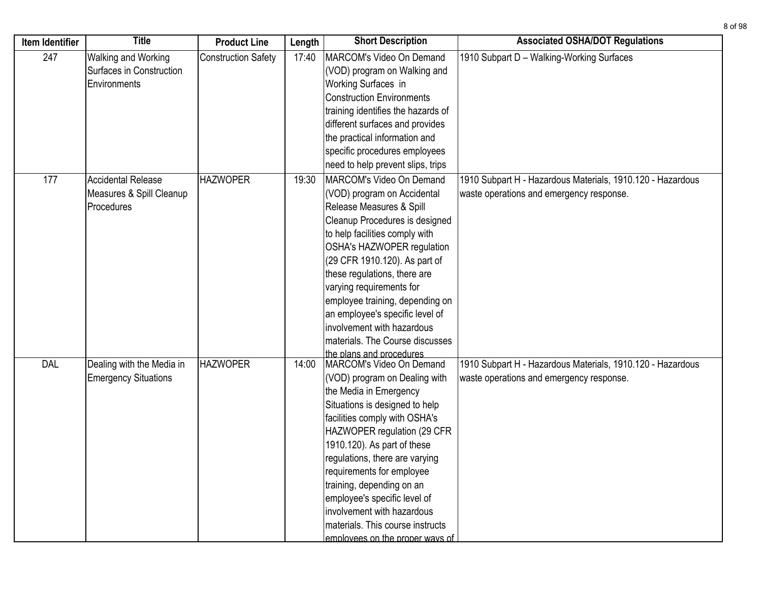| Item Identifier | Title | Product Line | Length | Short Description | Associated OSHA/DOT Regulations |
|---|---|---|---|---|---|
| 247 | Walking and Working Surfaces in Construction Environments | Construction Safety | 17:40 | MARCOM's Video On Demand (VOD) program on Walking and Working Surfaces in Construction Environments training identifies the hazards of different surfaces and provides the practical information and specific procedures employees need to help prevent slips, trips | 1910 Subpart D – Walking-Working Surfaces |
| 177 | Accidental Release Measures & Spill Cleanup Procedures | HAZWOPER | 19:30 | MARCOM's Video On Demand (VOD) program on Accidental Release Measures & Spill Cleanup Procedures is designed to help facilities comply with OSHA's HAZWOPER regulation (29 CFR 1910.120). As part of these regulations, there are varying requirements for employee training, depending on an employee's specific level of involvement with hazardous materials. The Course discusses the plans and procedures | 1910 Subpart H - Hazardous Materials, 1910.120 - Hazardous waste operations and emergency response. |
| DAL | Dealing with the Media in Emergency Situations | HAZWOPER | 14:00 | MARCOM's Video On Demand (VOD) program on Dealing with the Media in Emergency Situations is designed to help facilities comply with OSHA's HAZWOPER regulation (29 CFR 1910.120). As part of these regulations, there are varying requirements for employee training, depending on an employee's specific level of involvement with hazardous materials. This course instructs employees on the proper ways of | 1910 Subpart H - Hazardous Materials, 1910.120 - Hazardous waste operations and emergency response. |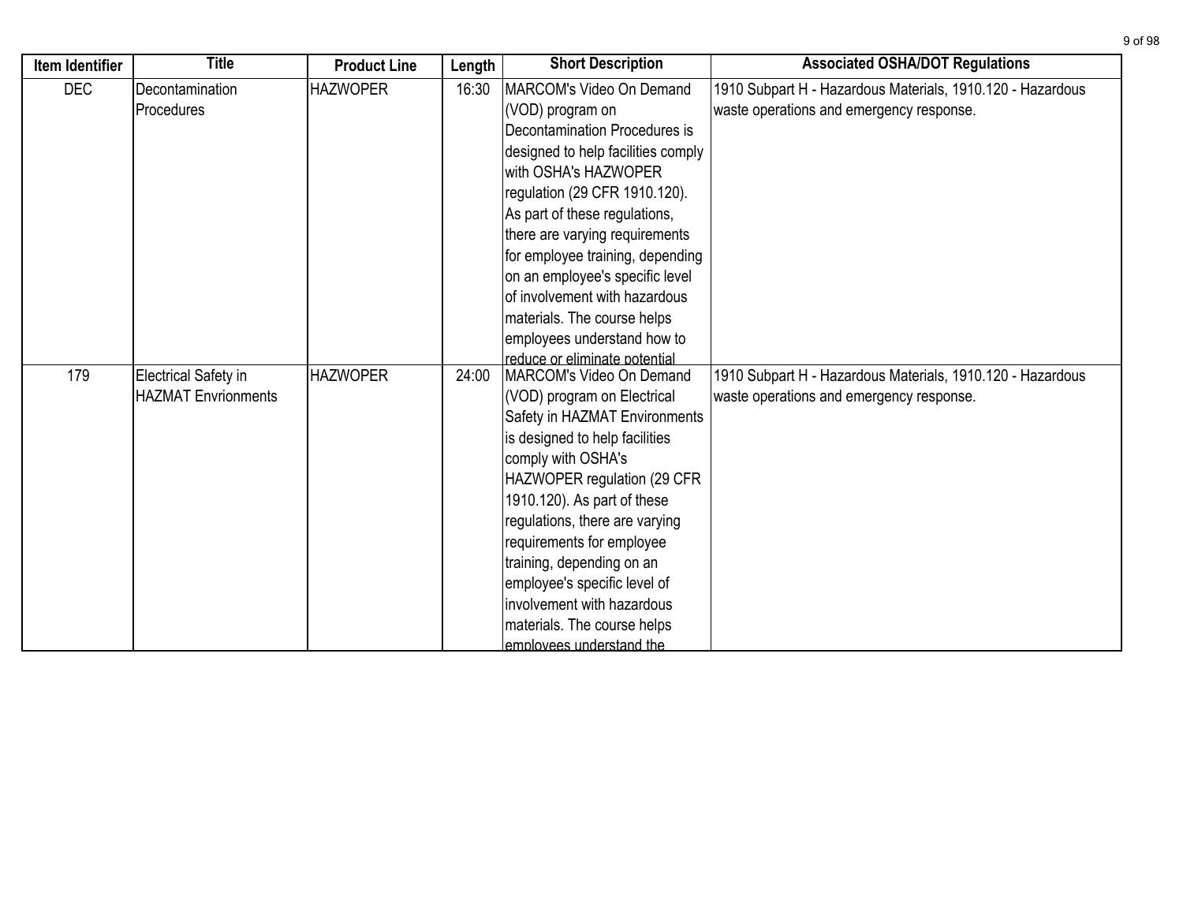| Item Identifier | Title | Product Line | Length | Short Description | Associated OSHA/DOT Regulations |
|---|---|---|---|---|---|
| DEC | Decontamination Procedures | HAZWOPER | 16:30 | MARCOM's Video On Demand (VOD) program on Decontamination Procedures is designed to help facilities comply with OSHA's HAZWOPER regulation (29 CFR 1910.120). As part of these regulations, there are varying requirements for employee training, depending on an employee's specific level of involvement with hazardous materials. The course helps employees understand how to reduce or eliminate potential | 1910 Subpart H - Hazardous Materials, 1910.120 - Hazardous waste operations and emergency response. |
| 179 | Electrical Safety in HAZMAT Envrionments | HAZWOPER | 24:00 | MARCOM's Video On Demand (VOD) program on Electrical Safety in HAZMAT Environments is designed to help facilities comply with OSHA's HAZWOPER regulation (29 CFR 1910.120). As part of these regulations, there are varying requirements for employee training, depending on an employee's specific level of involvement with hazardous materials. The course helps employees understand the | 1910 Subpart H - Hazardous Materials, 1910.120 - Hazardous waste operations and emergency response. |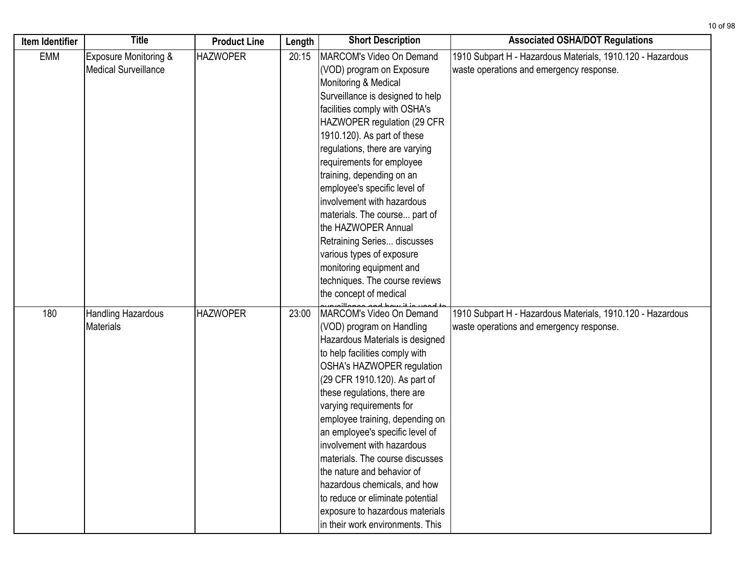| Item Identifier | Title | Product Line | Length | Short Description | Associated OSHA/DOT Regulations |
|---|---|---|---|---|---|
| EMM | Exposure Monitoring & Medical Surveillance | HAZWOPER | 20:15 | MARCOM's Video On Demand (VOD) program on Exposure Monitoring & Medical Surveillance is designed to help facilities comply with OSHA's HAZWOPER regulation (29 CFR 1910.120). As part of these regulations, there are varying requirements for employee training, depending on an employee's specific level of involvement with hazardous materials. The course... part of the HAZWOPER Annual Retraining Series... discusses various types of exposure monitoring equipment and techniques. The course reviews the concept of medical surveillance and how it is used to | 1910 Subpart H - Hazardous Materials, 1910.120 - Hazardous waste operations and emergency response. |
| 180 | Handling Hazardous Materials | HAZWOPER | 23:00 | MARCOM's Video On Demand (VOD) program on Handling Hazardous Materials is designed to help facilities comply with OSHA's HAZWOPER regulation (29 CFR 1910.120). As part of these regulations, there are varying requirements for employee training, depending on an employee's specific level of involvement with hazardous materials. The course discusses the nature and behavior of hazardous chemicals, and how to reduce or eliminate potential exposure to hazardous materials in their work environments. This | 1910 Subpart H - Hazardous Materials, 1910.120 - Hazardous waste operations and emergency response. |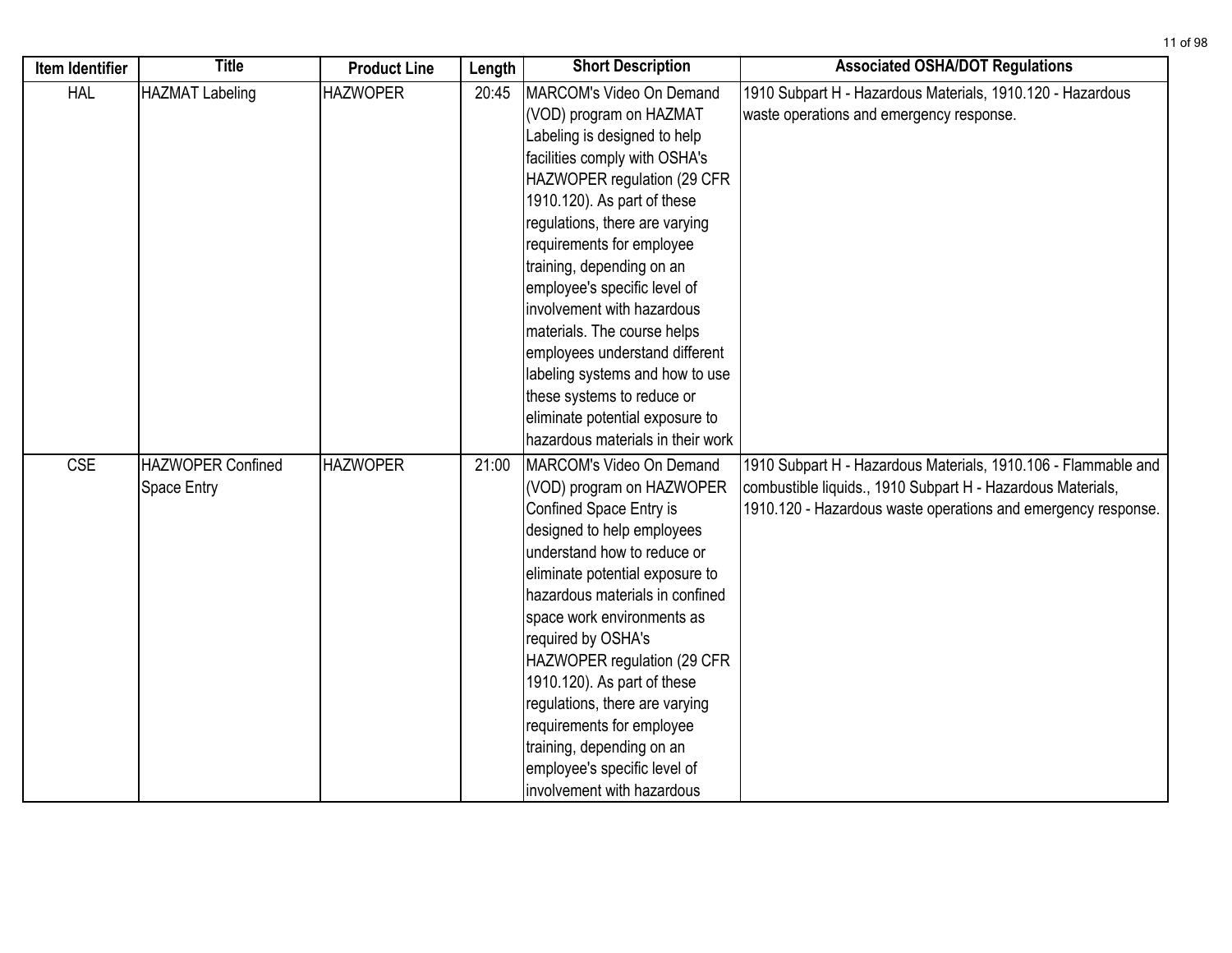| Item Identifier | Title | Product Line | Length | Short Description | Associated OSHA/DOT Regulations |
|---|---|---|---|---|---|
| HAL | HAZMAT Labeling | HAZWOPER | 20:45 | MARCOM's Video On Demand (VOD) program on HAZMAT Labeling is designed to help facilities comply with OSHA's HAZWOPER regulation (29 CFR 1910.120). As part of these regulations, there are varying requirements for employee training, depending on an employee's specific level of involvement with hazardous materials. The course helps employees understand different labeling systems and how to use these systems to reduce or eliminate potential exposure to hazardous materials in their work | 1910 Subpart H - Hazardous Materials, 1910.120 - Hazardous waste operations and emergency response. |
| CSE | HAZWOPER Confined Space Entry | HAZWOPER | 21:00 | MARCOM's Video On Demand (VOD) program on HAZWOPER Confined Space Entry is designed to help employees understand how to reduce or eliminate potential exposure to hazardous materials in confined space work environments as required by OSHA's HAZWOPER regulation (29 CFR 1910.120). As part of these regulations, there are varying requirements for employee training, depending on an employee's specific level of involvement with hazardous | 1910 Subpart H - Hazardous Materials, 1910.106 - Flammable and combustible liquids., 1910 Subpart H - Hazardous Materials, 1910.120 - Hazardous waste operations and emergency response. |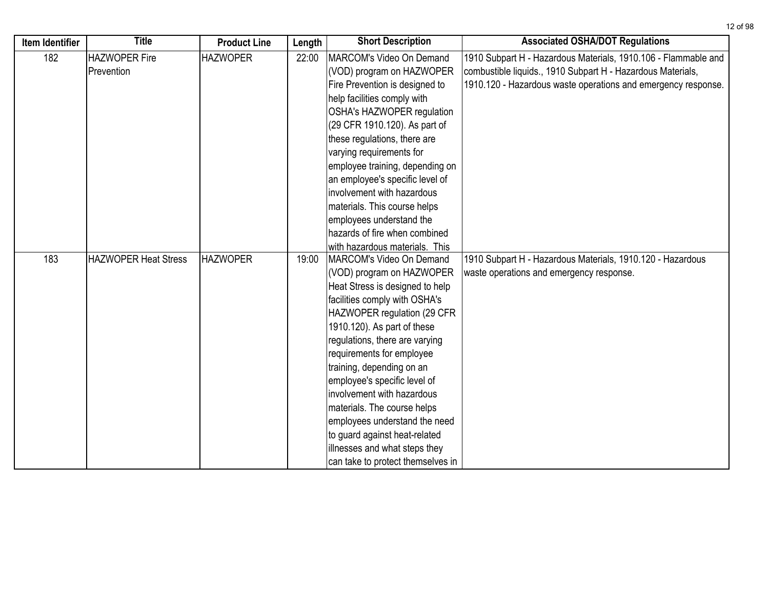| Item Identifier | Title | Product Line | Length | Short Description | Associated OSHA/DOT Regulations |
|---|---|---|---|---|---|
| 182 | HAZWOPER Fire Prevention | HAZWOPER | 22:00 | MARCOM's Video On Demand (VOD) program on HAZWOPER Fire Prevention is designed to help facilities comply with OSHA's HAZWOPER regulation (29 CFR 1910.120). As part of these regulations, there are varying requirements for employee training, depending on an employee's specific level of involvement with hazardous materials. This course helps employees understand the hazards of fire when combined with hazardous materials. This | 1910 Subpart H - Hazardous Materials, 1910.106 - Flammable and combustible liquids., 1910 Subpart H - Hazardous Materials, 1910.120 - Hazardous waste operations and emergency response. |
| 183 | HAZWOPER Heat Stress | HAZWOPER | 19:00 | MARCOM's Video On Demand (VOD) program on HAZWOPER Heat Stress is designed to help facilities comply with OSHA's HAZWOPER regulation (29 CFR 1910.120). As part of these regulations, there are varying requirements for employee training, depending on an employee's specific level of involvement with hazardous materials. The course helps employees understand the need to guard against heat-related illnesses and what steps they can take to protect themselves in | 1910 Subpart H - Hazardous Materials, 1910.120 - Hazardous waste operations and emergency response. |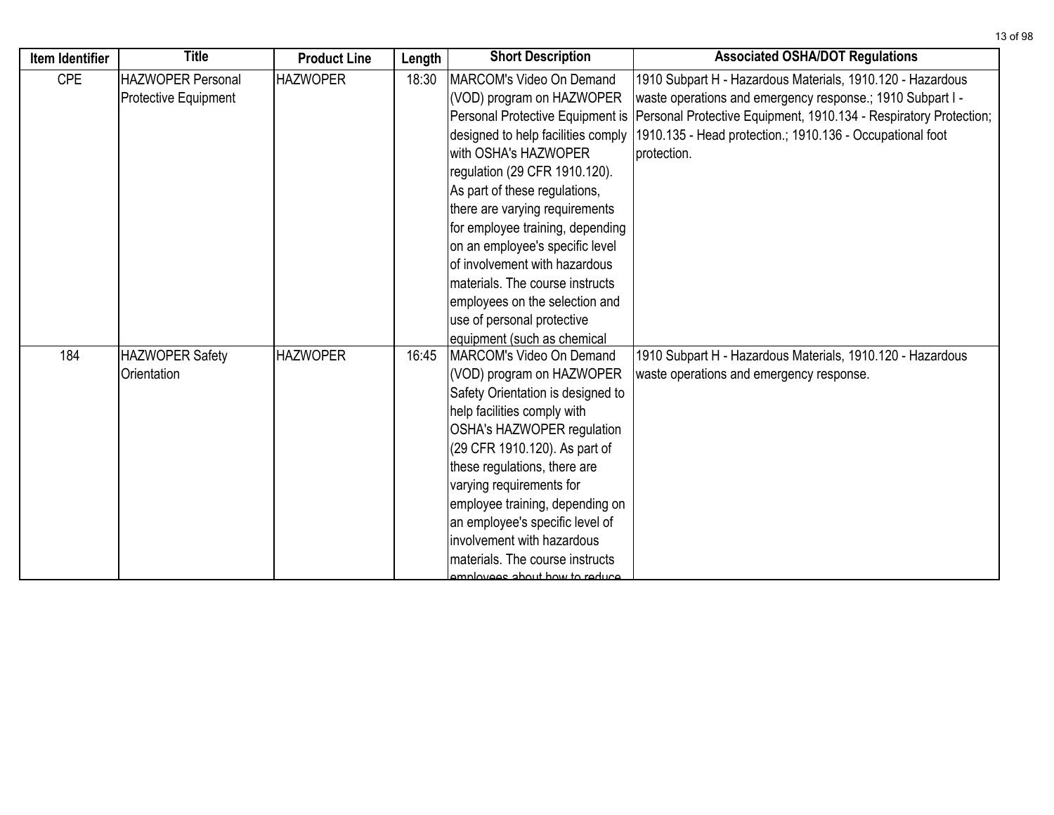| Item Identifier | Title | Product Line | Length | Short Description | Associated OSHA/DOT Regulations |
|---|---|---|---|---|---|
| CPE | HAZWOPER Personal Protective Equipment | HAZWOPER | 18:30 | MARCOM's Video On Demand (VOD) program on HAZWOPER Personal Protective Equipment is designed to help facilities comply with OSHA's HAZWOPER regulation (29 CFR 1910.120). As part of these regulations, there are varying requirements for employee training, depending on an employee's specific level of involvement with hazardous materials. The course instructs employees on the selection and use of personal protective equipment (such as chemical | 1910 Subpart H - Hazardous Materials, 1910.120 - Hazardous waste operations and emergency response.; 1910 Subpart I - Personal Protective Equipment, 1910.134 - Respiratory Protection; 1910.135 - Head protection.; 1910.136 - Occupational foot protection. |
| 184 | HAZWOPER Safety Orientation | HAZWOPER | 16:45 | MARCOM's Video On Demand (VOD) program on HAZWOPER Safety Orientation is designed to help facilities comply with OSHA's HAZWOPER regulation (29 CFR 1910.120). As part of these regulations, there are varying requirements for employee training, depending on an employee's specific level of involvement with hazardous materials. The course instructs employees about how to reduce | 1910 Subpart H - Hazardous Materials, 1910.120 - Hazardous waste operations and emergency response. |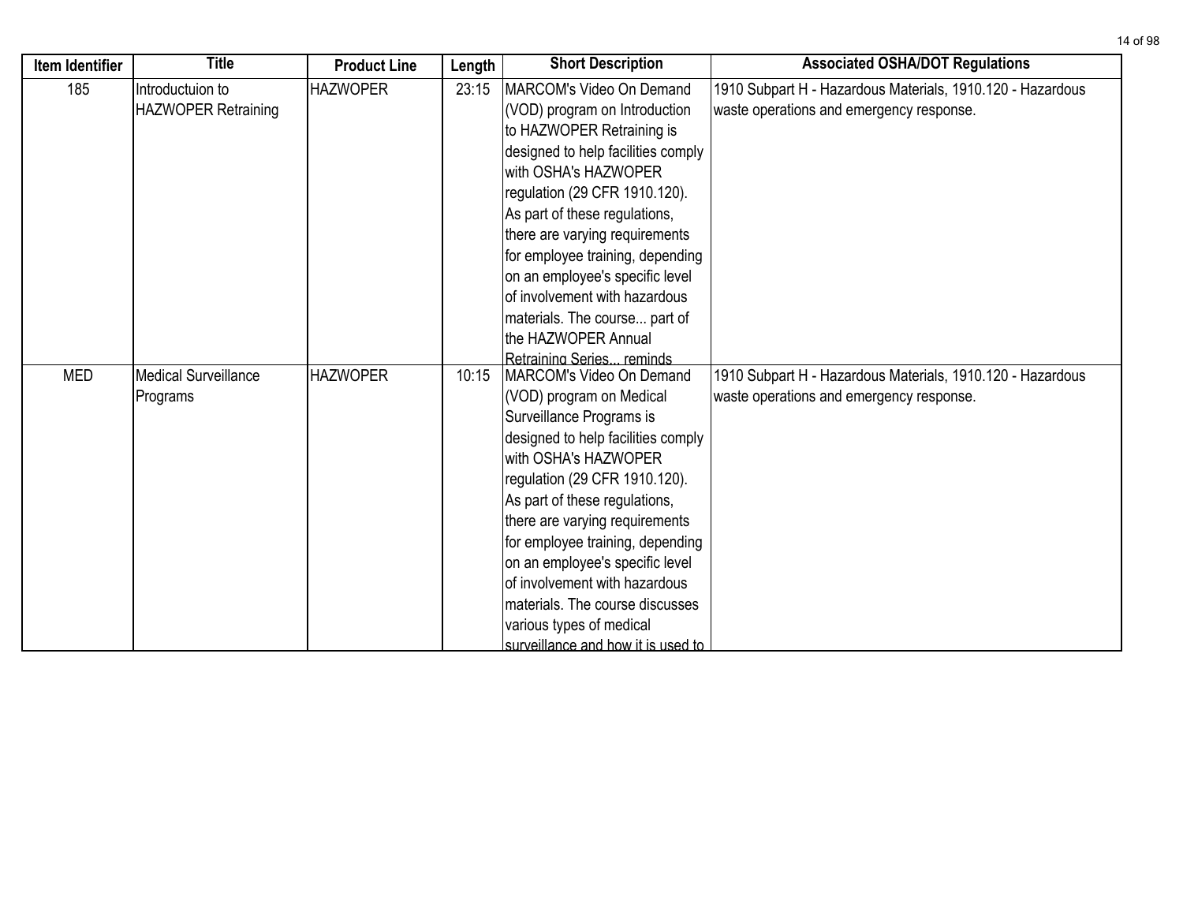| Item Identifier | Title | Product Line | Length | Short Description | Associated OSHA/DOT Regulations |
|---|---|---|---|---|---|
| 185 | Introductuion to HAZWOPER Retraining | HAZWOPER | 23:15 | MARCOM's Video On Demand (VOD) program on Introduction to HAZWOPER Retraining is designed to help facilities comply with OSHA's HAZWOPER regulation (29 CFR 1910.120). As part of these regulations, there are varying requirements for employee training, depending on an employee's specific level of involvement with hazardous materials. The course... part of the HAZWOPER Annual Retraining Series... reminds | 1910 Subpart H - Hazardous Materials, 1910.120 - Hazardous waste operations and emergency response. |
| MED | Medical Surveillance Programs | HAZWOPER | 10:15 | MARCOM's Video On Demand (VOD) program on Medical Surveillance Programs is designed to help facilities comply with OSHA's HAZWOPER regulation (29 CFR 1910.120). As part of these regulations, there are varying requirements for employee training, depending on an employee's specific level of involvement with hazardous materials. The course discusses various types of medical surveillance and how it is used to | 1910 Subpart H - Hazardous Materials, 1910.120 - Hazardous waste operations and emergency response. |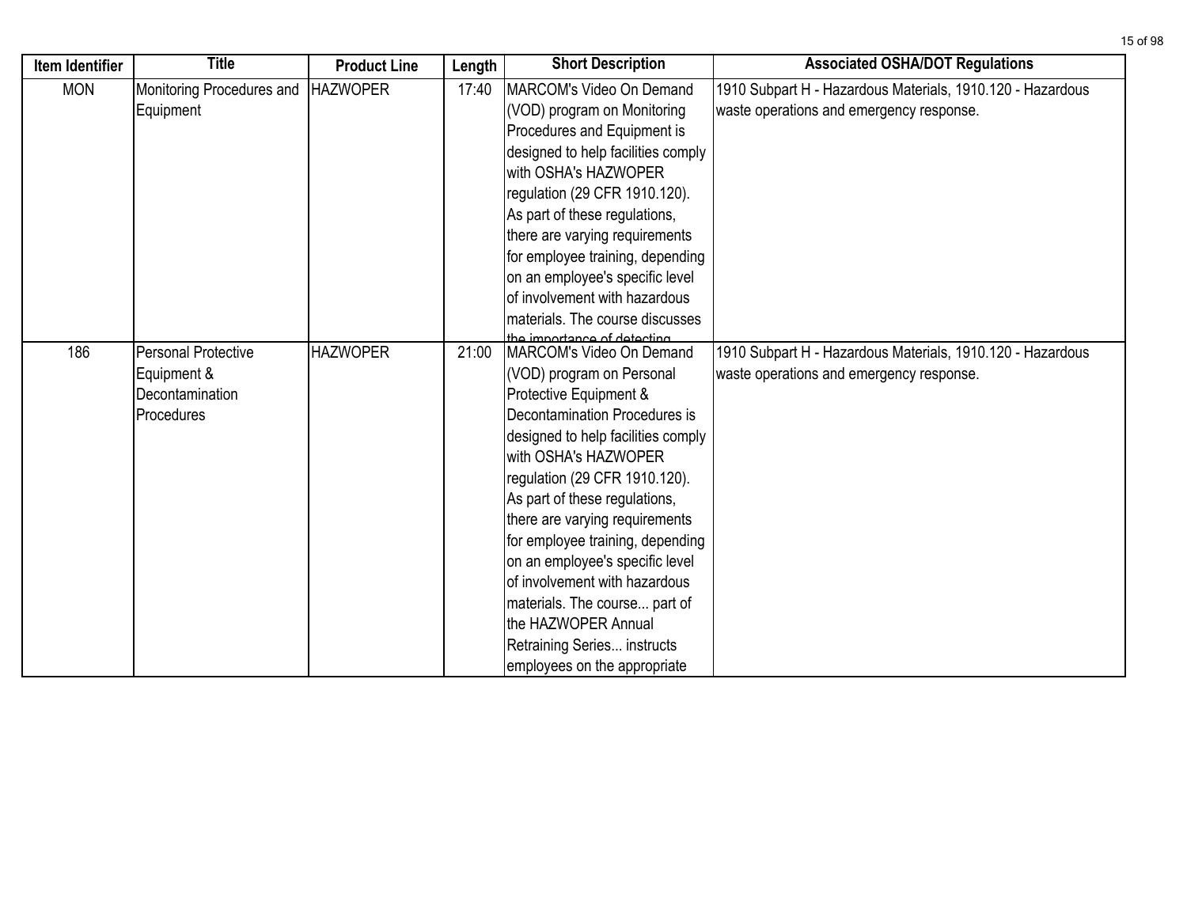| Item Identifier | Title | Product Line | Length | Short Description | Associated OSHA/DOT Regulations |
|---|---|---|---|---|---|
| MON | Monitoring Procedures and Equipment | HAZWOPER | 17:40 | MARCOM's Video On Demand (VOD) program on Monitoring Procedures and Equipment is designed to help facilities comply with OSHA's HAZWOPER regulation (29 CFR 1910.120). As part of these regulations, there are varying requirements for employee training, depending on an employee's specific level of involvement with hazardous materials. The course discusses the importance of detecting | 1910 Subpart H - Hazardous Materials, 1910.120 - Hazardous waste operations and emergency response. |
| 186 | Personal Protective Equipment & Decontamination Procedures | HAZWOPER | 21:00 | MARCOM's Video On Demand (VOD) program on Personal Protective Equipment & Decontamination Procedures is designed to help facilities comply with OSHA's HAZWOPER regulation (29 CFR 1910.120). As part of these regulations, there are varying requirements for employee training, depending on an employee's specific level of involvement with hazardous materials. The course... part of the HAZWOPER Annual Retraining Series... instructs employees on the appropriate | 1910 Subpart H - Hazardous Materials, 1910.120 - Hazardous waste operations and emergency response. |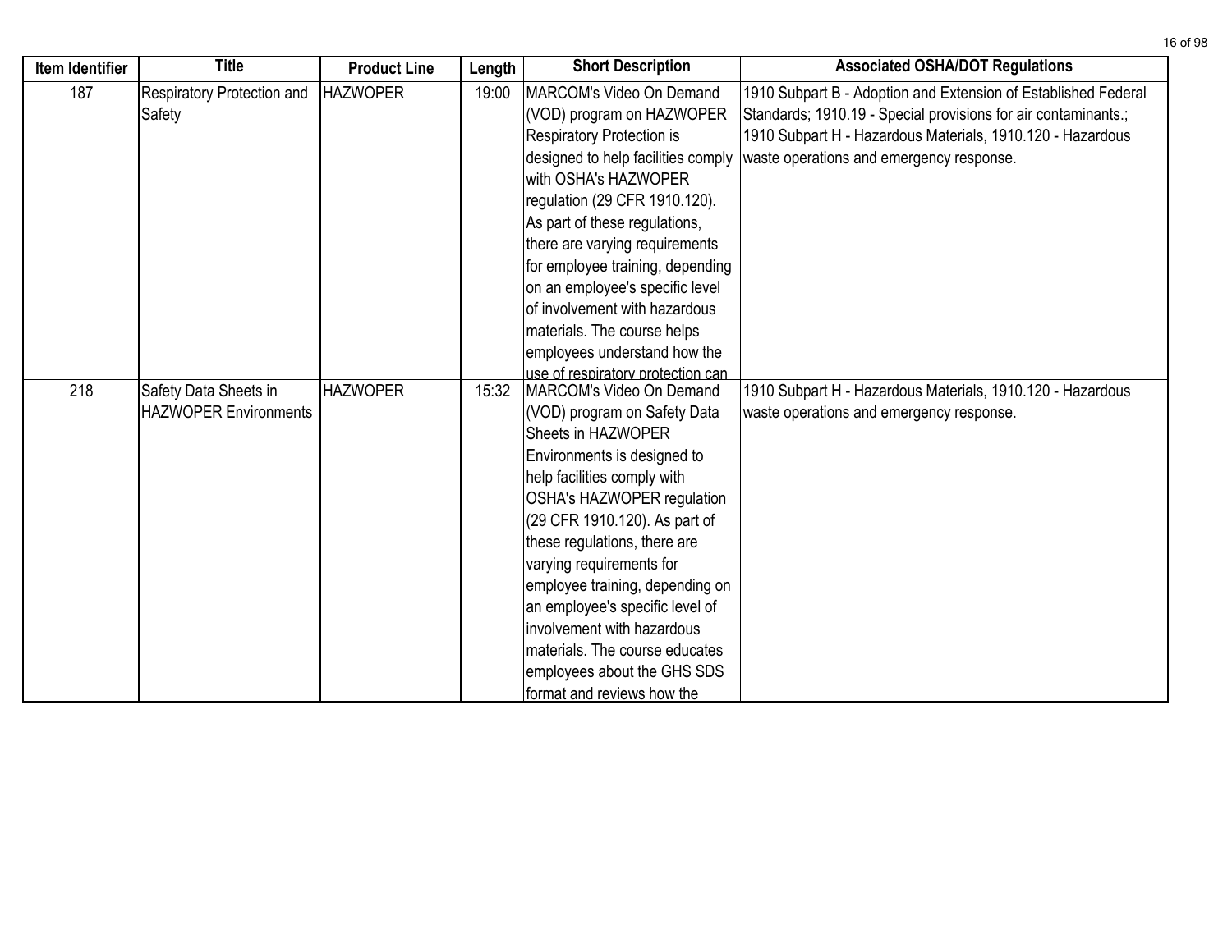| Item Identifier | Title | Product Line | Length | Short Description | Associated OSHA/DOT Regulations |
|---|---|---|---|---|---|
| 187 | Respiratory Protection and Safety | HAZWOPER | 19:00 | MARCOM's Video On Demand (VOD) program on HAZWOPER Respiratory Protection is designed to help facilities comply with OSHA's HAZWOPER regulation (29 CFR 1910.120). As part of these regulations, there are varying requirements for employee training, depending on an employee's specific level of involvement with hazardous materials. The course helps employees understand how the use of respiratory protection can | 1910 Subpart B - Adoption and Extension of Established Federal Standards; 1910.19 - Special provisions for air contaminants.; 1910 Subpart H - Hazardous Materials, 1910.120 - Hazardous waste operations and emergency response. |
| 218 | Safety Data Sheets in HAZWOPER Environments | HAZWOPER | 15:32 | MARCOM's Video On Demand (VOD) program on Safety Data Sheets in HAZWOPER Environments is designed to help facilities comply with OSHA's HAZWOPER regulation (29 CFR 1910.120). As part of these regulations, there are varying requirements for employee training, depending on an employee's specific level of involvement with hazardous materials. The course educates employees about the GHS SDS format and reviews how the | 1910 Subpart H - Hazardous Materials, 1910.120 - Hazardous waste operations and emergency response. |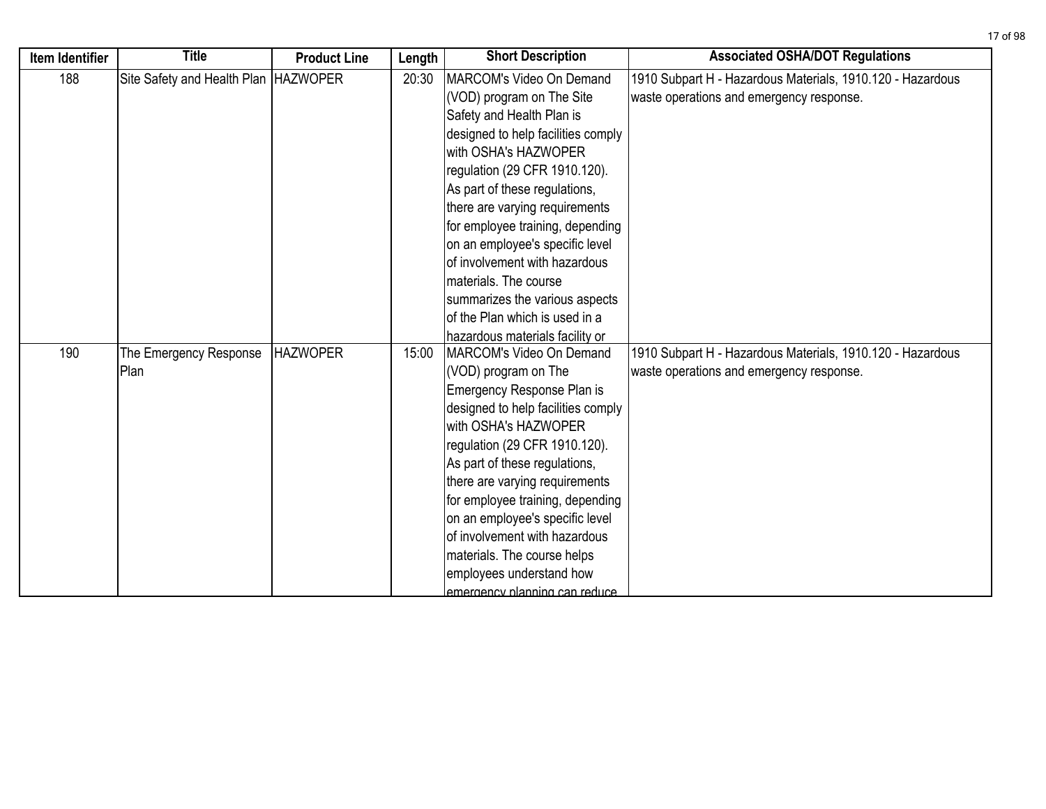| Item Identifier | Title | Product Line | Length | Short Description | Associated OSHA/DOT Regulations |
|---|---|---|---|---|---|
| 188 | Site Safety and Health Plan | HAZWOPER | 20:30 | MARCOM's Video On Demand (VOD) program on The Site Safety and Health Plan is designed to help facilities comply with OSHA's HAZWOPER regulation (29 CFR 1910.120). As part of these regulations, there are varying requirements for employee training, depending on an employee's specific level of involvement with hazardous materials. The course summarizes the various aspects of the Plan which is used in a hazardous materials facility or | 1910 Subpart H - Hazardous Materials, 1910.120 - Hazardous waste operations and emergency response. |
| 190 | The Emergency Response Plan | HAZWOPER | 15:00 | MARCOM's Video On Demand (VOD) program on The Emergency Response Plan is designed to help facilities comply with OSHA's HAZWOPER regulation (29 CFR 1910.120). As part of these regulations, there are varying requirements for employee training, depending on an employee's specific level of involvement with hazardous materials. The course helps employees understand how emergency planning can reduce | 1910 Subpart H - Hazardous Materials, 1910.120 - Hazardous waste operations and emergency response. |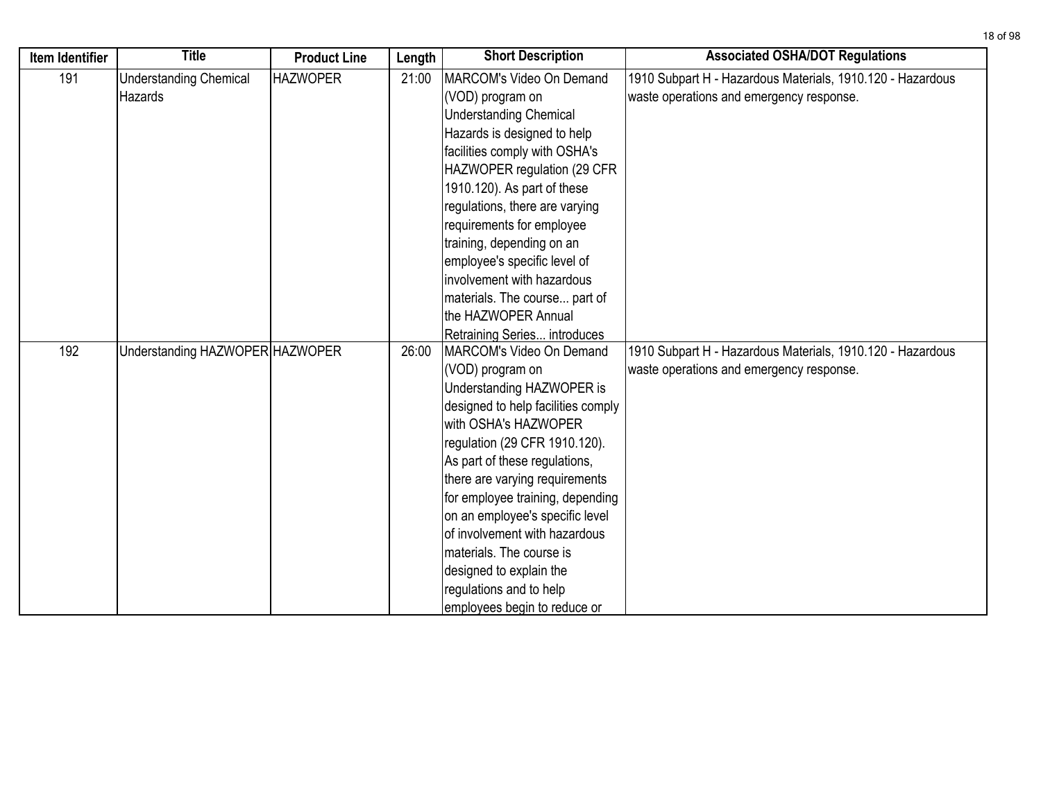| Item Identifier | Title | Product Line | Length | Short Description | Associated OSHA/DOT Regulations |
|---|---|---|---|---|---|
| 191 | Understanding Chemical Hazards | HAZWOPER | 21:00 | MARCOM's Video On Demand (VOD) program on Understanding Chemical Hazards is designed to help facilities comply with OSHA's HAZWOPER regulation (29 CFR 1910.120). As part of these regulations, there are varying requirements for employee training, depending on an employee's specific level of involvement with hazardous materials. The course... part of the HAZWOPER Annual Retraining Series... introduces | 1910 Subpart H - Hazardous Materials, 1910.120 - Hazardous waste operations and emergency response. |
| 192 | Understanding HAZWOPER | HAZWOPER | 26:00 | MARCOM's Video On Demand (VOD) program on Understanding HAZWOPER is designed to help facilities comply with OSHA's HAZWOPER regulation (29 CFR 1910.120). As part of these regulations, there are varying requirements for employee training, depending on an employee's specific level of involvement with hazardous materials. The course is designed to explain the regulations and to help employees begin to reduce or | 1910 Subpart H - Hazardous Materials, 1910.120 - Hazardous waste operations and emergency response. |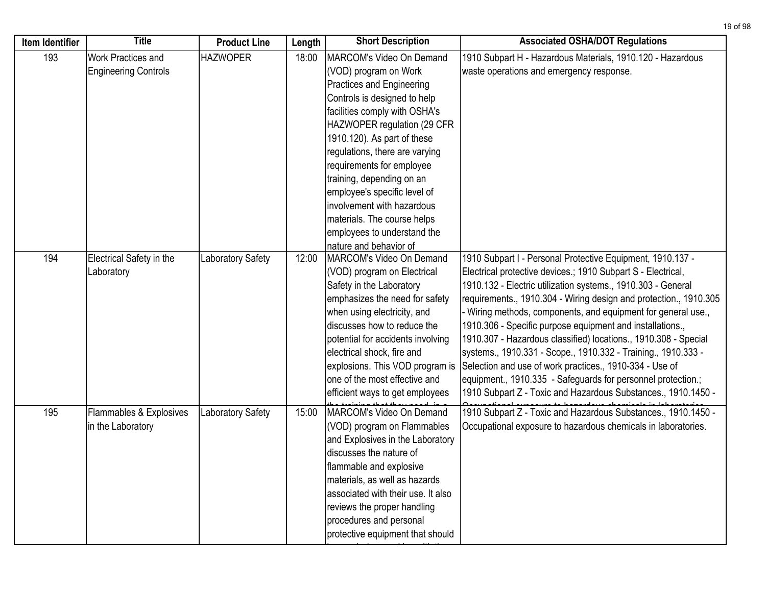| Item Identifier | Title | Product Line | Length | Short Description | Associated OSHA/DOT Regulations |
|---|---|---|---|---|---|
| 193 | Work Practices and Engineering Controls | HAZWOPER | 18:00 | MARCOM's Video On Demand (VOD) program on Work Practices and Engineering Controls is designed to help facilities comply with OSHA's HAZWOPER regulation (29 CFR 1910.120). As part of these regulations, there are varying requirements for employee training, depending on an employee's specific level of involvement with hazardous materials. The course helps employees to understand the nature and behavior of | 1910 Subpart H - Hazardous Materials, 1910.120 - Hazardous waste operations and emergency response. |
| 194 | Electrical Safety in the Laboratory | Laboratory Safety | 12:00 | MARCOM's Video On Demand (VOD) program on Electrical Safety in the Laboratory emphasizes the need for safety when using electricity, and discusses how to reduce the potential for accidents involving electrical shock, fire and explosions. This VOD program is one of the most effective and efficient ways to get employees | 1910 Subpart I - Personal Protective Equipment, 1910.137 - Electrical protective devices.; 1910 Subpart S - Electrical, 1910.132 - Electric utilization systems., 1910.303 - General requirements., 1910.304 - Wiring design and protection., 1910.305 - Wiring methods, components, and equipment for general use., 1910.306 - Specific purpose equipment and installations., 1910.307 - Hazardous classified) locations., 1910.308 - Special systems., 1910.331 - Scope., 1910.332 - Training., 1910.333 - Selection and use of work practices., 1910-334 - Use of equipment., 1910.335 - Safeguards for personnel protection.; 1910 Subpart Z - Toxic and Hazardous Substances., 1910.1450 - |
| 195 | Flammables & Explosives in the Laboratory | Laboratory Safety | 15:00 | MARCOM's Video On Demand (VOD) program on Flammables and Explosives in the Laboratory discusses the nature of flammable and explosive materials, as well as hazards associated with their use. It also reviews the proper handling procedures and personal protective equipment that should | 1910 Subpart Z - Toxic and Hazardous Substances., 1910.1450 - Occupational exposure to hazardous chemicals in laboratories. |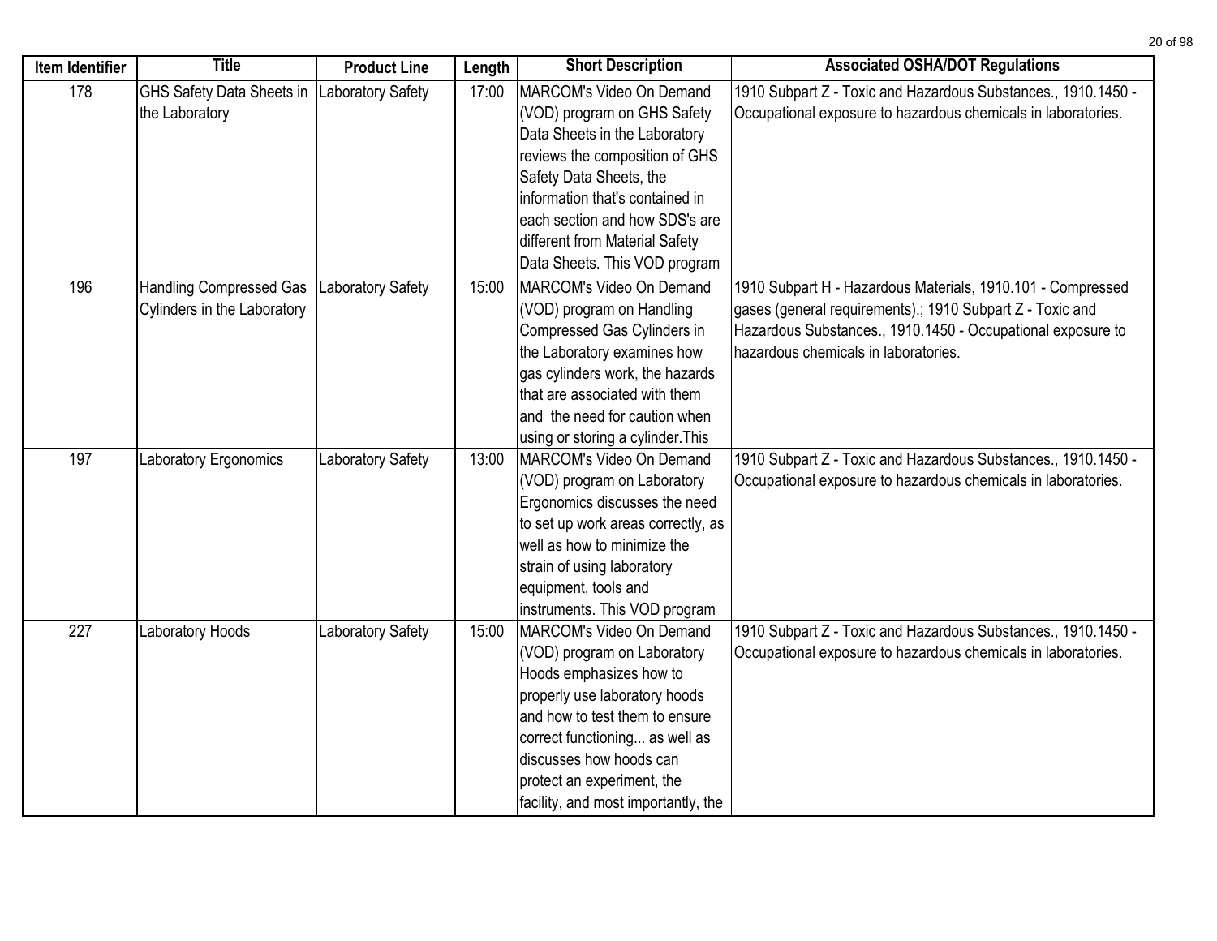| Item Identifier | Title | Product Line | Length | Short Description | Associated OSHA/DOT Regulations |
|---|---|---|---|---|---|
| 178 | GHS Safety Data Sheets in the Laboratory | Laboratory Safety | 17:00 | MARCOM's Video On Demand (VOD) program on GHS Safety Data Sheets in the Laboratory reviews the composition of GHS Safety Data Sheets, the information that's contained in each section and how SDS's are different from Material Safety Data Sheets. This VOD program | 1910 Subpart Z - Toxic and Hazardous Substances., 1910.1450 - Occupational exposure to hazardous chemicals in laboratories. |
| 196 | Handling Compressed Gas Cylinders in the Laboratory | Laboratory Safety | 15:00 | MARCOM's Video On Demand (VOD) program on Handling Compressed Gas Cylinders in the Laboratory examines how gas cylinders work, the hazards that are associated with them and the need for caution when using or storing a cylinder.This | 1910 Subpart H - Hazardous Materials, 1910.101 - Compressed gases (general requirements).; 1910 Subpart Z - Toxic and Hazardous Substances., 1910.1450 - Occupational exposure to hazardous chemicals in laboratories. |
| 197 | Laboratory Ergonomics | Laboratory Safety | 13:00 | MARCOM's Video On Demand (VOD) program on Laboratory Ergonomics discusses the need to set up work areas correctly, as well as how to minimize the strain of using laboratory equipment, tools and instruments. This VOD program | 1910 Subpart Z - Toxic and Hazardous Substances., 1910.1450 - Occupational exposure to hazardous chemicals in laboratories. |
| 227 | Laboratory Hoods | Laboratory Safety | 15:00 | MARCOM's Video On Demand (VOD) program on Laboratory Hoods emphasizes how to properly use laboratory hoods and how to test them to ensure correct functioning... as well as discusses how hoods can protect an experiment, the facility, and most importantly, the | 1910 Subpart Z - Toxic and Hazardous Substances., 1910.1450 - Occupational exposure to hazardous chemicals in laboratories. |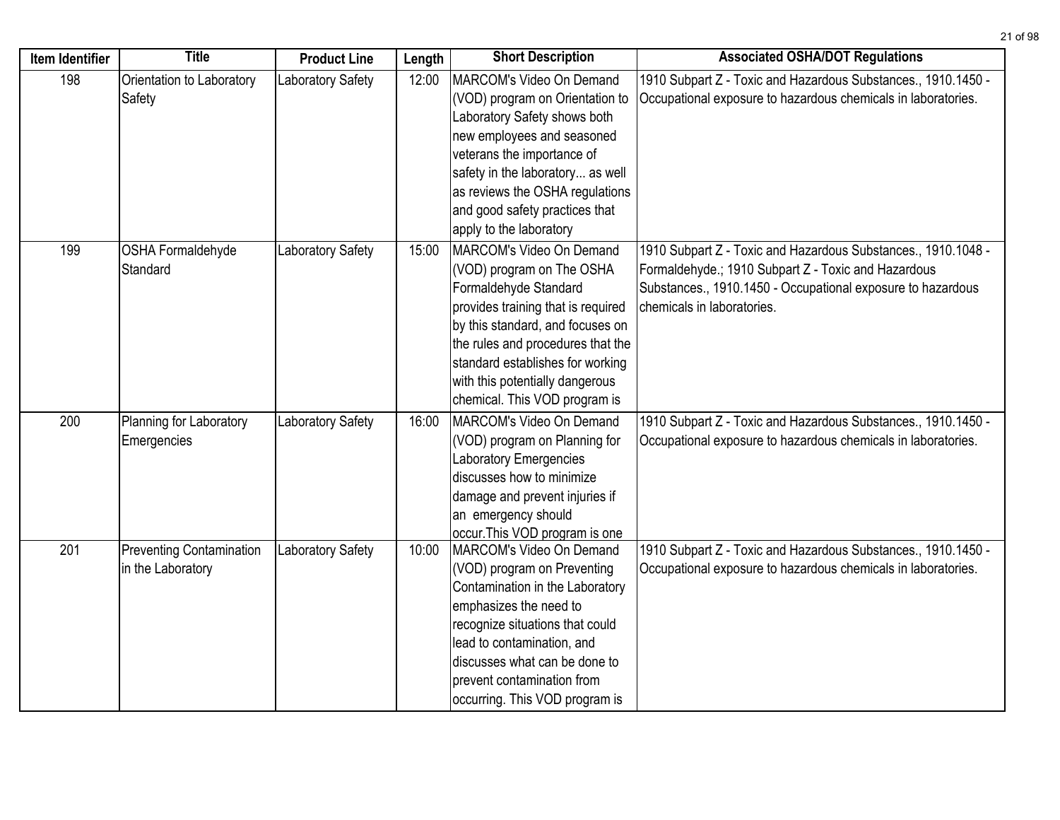| Item Identifier | Title | Product Line | Length | Short Description | Associated OSHA/DOT Regulations |
|---|---|---|---|---|---|
| 198 | Orientation to Laboratory Safety | Laboratory Safety | 12:00 | MARCOM's Video On Demand (VOD) program on Orientation to Laboratory Safety shows both new employees and seasoned veterans the importance of safety in the laboratory... as well as reviews the OSHA regulations and good safety practices that apply to the laboratory | 1910 Subpart Z - Toxic and Hazardous Substances., 1910.1450 - Occupational exposure to hazardous chemicals in laboratories. |
| 199 | OSHA Formaldehyde Standard | Laboratory Safety | 15:00 | MARCOM's Video On Demand (VOD) program on The OSHA Formaldehyde Standard provides training that is required by this standard, and focuses on the rules and procedures that the standard establishes for working with this potentially dangerous chemical. This VOD program is | 1910 Subpart Z - Toxic and Hazardous Substances., 1910.1048 - Formaldehyde.; 1910 Subpart Z - Toxic and Hazardous Substances., 1910.1450 - Occupational exposure to hazardous chemicals in laboratories. |
| 200 | Planning for Laboratory Emergencies | Laboratory Safety | 16:00 | MARCOM's Video On Demand (VOD) program on Planning for Laboratory Emergencies discusses how to minimize damage and prevent injuries if an emergency should occur.This VOD program is one | 1910 Subpart Z - Toxic and Hazardous Substances., 1910.1450 - Occupational exposure to hazardous chemicals in laboratories. |
| 201 | Preventing Contamination in the Laboratory | Laboratory Safety | 10:00 | MARCOM's Video On Demand (VOD) program on Preventing Contamination in the Laboratory emphasizes the need to recognize situations that could lead to contamination, and discusses what can be done to prevent contamination from occurring. This VOD program is | 1910 Subpart Z - Toxic and Hazardous Substances., 1910.1450 - Occupational exposure to hazardous chemicals in laboratories. |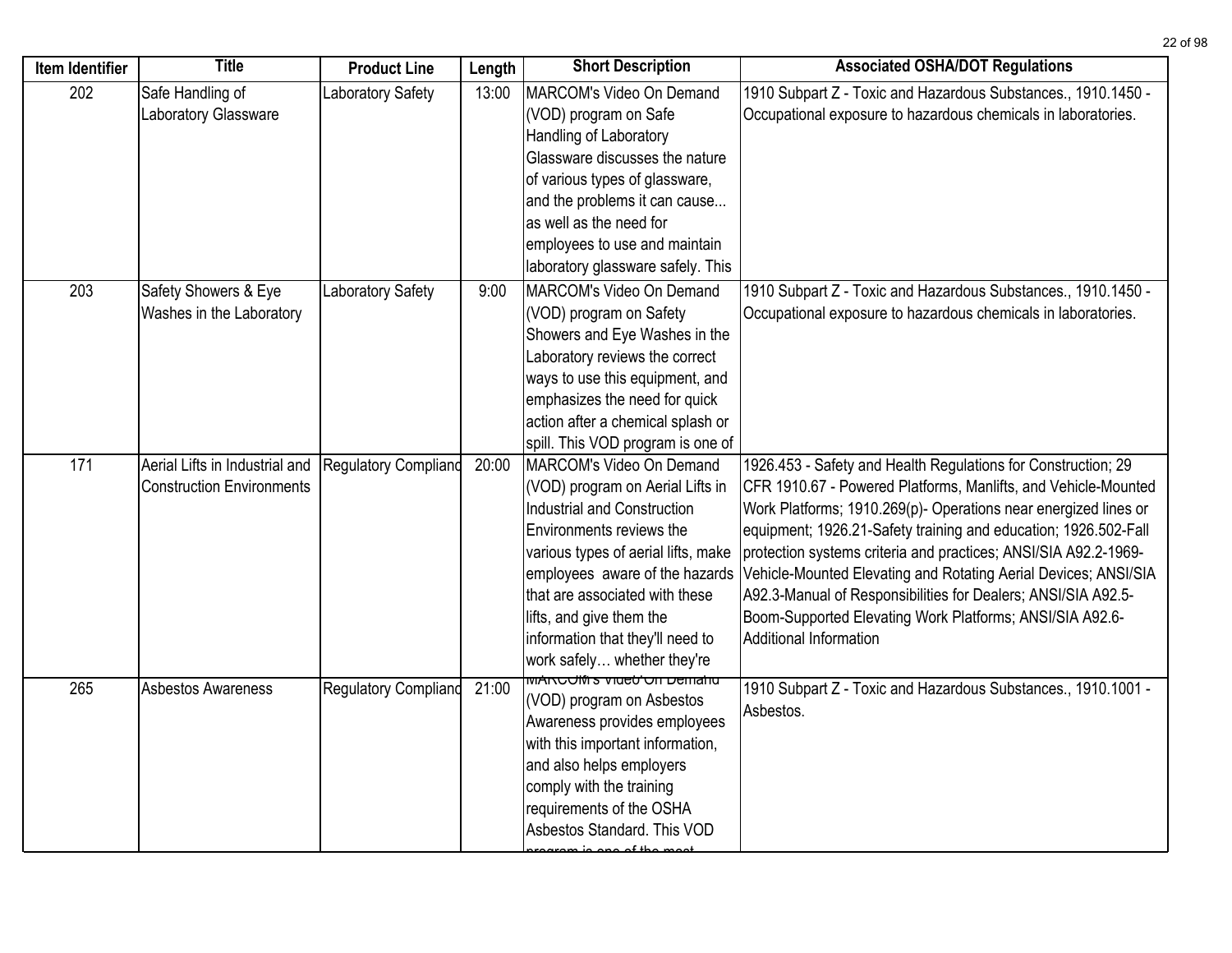| Item Identifier | Title | Product Line | Length | Short Description | Associated OSHA/DOT Regulations |
|---|---|---|---|---|---|
| 202 | Safe Handling of Laboratory Glassware | Laboratory Safety | 13:00 | MARCOM's Video On Demand (VOD) program on Safe Handling of Laboratory Glassware discusses the nature of various types of glassware, and the problems it can cause... as well as the need for employees to use and maintain laboratory glassware safely. This | 1910 Subpart Z - Toxic and Hazardous Substances., 1910.1450 - Occupational exposure to hazardous chemicals in laboratories. |
| 203 | Safety Showers & Eye Washes in the Laboratory | Laboratory Safety | 9:00 | MARCOM's Video On Demand (VOD) program on Safety Showers and Eye Washes in the Laboratory reviews the correct ways to use this equipment, and emphasizes the need for quick action after a chemical splash or spill. This VOD program is one of | 1910 Subpart Z - Toxic and Hazardous Substances., 1910.1450 - Occupational exposure to hazardous chemicals in laboratories. |
| 171 | Aerial Lifts in Industrial and Construction Environments | Regulatory Complianc | 20:00 | MARCOM's Video On Demand (VOD) program on Aerial Lifts in Industrial and Construction Environments reviews the various types of aerial lifts, make employees aware of the hazards that are associated with these lifts, and give them the information that they'll need to work safely… whether they're | 1926.453 - Safety and Health Regulations for Construction; 29 CFR 1910.67 - Powered Platforms, Manlifts, and Vehicle-Mounted Work Platforms; 1910.269(p)- Operations near energized lines or equipment; 1926.21-Safety training and education; 1926.502-Fall protection systems criteria and practices; ANSI/SIA A92.2-1969-Vehicle-Mounted Elevating and Rotating Aerial Devices; ANSI/SIA A92.3-Manual of Responsibilities for Dealers; ANSI/SIA A92.5-Boom-Supported Elevating Work Platforms; ANSI/SIA A92.6-Additional Information |
| 265 | Asbestos Awareness | Regulatory Complianc | 21:00 | MARCOM's Video On Demand (VOD) program on Asbestos Awareness provides employees with this important information, and also helps employers comply with the training requirements of the OSHA Asbestos Standard. This VOD program is one of the most | 1910 Subpart Z - Toxic and Hazardous Substances., 1910.1001 - Asbestos. |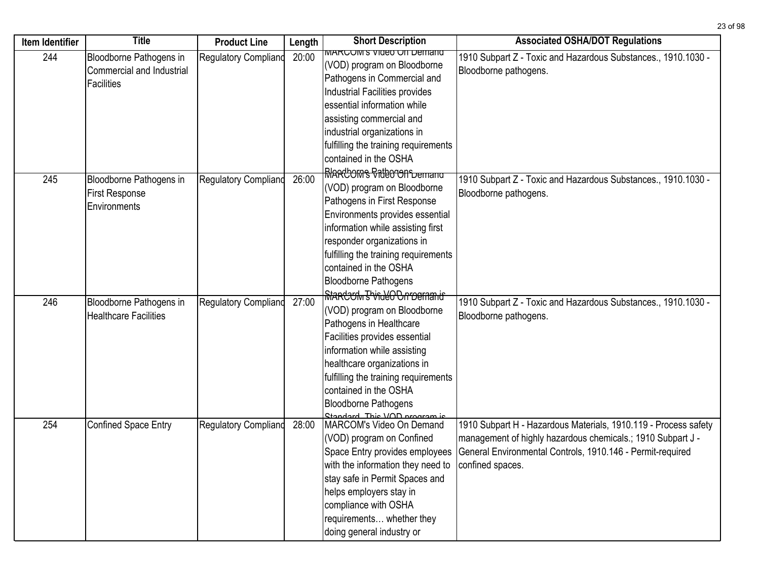| Item Identifier | Title | Product Line | Length | Short Description | Associated OSHA/DOT Regulations |
|---|---|---|---|---|---|
| 244 | Bloodborne Pathogens in Commercial and Industrial Facilities | Regulatory Complianc | 20:00 | MARCOM's Video On Demand (VOD) program on Bloodborne Pathogens in Commercial and Industrial Facilities provides essential information while assisting commercial and industrial organizations in fulfilling the training requirements contained in the OSHA Bloodborne Pathogens | 1910 Subpart Z - Toxic and Hazardous Substances., 1910.1030 - Bloodborne pathogens. |
| 245 | Bloodborne Pathogens in First Response Environments | Regulatory Complianc | 26:00 | MARCOM's Video On Demand (VOD) program on Bloodborne Pathogens in First Response Environments provides essential information while assisting first responder organizations in fulfilling the training requirements contained in the OSHA Bloodborne Pathogens Standard. This VOD program is | 1910 Subpart Z - Toxic and Hazardous Substances., 1910.1030 - Bloodborne pathogens. |
| 246 | Bloodborne Pathogens in Healthcare Facilities | Regulatory Complianc | 27:00 | MARCOM's Video On Demand (VOD) program on Bloodborne Pathogens in Healthcare Facilities provides essential information while assisting healthcare organizations in fulfilling the training requirements contained in the OSHA Bloodborne Pathogens Standard. This VOD program is | 1910 Subpart Z - Toxic and Hazardous Substances., 1910.1030 - Bloodborne pathogens. |
| 254 | Confined Space Entry | Regulatory Complianc | 28:00 | MARCOM's Video On Demand (VOD) program on Confined Space Entry provides employees with the information they need to stay safe in Permit Spaces and helps employers stay in compliance with OSHA requirements… whether they doing general industry or | 1910 Subpart H - Hazardous Materials, 1910.119 - Process safety management of highly hazardous chemicals.; 1910 Subpart J - General Environmental Controls, 1910.146 - Permit-required confined spaces. |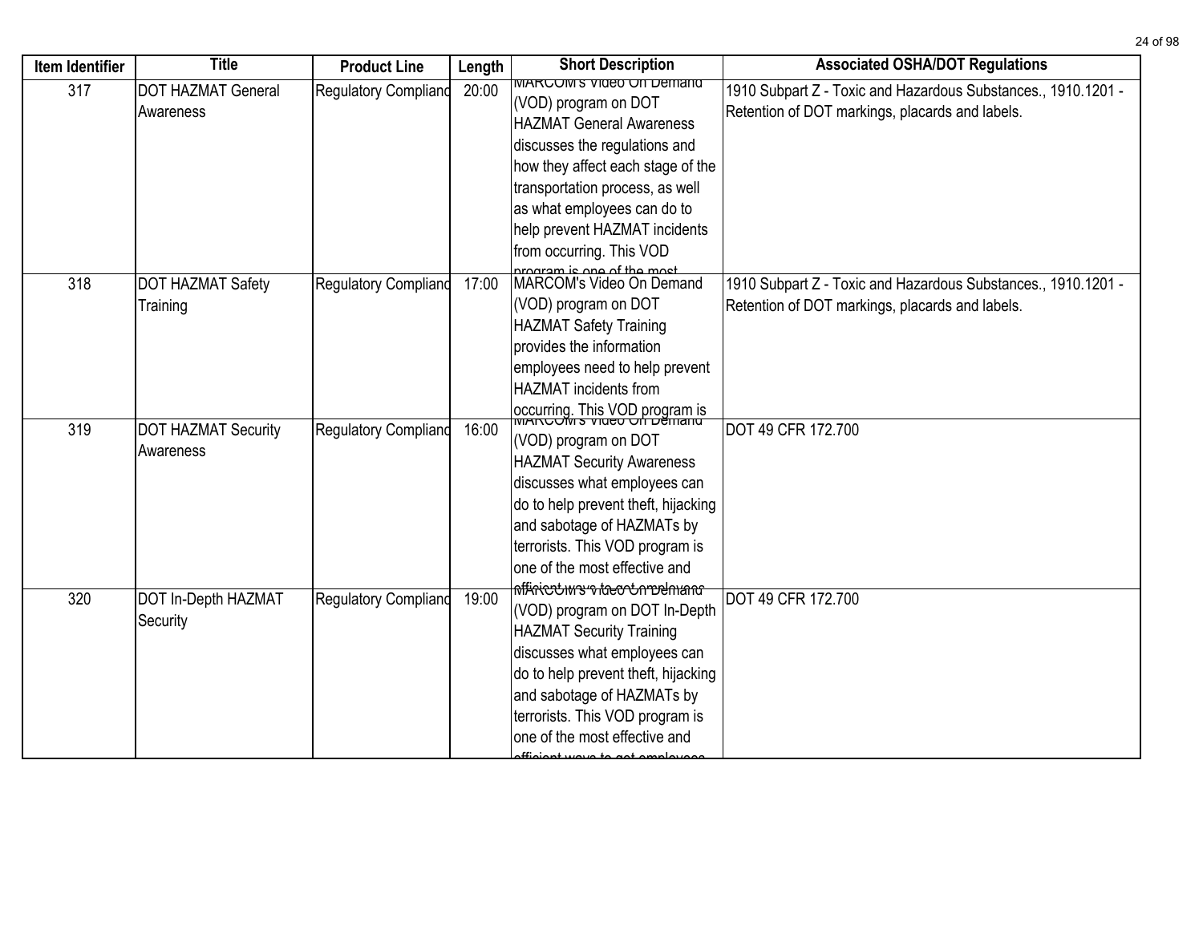| Item Identifier | Title | Product Line | Length | Short Description | Associated OSHA/DOT Regulations |
|---|---|---|---|---|---|
| 317 | DOT HAZMAT General Awareness | Regulatory Complianc | 20:00 | MARCOM's Video On Demand (VOD) program on DOT HAZMAT General Awareness discusses the regulations and how they affect each stage of the transportation process, as well as what employees can do to help prevent HAZMAT incidents from occurring. This VOD program is one of the most | 1910 Subpart Z - Toxic and Hazardous Substances., 1910.1201 - Retention of DOT markings, placards and labels. |
| 318 | DOT HAZMAT Safety Training | Regulatory Complianc | 17:00 | MARCOM's Video On Demand (VOD) program on DOT HAZMAT Safety Training provides the information employees need to help prevent HAZMAT incidents from occurring. This VOD program is | 1910 Subpart Z - Toxic and Hazardous Substances., 1910.1201 - Retention of DOT markings, placards and labels. |
| 319 | DOT HAZMAT Security Awareness | Regulatory Complianc | 16:00 | MARCOM's Video On Demand (VOD) program on DOT HAZMAT Security Awareness discusses what employees can do to help prevent theft, hijacking and sabotage of HAZMATs by terrorists. This VOD program is one of the most effective and efficient ways to get employees | DOT 49 CFR 172.700 |
| 320 | DOT In-Depth HAZMAT Security | Regulatory Complianc | 19:00 | MARCOM's Video On Demand (VOD) program on DOT In-Depth HAZMAT Security Training discusses what employees can do to help prevent theft, hijacking and sabotage of HAZMATs by terrorists. This VOD program is one of the most effective and efficient ways to get employees | DOT 49 CFR 172.700 |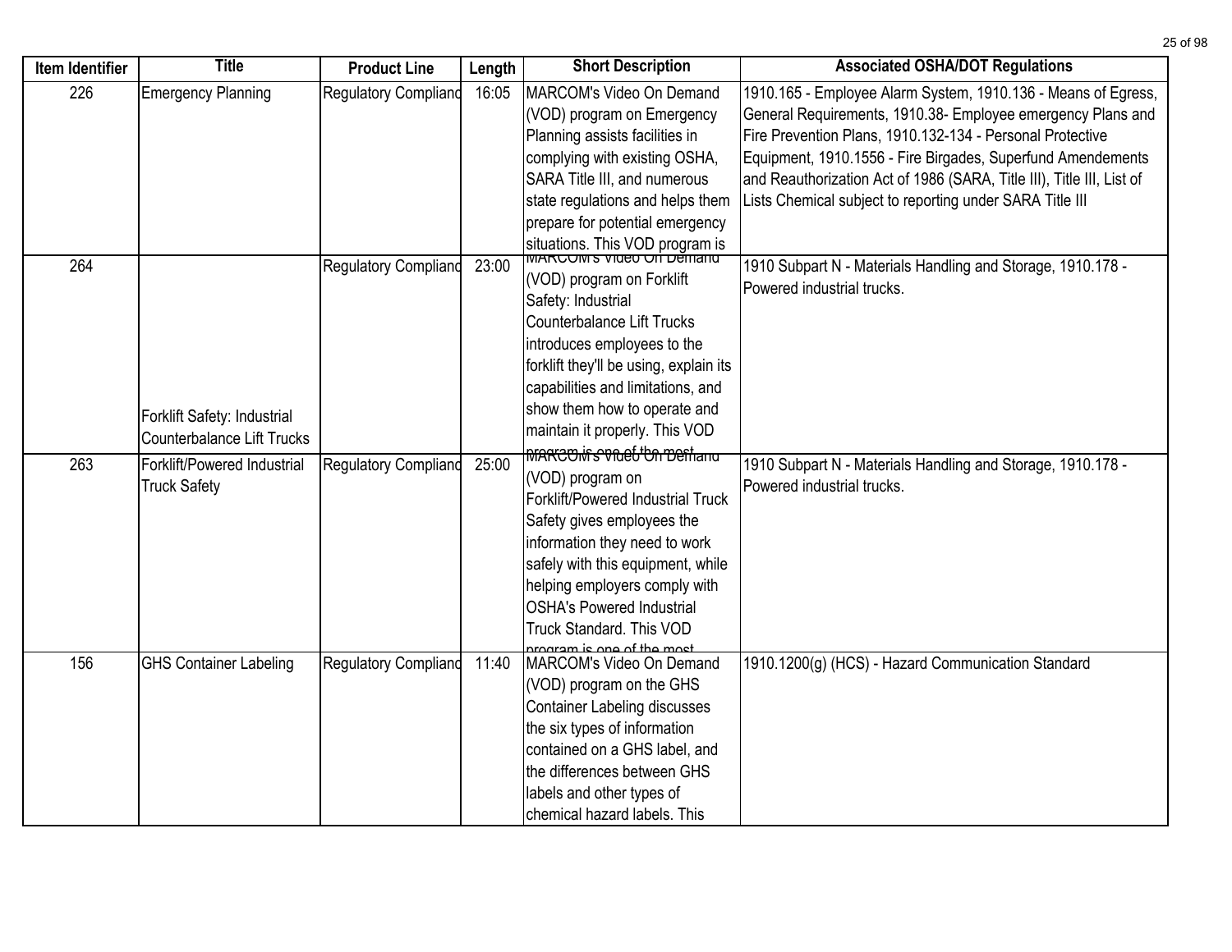| Item Identifier | Title | Product Line | Length | Short Description | Associated OSHA/DOT Regulations |
|---|---|---|---|---|---|
| 226 | Emergency Planning | Regulatory Complianc | 16:05 | MARCOM's Video On Demand (VOD) program on Emergency Planning assists facilities in complying with existing OSHA, SARA Title III, and numerous state regulations and helps them prepare for potential emergency situations. This VOD program is | 1910.165 - Employee Alarm System, 1910.136 - Means of Egress, General Requirements, 1910.38- Employee emergency Plans and Fire Prevention Plans, 1910.132-134 - Personal Protective Equipment, 1910.1556 - Fire Birgades, Superfund Amendements and Reauthorization Act of 1986 (SARA, Title III), Title III, List of Lists Chemical subject to reporting under SARA Title III |
| 264 | Forklift Safety: Industrial Counterbalance Lift Trucks | Regulatory Complianc | 23:00 | MARCOM's Video On Demand (VOD) program on Forklift Safety: Industrial Counterbalance Lift Trucks introduces employees to the forklift they'll be using, explain its capabilities and limitations, and show them how to operate and maintain it properly. This VOD program is one of the most | 1910 Subpart N - Materials Handling and Storage, 1910.178 - Powered industrial trucks. |
| 263 | Forklift/Powered Industrial Truck Safety | Regulatory Complianc | 25:00 | MARCOM's Video On Demand (VOD) program on Forklift/Powered Industrial Truck Safety gives employees the information they need to work safely with this equipment, while helping employers comply with OSHA's Powered Industrial Truck Standard. This VOD program is one of the most | 1910 Subpart N - Materials Handling and Storage, 1910.178 - Powered industrial trucks. |
| 156 | GHS Container Labeling | Regulatory Complianc | 11:40 | MARCOM's Video On Demand (VOD) program on the GHS Container Labeling discusses the six types of information contained on a GHS label, and the differences between GHS labels and other types of chemical hazard labels. This | 1910.1200(g) (HCS) - Hazard Communication Standard |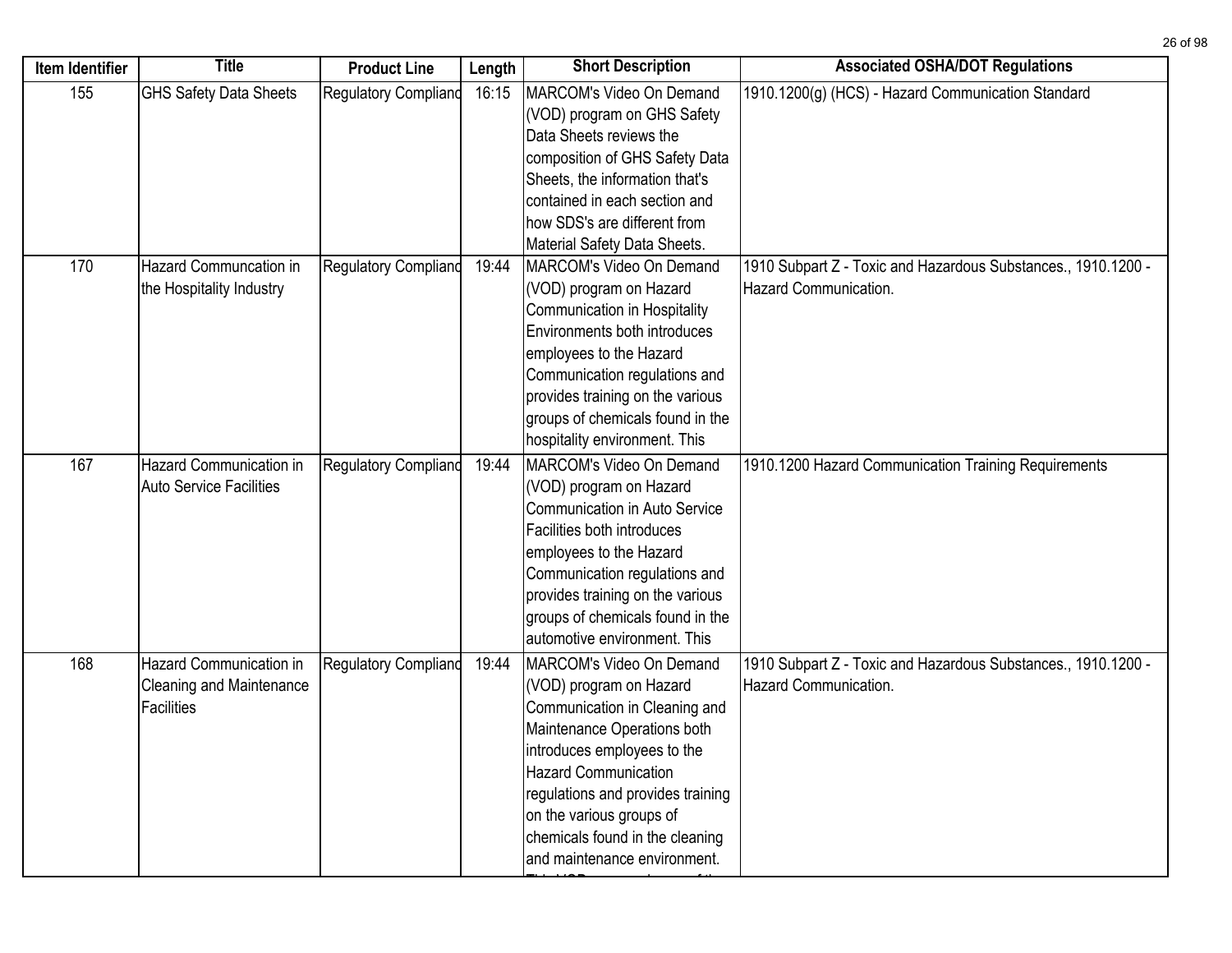| Item Identifier | Title | Product Line | Length | Short Description | Associated OSHA/DOT Regulations |
|---|---|---|---|---|---|
| 155 | GHS Safety Data Sheets | Regulatory Complianc | 16:15 | MARCOM's Video On Demand (VOD) program on GHS Safety Data Sheets reviews the composition of GHS Safety Data Sheets, the information that's contained in each section and how SDS's are different from Material Safety Data Sheets. | 1910.1200(g) (HCS) - Hazard Communication Standard |
| 170 | Hazard Communcation in the Hospitality Industry | Regulatory Complianc | 19:44 | MARCOM's Video On Demand (VOD) program on Hazard Communication in Hospitality Environments both introduces employees to the Hazard Communication regulations and provides training on the various groups of chemicals found in the hospitality environment. This | 1910 Subpart Z - Toxic and Hazardous Substances., 1910.1200 - Hazard Communication. |
| 167 | Hazard Communication in Auto Service Facilities | Regulatory Complianc | 19:44 | MARCOM's Video On Demand (VOD) program on Hazard Communication in Auto Service Facilities both introduces employees to the Hazard Communication regulations and provides training on the various groups of chemicals found in the automotive environment. This | 1910.1200 Hazard Communication Training Requirements |
| 168 | Hazard Communication in Cleaning and Maintenance Facilities | Regulatory Complianc | 19:44 | MARCOM's Video On Demand (VOD) program on Hazard Communication in Cleaning and Maintenance Operations both introduces employees to the Hazard Communication regulations and provides training on the various groups of chemicals found in the cleaning and maintenance environment. | 1910 Subpart Z - Toxic and Hazardous Substances., 1910.1200 - Hazard Communication. |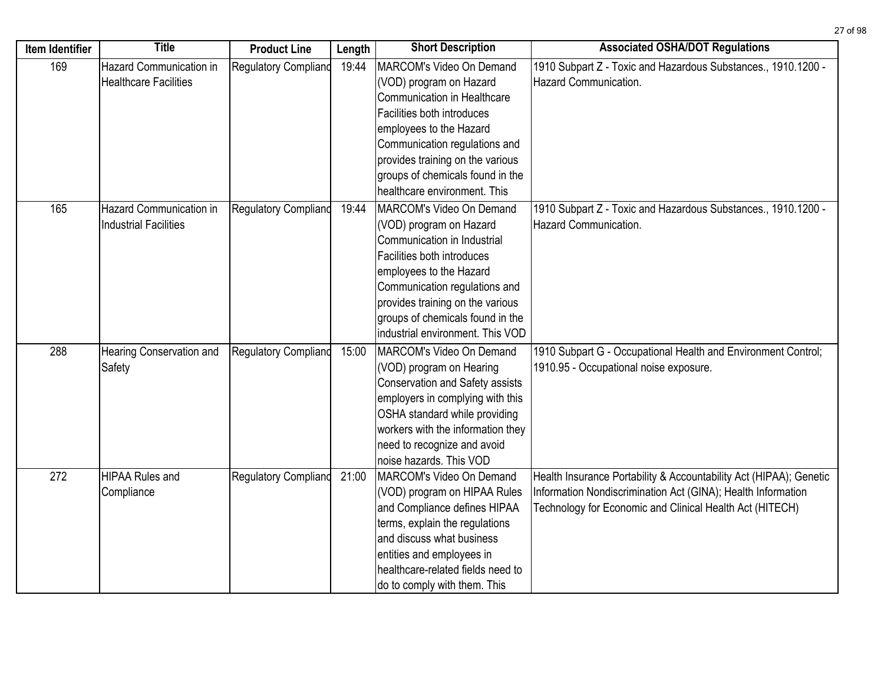| Item Identifier | Title | Product Line | Length | Short Description | Associated OSHA/DOT Regulations |
|---|---|---|---|---|---|
| 169 | Hazard Communication in Healthcare Facilities | Regulatory Complianc | 19:44 | MARCOM's Video On Demand (VOD) program on Hazard Communication in Healthcare Facilities both introduces employees to the Hazard Communication regulations and provides training on the various groups of chemicals found in the healthcare environment. This | 1910 Subpart Z - Toxic and Hazardous Substances., 1910.1200 - Hazard Communication. |
| 165 | Hazard Communication in Industrial Facilities | Regulatory Complianc | 19:44 | MARCOM's Video On Demand (VOD) program on Hazard Communication in Industrial Facilities both introduces employees to the Hazard Communication regulations and provides training on the various groups of chemicals found in the industrial environment. This VOD | 1910 Subpart Z - Toxic and Hazardous Substances., 1910.1200 - Hazard Communication. |
| 288 | Hearing Conservation and Safety | Regulatory Complianc | 15:00 | MARCOM's Video On Demand (VOD) program on Hearing Conservation and Safety assists employers in complying with this OSHA standard while providing workers with the information they need to recognize and avoid noise hazards. This VOD | 1910 Subpart G - Occupational Health and Environment Control; 1910.95 - Occupational noise exposure. |
| 272 | HIPAA Rules and Compliance | Regulatory Complianc | 21:00 | MARCOM's Video On Demand (VOD) program on HIPAA Rules and Compliance defines HIPAA terms, explain the regulations and discuss what business entities and employees in healthcare-related fields need to do to comply with them. This | Health Insurance Portability & Accountability Act (HIPAA); Genetic Information Nondiscrimination Act (GINA); Health Information Technology for Economic and Clinical Health Act (HITECH) |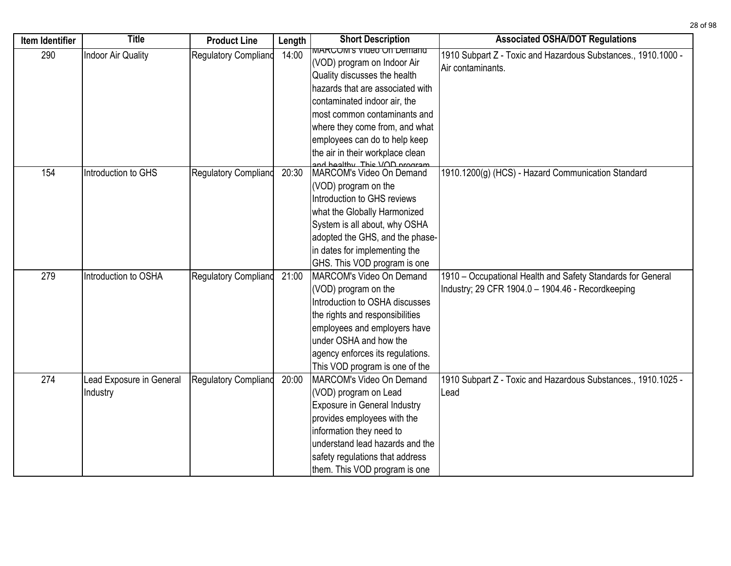| Item Identifier | Title | Product Line | Length | Short Description | Associated OSHA/DOT Regulations |
|---|---|---|---|---|---|
| 290 | Indoor Air Quality | Regulatory Complianc | 14:00 | MARCOM's Video On Demand (VOD) program on Indoor Air Quality discusses the health hazards that are associated with contaminated indoor air, the most common contaminants and where they come from, and what employees can do to help keep the air in their workplace clean and healthy. This VOD program | 1910 Subpart Z - Toxic and Hazardous Substances., 1910.1000 - Air contaminants. |
| 154 | Introduction to GHS | Regulatory Complianc | 20:30 | MARCOM's Video On Demand (VOD) program on the Introduction to GHS reviews what the Globally Harmonized System is all about, why OSHA adopted the GHS, and the phase-in dates for implementing the GHS. This VOD program is one | 1910.1200(g) (HCS) - Hazard Communication Standard |
| 279 | Introduction to OSHA | Regulatory Complianc | 21:00 | MARCOM's Video On Demand (VOD) program on the Introduction to OSHA discusses the rights and responsibilities employees and employers have under OSHA and how the agency enforces its regulations. This VOD program is one of the | 1910 – Occupational Health and Safety Standards for General Industry; 29 CFR 1904.0 – 1904.46 - Recordkeeping |
| 274 | Lead Exposure in General Industry | Regulatory Complianc | 20:00 | MARCOM's Video On Demand (VOD) program on Lead Exposure in General Industry provides employees with the information they need to understand lead hazards and the safety regulations that address them. This VOD program is one | 1910 Subpart Z - Toxic and Hazardous Substances., 1910.1025 - Lead |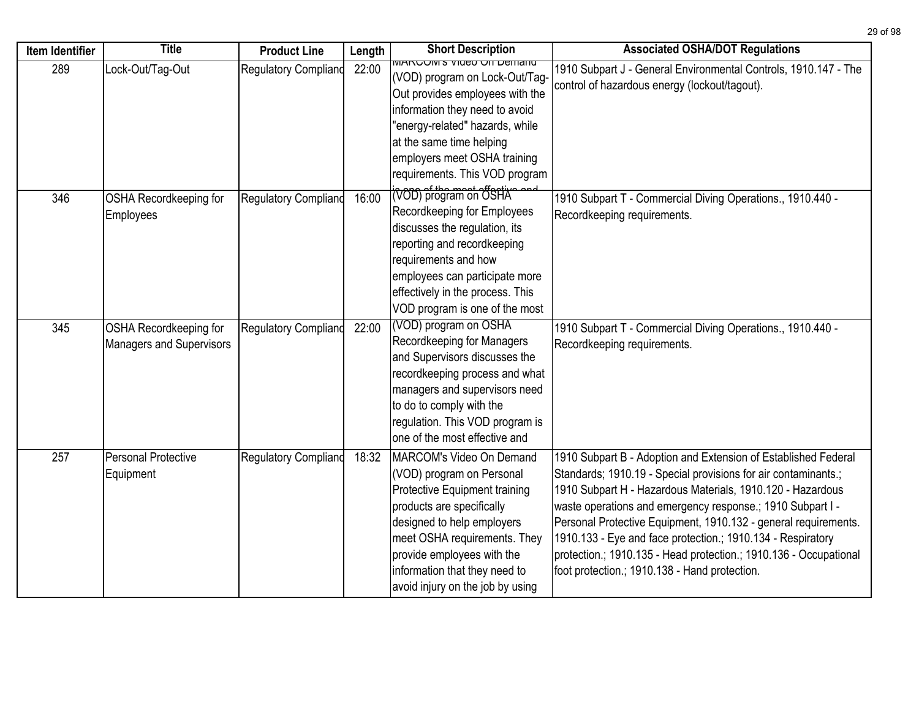| Item Identifier | Title | Product Line | Length | Short Description | Associated OSHA/DOT Regulations |
|---|---|---|---|---|---|
| 289 | Lock-Out/Tag-Out | Regulatory Complianc | 22:00 | MARCOM's Video On Demand (VOD) program on Lock-Out/Tag-Out provides employees with the information they need to avoid "energy-related" hazards, while at the same time helping employers meet OSHA training requirements. This VOD program is one of the most effective and | 1910 Subpart J - General Environmental Controls, 1910.147 - The control of hazardous energy (lockout/tagout). |
| 346 | OSHA Recordkeeping for Employees | Regulatory Complianc | 16:00 | (VOD) program on OSHA Recordkeeping for Employees discusses the regulation, its reporting and recordkeeping requirements and how employees can participate more effectively in the process. This VOD program is one of the most | 1910 Subpart T - Commercial Diving Operations., 1910.440 - Recordkeeping requirements. |
| 345 | OSHA Recordkeeping for Managers and Supervisors | Regulatory Complianc | 22:00 | (VOD) program on OSHA Recordkeeping for Managers and Supervisors discusses the recordkeeping process and what managers and supervisors need to do to comply with the regulation. This VOD program is one of the most effective and | 1910 Subpart T - Commercial Diving Operations., 1910.440 - Recordkeeping requirements. |
| 257 | Personal Protective Equipment | Regulatory Complianc | 18:32 | MARCOM's Video On Demand (VOD) program on Personal Protective Equipment training products are specifically designed to help employers meet OSHA requirements. They provide employees with the information that they need to avoid injury on the job by using | 1910 Subpart B - Adoption and Extension of Established Federal Standards; 1910.19 - Special provisions for air contaminants.; 1910 Subpart H - Hazardous Materials, 1910.120 - Hazardous waste operations and emergency response.; 1910 Subpart I - Personal Protective Equipment, 1910.132 - general requirements. 1910.133 - Eye and face protection.; 1910.134 - Respiratory protection.; 1910.135 - Head protection.; 1910.136 - Occupational foot protection.; 1910.138 - Hand protection. |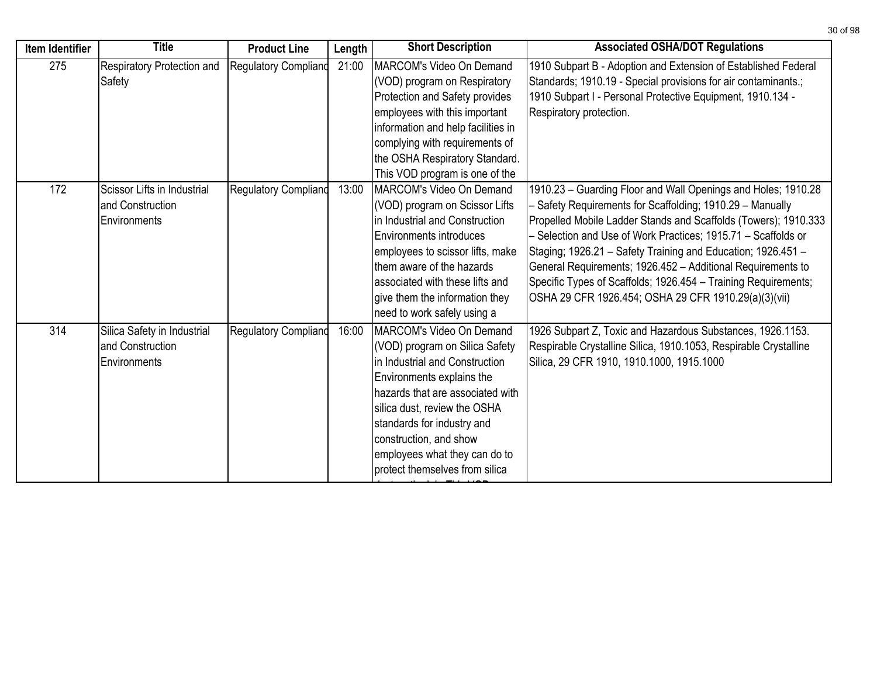| Item Identifier | Title | Product Line | Length | Short Description | Associated OSHA/DOT Regulations |
| --- | --- | --- | --- | --- | --- |
| 275 | Respiratory Protection and Safety | Regulatory Complianc | 21:00 | MARCOM's Video On Demand (VOD) program on Respiratory Protection and Safety provides employees with this important information and help facilities in complying with requirements of the OSHA Respiratory Standard. This VOD program is one of the | 1910 Subpart B - Adoption and Extension of Established Federal Standards; 1910.19 - Special provisions for air contaminants.; 1910 Subpart I - Personal Protective Equipment, 1910.134 - Respiratory protection. |
| 172 | Scissor Lifts in Industrial and Construction Environments | Regulatory Complianc | 13:00 | MARCOM's Video On Demand (VOD) program on Scissor Lifts in Industrial and Construction Environments introduces employees to scissor lifts, make them aware of the hazards associated with these lifts and give them the information they need to work safely using a | 1910.23 – Guarding Floor and Wall Openings and Holes; 1910.28 – Safety Requirements for Scaffolding; 1910.29 – Manually Propelled Mobile Ladder Stands and Scaffolds (Towers); 1910.333 – Selection and Use of Work Practices; 1915.71 – Scaffolds or Staging; 1926.21 – Safety Training and Education; 1926.451 – General Requirements; 1926.452 – Additional Requirements to Specific Types of Scaffolds; 1926.454 – Training Requirements; OSHA 29 CFR 1926.454; OSHA 29 CFR 1910.29(a)(3)(vii) |
| 314 | Silica Safety in Industrial and Construction Environments | Regulatory Complianc | 16:00 | MARCOM's Video On Demand (VOD) program on Silica Safety in Industrial and Construction Environments explains the hazards that are associated with silica dust, review the OSHA standards for industry and construction, and show employees what they can do to protect themselves from silica | 1926 Subpart Z, Toxic and Hazardous Substances, 1926.1153. Respirable Crystalline Silica, 1910.1053, Respirable Crystalline Silica, 29 CFR 1910, 1910.1000, 1915.1000 |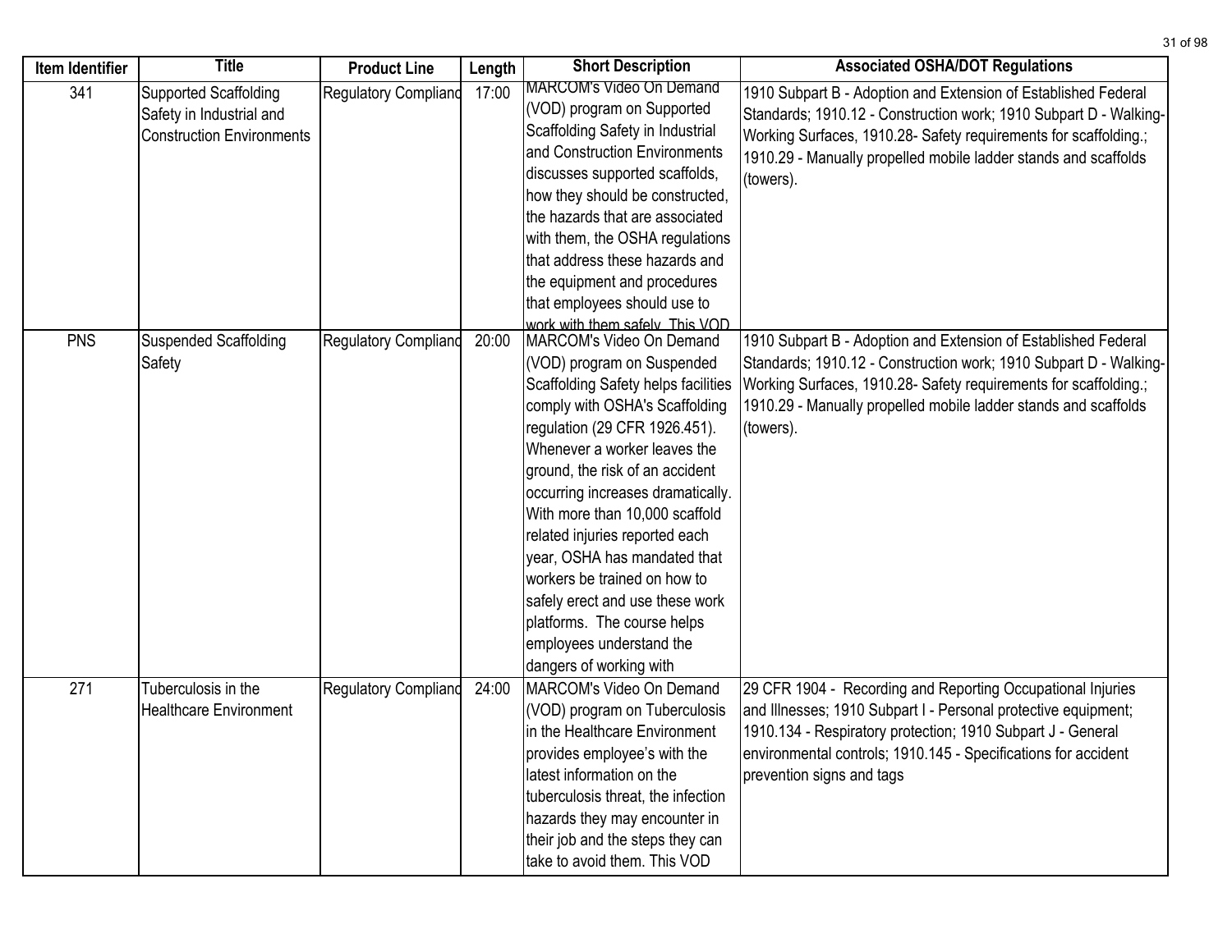| Item Identifier | Title | Product Line | Length | Short Description | Associated OSHA/DOT Regulations |
|---|---|---|---|---|---|
| 341 | Supported Scaffolding Safety in Industrial and Construction Environments | Regulatory Complianc | 17:00 | MARCOM's Video On Demand (VOD) program on Supported Scaffolding Safety in Industrial and Construction Environments discusses supported scaffolds, how they should be constructed, the hazards that are associated with them, the OSHA regulations that address these hazards and the equipment and procedures that employees should use to work with them safely. This VOD | 1910 Subpart B - Adoption and Extension of Established Federal Standards; 1910.12 - Construction work; 1910 Subpart D - Walking-Working Surfaces, 1910.28- Safety requirements for scaffolding.; 1910.29 - Manually propelled mobile ladder stands and scaffolds (towers). |
| PNS | Suspended Scaffolding Safety | Regulatory Complianc | 20:00 | MARCOM's Video On Demand (VOD) program on Suspended Scaffolding Safety helps facilities comply with OSHA's Scaffolding regulation (29 CFR 1926.451). Whenever a worker leaves the ground, the risk of an accident occurring increases dramatically. With more than 10,000 scaffold related injuries reported each year, OSHA has mandated that workers be trained on how to safely erect and use these work platforms. The course helps employees understand the dangers of working with | 1910 Subpart B - Adoption and Extension of Established Federal Standards; 1910.12 - Construction work; 1910 Subpart D - Walking-Working Surfaces, 1910.28- Safety requirements for scaffolding.; 1910.29 - Manually propelled mobile ladder stands and scaffolds (towers). |
| 271 | Tuberculosis in the Healthcare Environment | Regulatory Complianc | 24:00 | MARCOM's Video On Demand (VOD) program on Tuberculosis in the Healthcare Environment provides employee's with the latest information on the tuberculosis threat, the infection hazards they may encounter in their job and the steps they can take to avoid them. This VOD | 29 CFR 1904 - Recording and Reporting Occupational Injuries and Illnesses; 1910 Subpart I - Personal protective equipment; 1910.134 - Respiratory protection; 1910 Subpart J - General environmental controls; 1910.145 - Specifications for accident prevention signs and tags |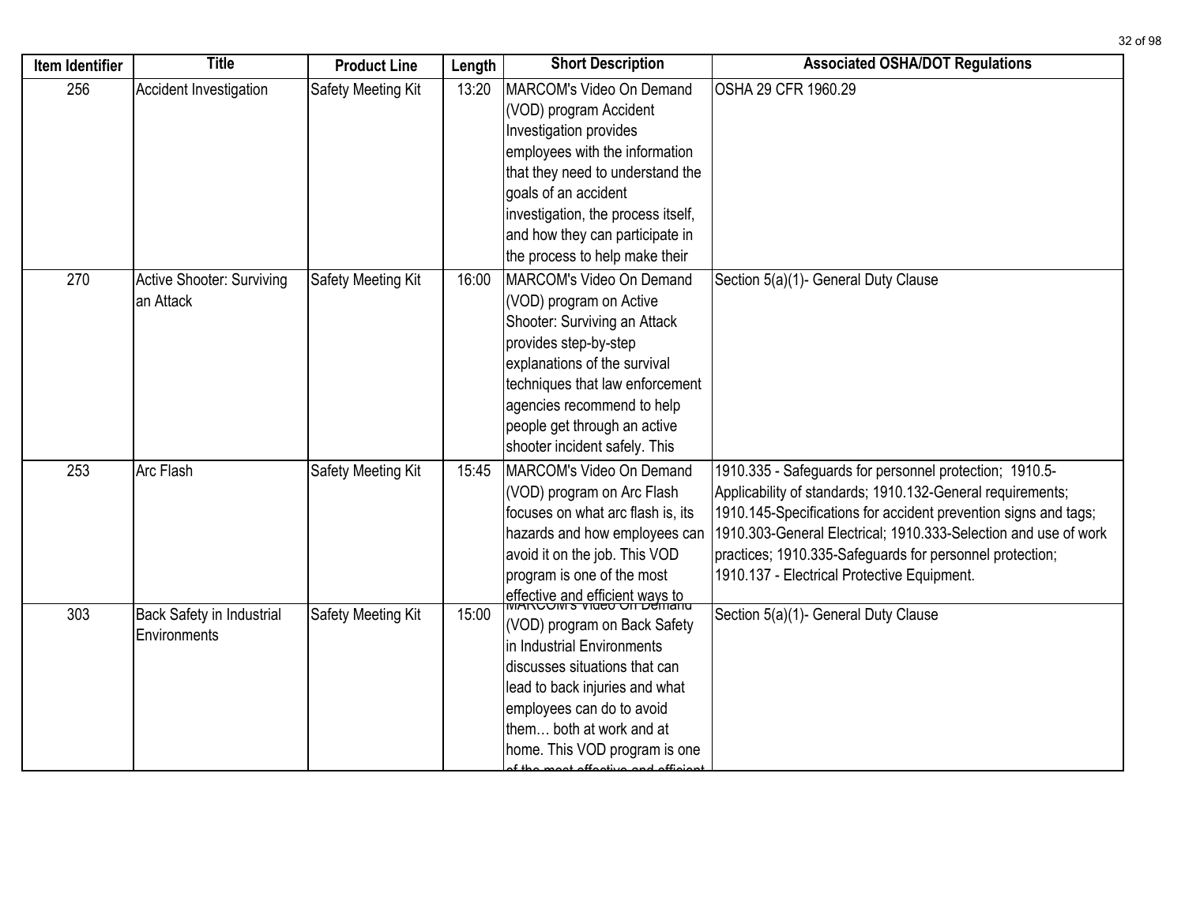| Item Identifier | Title | Product Line | Length | Short Description | Associated OSHA/DOT Regulations |
|---|---|---|---|---|---|
| 256 | Accident Investigation | Safety Meeting Kit | 13:20 | MARCOM's Video On Demand (VOD) program Accident Investigation provides employees with the information that they need to understand the goals of an accident investigation, the process itself, and how they can participate in the process to help make their | OSHA 29 CFR 1960.29 |
| 270 | Active Shooter: Surviving an Attack | Safety Meeting Kit | 16:00 | MARCOM's Video On Demand (VOD) program on Active Shooter: Surviving an Attack provides step-by-step explanations of the survival techniques that law enforcement agencies recommend to help people get through an active shooter incident safely. This | Section 5(a)(1)- General Duty Clause |
| 253 | Arc Flash | Safety Meeting Kit | 15:45 | MARCOM's Video On Demand (VOD) program on Arc Flash focuses on what arc flash is, its hazards and how employees can avoid it on the job. This VOD program is one of the most effective and efficient ways to | 1910.335 - Safeguards for personnel protection; 1910.5-Applicability of standards; 1910.132-General requirements; 1910.145-Specifications for accident prevention signs and tags; 1910.303-General Electrical; 1910.333-Selection and use of work practices; 1910.335-Safeguards for personnel protection; 1910.137 - Electrical Protective Equipment. |
| 303 | Back Safety in Industrial Environments | Safety Meeting Kit | 15:00 | MARCOM's Video On Demand (VOD) program on Back Safety in Industrial Environments discusses situations that can lead to back injuries and what employees can do to avoid them… both at work and at home. This VOD program is one of the most effective and efficient | Section 5(a)(1)- General Duty Clause |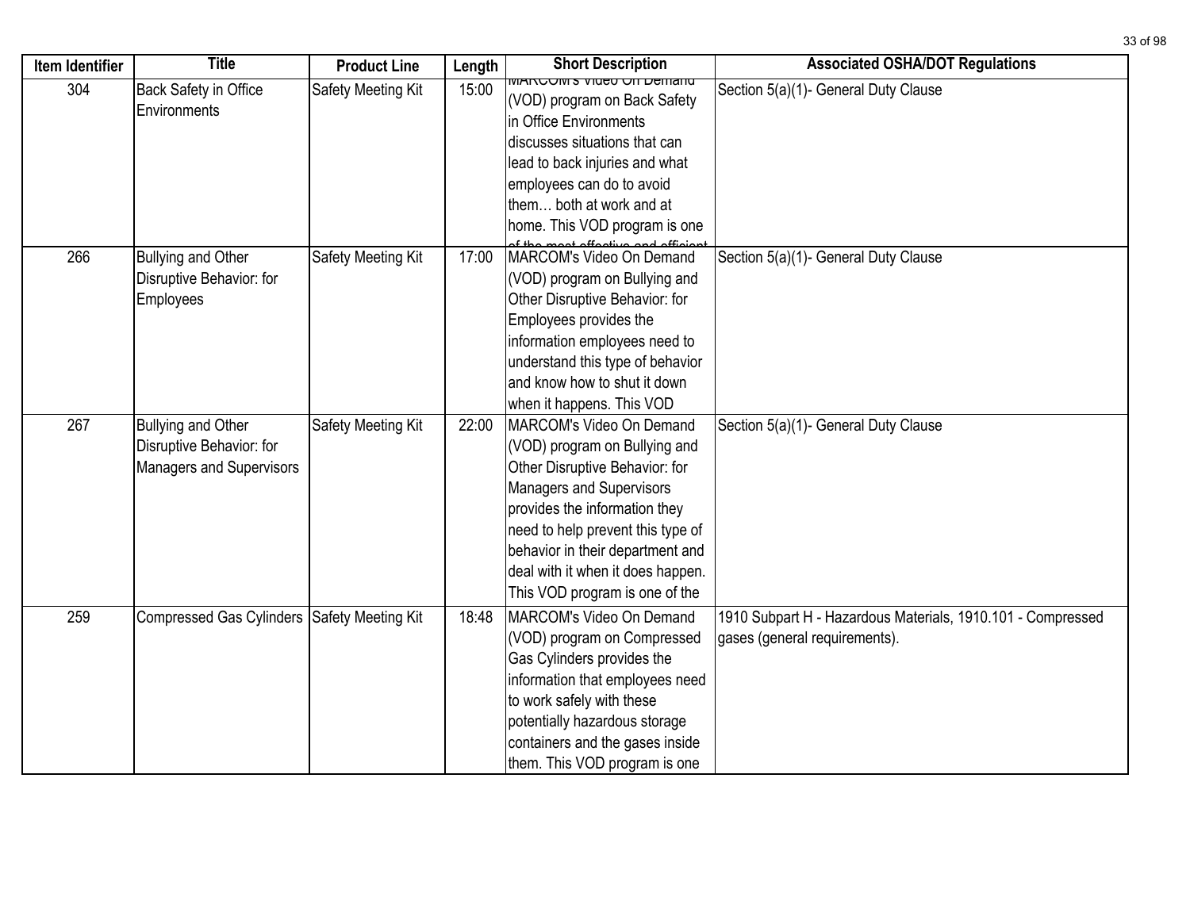| Item Identifier | Title | Product Line | Length | Short Description | Associated OSHA/DOT Regulations |
| --- | --- | --- | --- | --- | --- |
| 304 | Back Safety in Office Environments | Safety Meeting Kit | 15:00 | MARCOM's Video On Demand (VOD) program on Back Safety in Office Environments discusses situations that can lead to back injuries and what employees can do to avoid them… both at work and at home. This VOD program is one of the most effective and efficient | Section 5(a)(1)- General Duty Clause |
| 266 | Bullying and Other Disruptive Behavior: for Employees | Safety Meeting Kit | 17:00 | MARCOM's Video On Demand (VOD) program on Bullying and Other Disruptive Behavior: for Employees provides the information employees need to understand this type of behavior and know how to shut it down when it happens. This VOD | Section 5(a)(1)- General Duty Clause |
| 267 | Bullying and Other Disruptive Behavior: for Managers and Supervisors | Safety Meeting Kit | 22:00 | MARCOM's Video On Demand (VOD) program on Bullying and Other Disruptive Behavior: for Managers and Supervisors provides the information they need to help prevent this type of behavior in their department and deal with it when it does happen. This VOD program is one of the | Section 5(a)(1)- General Duty Clause |
| 259 | Compressed Gas Cylinders | Safety Meeting Kit | 18:48 | MARCOM's Video On Demand (VOD) program on Compressed Gas Cylinders provides the information that employees need to work safely with these potentially hazardous storage containers and the gases inside them. This VOD program is one | 1910 Subpart H - Hazardous Materials, 1910.101 - Compressed gases (general requirements). |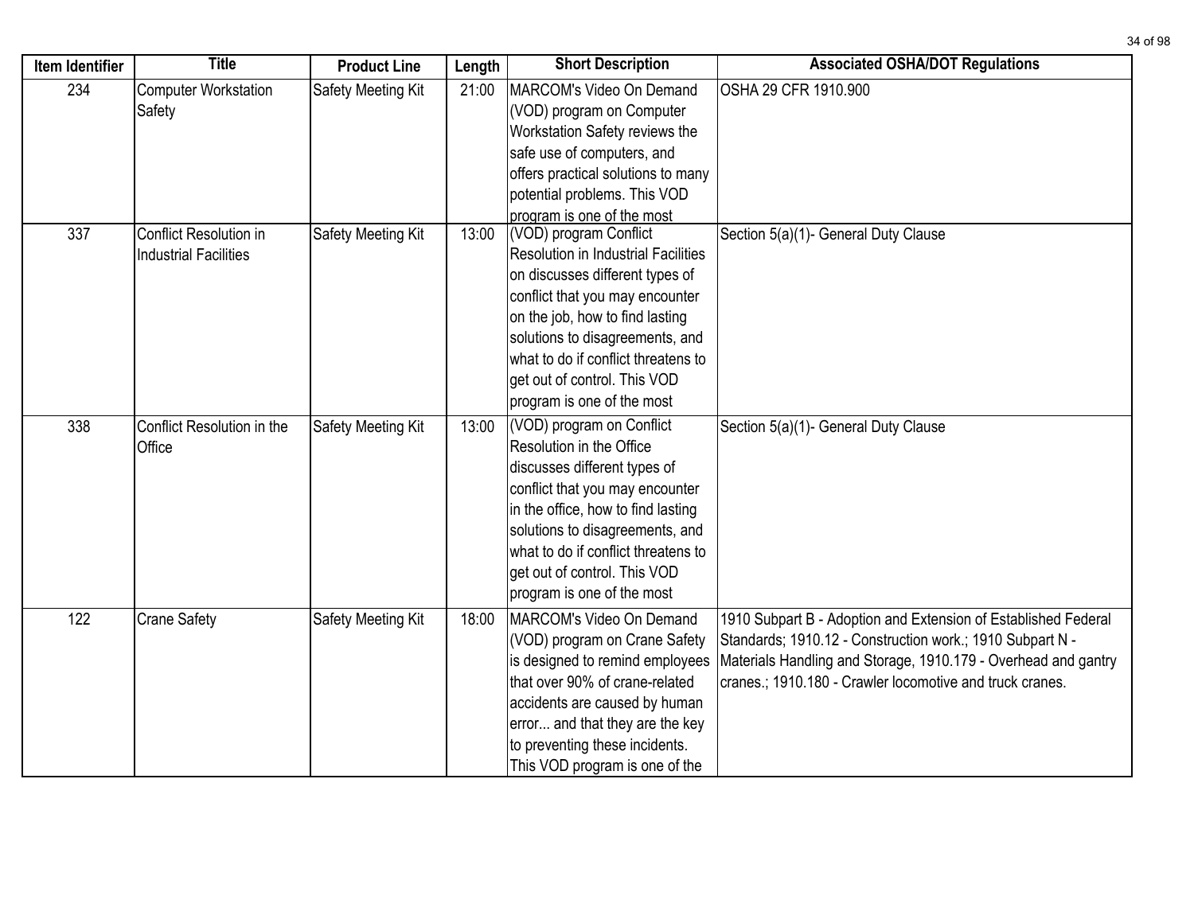| Item Identifier | Title | Product Line | Length | Short Description | Associated OSHA/DOT Regulations |
|---|---|---|---|---|---|
| 234 | Computer Workstation Safety | Safety Meeting Kit | 21:00 | MARCOM's Video On Demand (VOD) program on Computer Workstation Safety reviews the safe use of computers, and offers practical solutions to many potential problems. This VOD program is one of the most | OSHA 29 CFR 1910.900 |
| 337 | Conflict Resolution in Industrial Facilities | Safety Meeting Kit | 13:00 | (VOD) program Conflict Resolution in Industrial Facilities on discusses different types of conflict that you may encounter on the job, how to find lasting solutions to disagreements, and what to do if conflict threatens to get out of control. This VOD program is one of the most | Section 5(a)(1)- General Duty Clause |
| 338 | Conflict Resolution in the Office | Safety Meeting Kit | 13:00 | (VOD) program on Conflict Resolution in the Office discusses different types of conflict that you may encounter in the office, how to find lasting solutions to disagreements, and what to do if conflict threatens to get out of control. This VOD program is one of the most | Section 5(a)(1)- General Duty Clause |
| 122 | Crane Safety | Safety Meeting Kit | 18:00 | MARCOM's Video On Demand (VOD) program on Crane Safety is designed to remind employees that over 90% of crane-related accidents are caused by human error... and that they are the key to preventing these incidents. This VOD program is one of the | 1910 Subpart B - Adoption and Extension of Established Federal Standards; 1910.12 - Construction work.; 1910 Subpart N - Materials Handling and Storage, 1910.179 - Overhead and gantry cranes.; 1910.180 - Crawler locomotive and truck cranes. |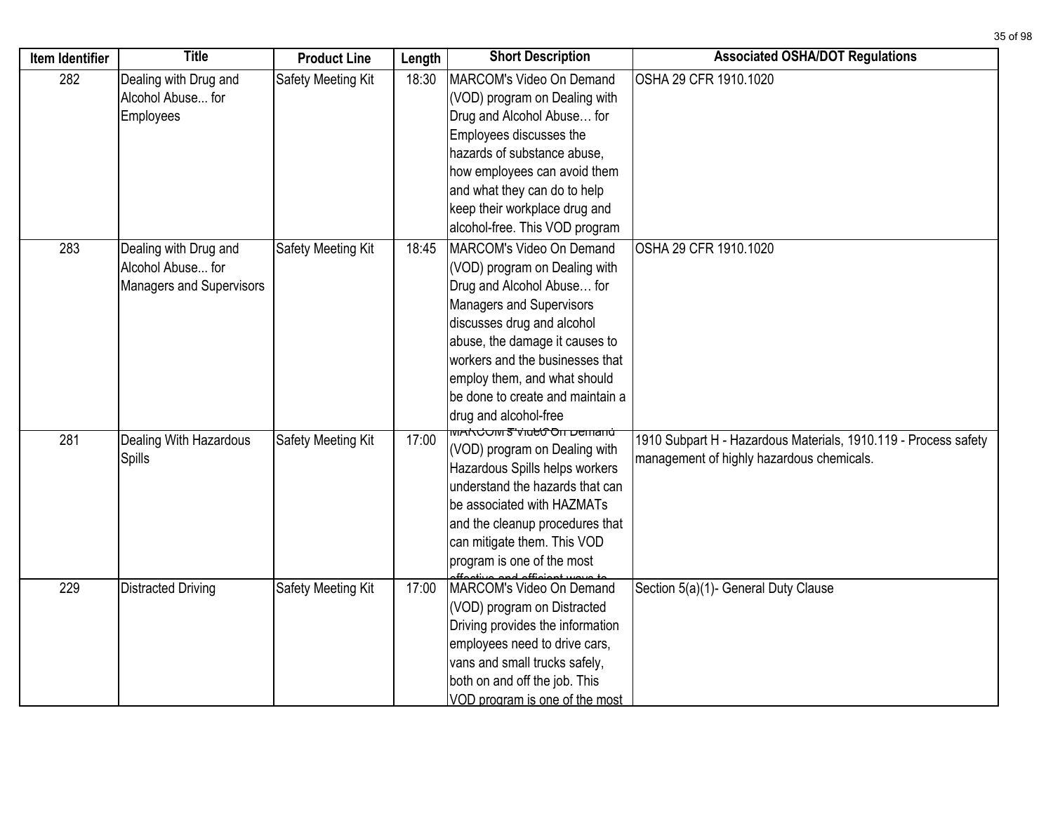| Item Identifier | Title | Product Line | Length | Short Description | Associated OSHA/DOT Regulations |
|---|---|---|---|---|---|
| 282 | Dealing with Drug and Alcohol Abuse... for Employees | Safety Meeting Kit | 18:30 | MARCOM's Video On Demand (VOD) program on Dealing with Drug and Alcohol Abuse… for Employees discusses the hazards of substance abuse, how employees can avoid them and what they can do to help keep their workplace drug and alcohol-free. This VOD program | OSHA 29 CFR 1910.1020 |
| 283 | Dealing with Drug and Alcohol Abuse... for Managers and Supervisors | Safety Meeting Kit | 18:45 | MARCOM's Video On Demand (VOD) program on Dealing with Drug and Alcohol Abuse… for Managers and Supervisors discusses drug and alcohol abuse, the damage it causes to workers and the businesses that employ them, and what should be done to create and maintain a drug and alcohol-free | OSHA 29 CFR 1910.1020 |
| 281 | Dealing With Hazardous Spills | Safety Meeting Kit | 17:00 | MARCOM's Video On Demand (VOD) program on Dealing with Hazardous Spills helps workers understand the hazards that can be associated with HAZMATs and the cleanup procedures that can mitigate them. This VOD program is one of the most effective and efficient ways to | 1910 Subpart H - Hazardous Materials, 1910.119 - Process safety management of highly hazardous chemicals. |
| 229 | Distracted Driving | Safety Meeting Kit | 17:00 | MARCOM's Video On Demand (VOD) program on Distracted Driving provides the information employees need to drive cars, vans and small trucks safely, both on and off the job. This VOD program is one of the most | Section 5(a)(1)- General Duty Clause |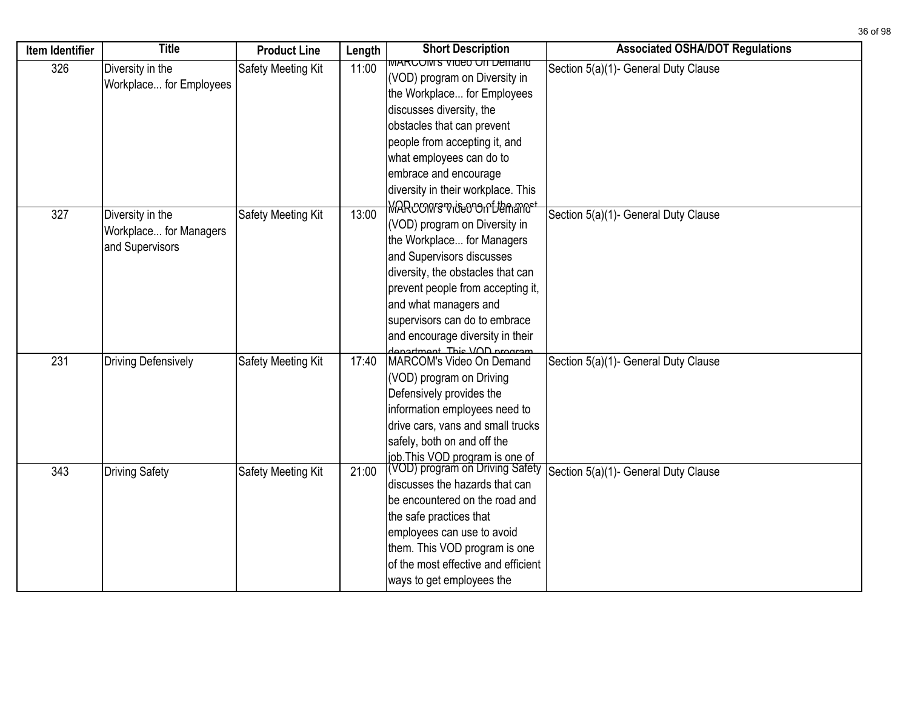| Item Identifier | Title | Product Line | Length | Short Description | Associated OSHA/DOT Regulations |
|---|---|---|---|---|---|
| 326 | Diversity in the Workplace... for Employees | Safety Meeting Kit | 11:00 | MARCOM's Video On Demand (VOD) program on Diversity in the Workplace... for Employees discusses diversity, the obstacles that can prevent people from accepting it, and what employees can do to embrace and encourage diversity in their workplace. This VOD program is one of the most | Section 5(a)(1)- General Duty Clause |
| 327 | Diversity in the Workplace... for Managers and Supervisors | Safety Meeting Kit | 13:00 | MARCOM's Video On Demand (VOD) program on Diversity in the Workplace... for Managers and Supervisors discusses diversity, the obstacles that can prevent people from accepting it, and what managers and supervisors can do to embrace and encourage diversity in their department. This VOD program | Section 5(a)(1)- General Duty Clause |
| 231 | Driving Defensively | Safety Meeting Kit | 17:40 | MARCOM's Video On Demand (VOD) program on Driving Defensively provides the information employees need to drive cars, vans and small trucks safely, both on and off the job.This VOD program is one of | Section 5(a)(1)- General Duty Clause |
| 343 | Driving Safety | Safety Meeting Kit | 21:00 | (VOD) program on Driving Safety discusses the hazards that can be encountered on the road and the safe practices that employees can use to avoid them. This VOD program is one of the most effective and efficient ways to get employees the | Section 5(a)(1)- General Duty Clause |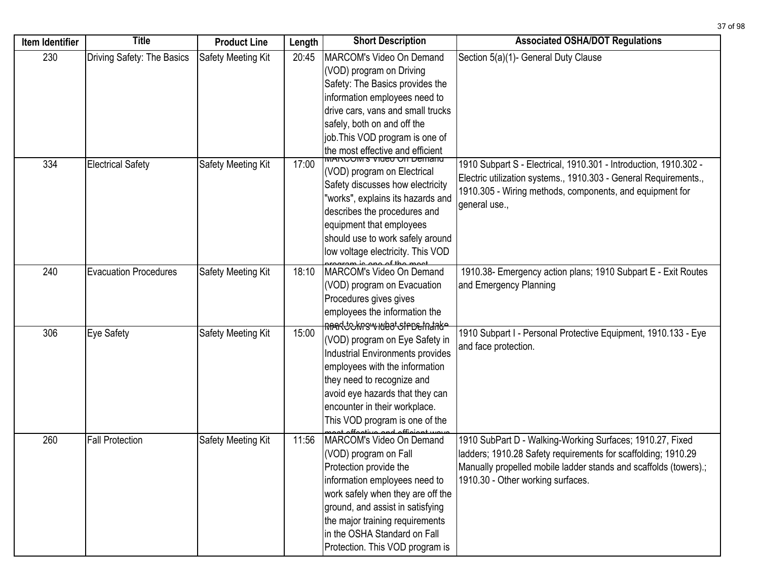| Item Identifier | Title | Product Line | Length | Short Description | Associated OSHA/DOT Regulations |
|---|---|---|---|---|---|
| 230 | Driving Safety: The Basics | Safety Meeting Kit | 20:45 | MARCOM's Video On Demand (VOD) program on Driving Safety: The Basics provides the information employees need to drive cars, vans and small trucks safely, both on and off the job.This VOD program is one of the most effective and efficient | Section 5(a)(1)- General Duty Clause |
| 334 | Electrical Safety | Safety Meeting Kit | 17:00 | MARCOM's Video On Demand (VOD) program on Electrical Safety discusses how electricity "works", explains its hazards and describes the procedures and equipment that employees should use to work safely around low voltage electricity. This VOD program is one of the most | 1910 Subpart S - Electrical, 1910.301 - Introduction, 1910.302 - Electric utilization systems., 1910.303 - General Requirements., 1910.305 - Wiring methods, components, and equipment for general use., |
| 240 | Evacuation Procedures | Safety Meeting Kit | 18:10 | MARCOM's Video On Demand (VOD) program on Evacuation Procedures gives gives employees the information the need to know what steps to take | 1910.38- Emergency action plans; 1910 Subpart E - Exit Routes and Emergency Planning |
| 306 | Eye Safety | Safety Meeting Kit | 15:00 | MARCOM's Video On Demand (VOD) program on Eye Safety in Industrial Environments provides employees with the information they need to recognize and avoid eye hazards that they can encounter in their workplace. This VOD program is one of the most effective and efficient ways | 1910 Subpart I - Personal Protective Equipment, 1910.133 - Eye and face protection. |
| 260 | Fall Protection | Safety Meeting Kit | 11:56 | MARCOM's Video On Demand (VOD) program on Fall Protection provide the information employees need to work safely when they are off the ground, and assist in satisfying the major training requirements in the OSHA Standard on Fall Protection. This VOD program is | 1910 SubPart D - Walking-Working Surfaces; 1910.27, Fixed ladders; 1910.28 Safety requirements for scaffolding; 1910.29 Manually propelled mobile ladder stands and scaffolds (towers).; 1910.30 - Other working surfaces. |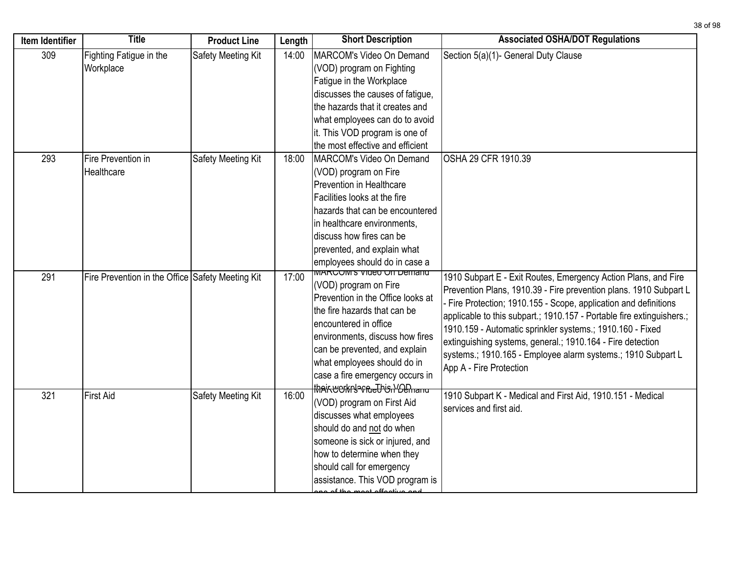| Item Identifier | Title | Product Line | Length | Short Description | Associated OSHA/DOT Regulations |
|---|---|---|---|---|---|
| 309 | Fighting Fatigue in the Workplace | Safety Meeting Kit | 14:00 | MARCOM's Video On Demand (VOD) program on Fighting Fatigue in the Workplace discusses the causes of fatigue, the hazards that it creates and what employees can do to avoid it. This VOD program is one of the most effective and efficient | Section 5(a)(1)- General Duty Clause |
| 293 | Fire Prevention in Healthcare | Safety Meeting Kit | 18:00 | MARCOM's Video On Demand (VOD) program on Fire Prevention in Healthcare Facilities looks at the fire hazards that can be encountered in healthcare environments, discuss how fires can be prevented, and explain what employees should do in case a | OSHA 29 CFR 1910.39 |
| 291 | Fire Prevention in the Office | Safety Meeting Kit | 17:00 | MARCOM's Video On Demand (VOD) program on Fire Prevention in the Office looks at the fire hazards that can be encountered in office environments, discuss how fires can be prevented, and explain what employees should do in case a fire emergency occurs in their workplace. This VOD | 1910 Subpart E - Exit Routes, Emergency Action Plans, and Fire Prevention Plans, 1910.39 - Fire prevention plans. 1910 Subpart L - Fire Protection; 1910.155 - Scope, application and definitions applicable to this subpart.; 1910.157 - Portable fire extinguishers.; 1910.159 - Automatic sprinkler systems.; 1910.160 - Fixed extinguishing systems, general.; 1910.164 - Fire detection systems.; 1910.165 - Employee alarm systems.; 1910 Subpart L App A - Fire Protection |
| 321 | First Aid | Safety Meeting Kit | 16:00 | MARCOM's Video On Demand (VOD) program on First Aid discusses what employees should do and not do when someone is sick or injured, and how to determine when they should call for emergency assistance. This VOD program is one of the most effective and | 1910 Subpart K - Medical and First Aid, 1910.151 - Medical services and first aid. |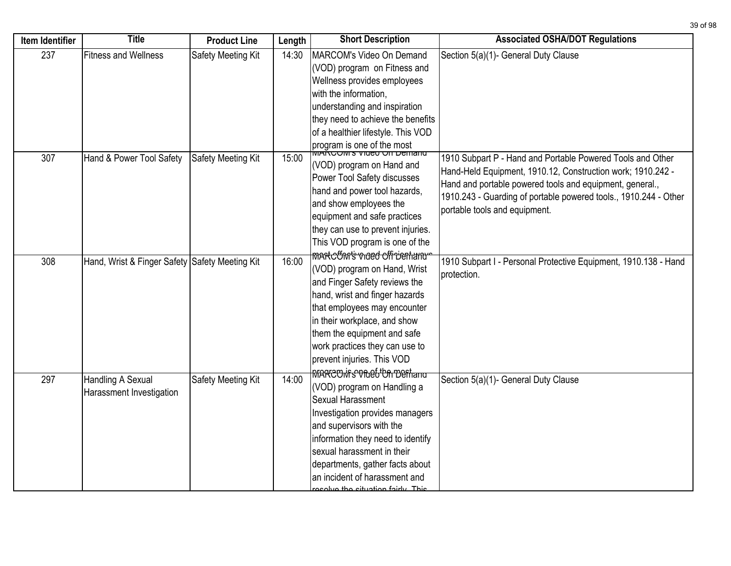| Item Identifier | Title | Product Line | Length | Short Description | Associated OSHA/DOT Regulations |
|---|---|---|---|---|---|
| 237 | Fitness and Wellness | Safety Meeting Kit | 14:30 | MARCOM's Video On Demand (VOD) program on Fitness and Wellness provides employees with the information, understanding and inspiration they need to achieve the benefits of a healthier lifestyle. This VOD program is one of the most | Section 5(a)(1)- General Duty Clause |
| 307 | Hand & Power Tool Safety | Safety Meeting Kit | 15:00 | MARCOM's Video On Demand (VOD) program on Hand and Power Tool Safety discusses hand and power tool hazards, and show employees the equipment and safe practices they can use to prevent injuries. This VOD program is one of the most effective and efficient ways | 1910 Subpart P - Hand and Portable Powered Tools and Other Hand-Held Equipment, 1910.12, Construction work; 1910.242 - Hand and portable powered tools and equipment, general., 1910.243 - Guarding of portable powered tools., 1910.244 - Other portable tools and equipment. |
| 308 | Hand, Wrist & Finger Safety | Safety Meeting Kit | 16:00 | MARCOM's Video On Demand (VOD) program on Hand, Wrist and Finger Safety reviews the hand, wrist and finger hazards that employees may encounter in their workplace, and show them the equipment and safe work practices they can use to prevent injuries. This VOD program is one of the most | 1910 Subpart I - Personal Protective Equipment, 1910.138 - Hand protection. |
| 297 | Handling A Sexual Harassment Investigation | Safety Meeting Kit | 14:00 | MARCOM's Video On Demand (VOD) program on Handling a Sexual Harassment Investigation provides managers and supervisors with the information they need to identify sexual harassment in their departments, gather facts about an incident of harassment and resolve the situation fairly. This | Section 5(a)(1)- General Duty Clause |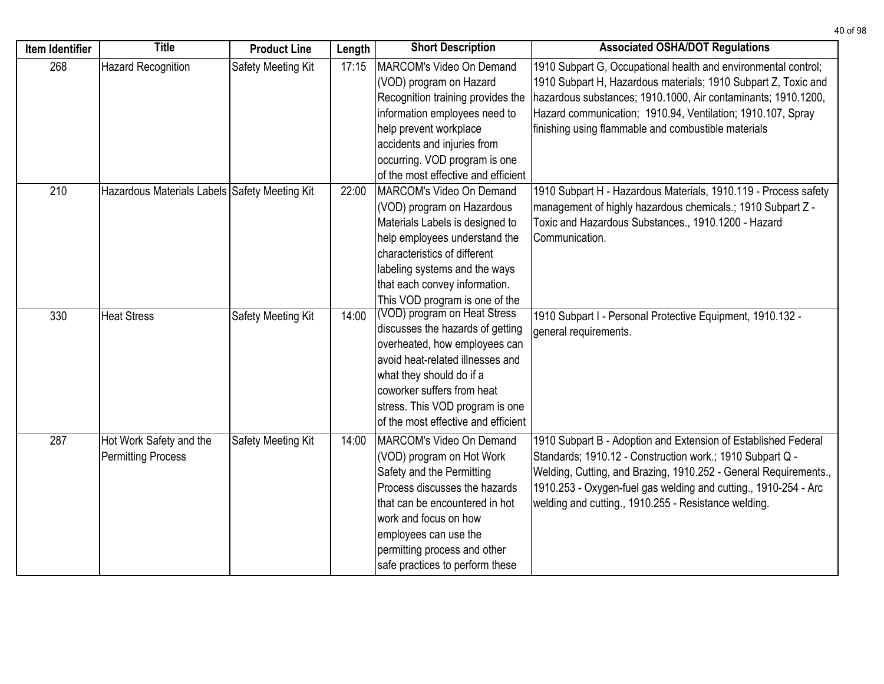| Item Identifier | Title | Product Line | Length | Short Description | Associated OSHA/DOT Regulations |
|---|---|---|---|---|---|
| 268 | Hazard Recognition | Safety Meeting Kit | 17:15 | MARCOM's Video On Demand (VOD) program on Hazard Recognition training provides the information employees need to help prevent workplace accidents and injuries from occurring. VOD program is one of the most effective and efficient | 1910 Subpart G, Occupational health and environmental control; 1910 Subpart H, Hazardous materials; 1910 Subpart Z, Toxic and hazardous substances; 1910.1000, Air contaminants; 1910.1200, Hazard communication; 1910.94, Ventilation; 1910.107, Spray finishing using flammable and combustible materials |
| 210 | Hazardous Materials Labels | Safety Meeting Kit | 22:00 | MARCOM's Video On Demand (VOD) program on Hazardous Materials Labels is designed to help employees understand the characteristics of different labeling systems and the ways that each convey information. This VOD program is one of the | 1910 Subpart H - Hazardous Materials, 1910.119 - Process safety management of highly hazardous chemicals.; 1910 Subpart Z - Toxic and Hazardous Substances., 1910.1200 - Hazard Communication. |
| 330 | Heat Stress | Safety Meeting Kit | 14:00 | (VOD) program on Heat Stress discusses the hazards of getting overheated, how employees can avoid heat-related illnesses and what they should do if a coworker suffers from heat stress. This VOD program is one of the most effective and efficient | 1910 Subpart I - Personal Protective Equipment, 1910.132 - general requirements. |
| 287 | Hot Work Safety and the Permitting Process | Safety Meeting Kit | 14:00 | MARCOM's Video On Demand (VOD) program on Hot Work Safety and the Permitting Process discusses the hazards that can be encountered in hot work and focus on how employees can use the permitting process and other safe practices to perform these | 1910 Subpart B - Adoption and Extension of Established Federal Standards; 1910.12 - Construction work.; 1910 Subpart Q - Welding, Cutting, and Brazing, 1910.252 - General Requirements., 1910.253 - Oxygen-fuel gas welding and cutting., 1910-254 - Arc welding and cutting., 1910.255 - Resistance welding. |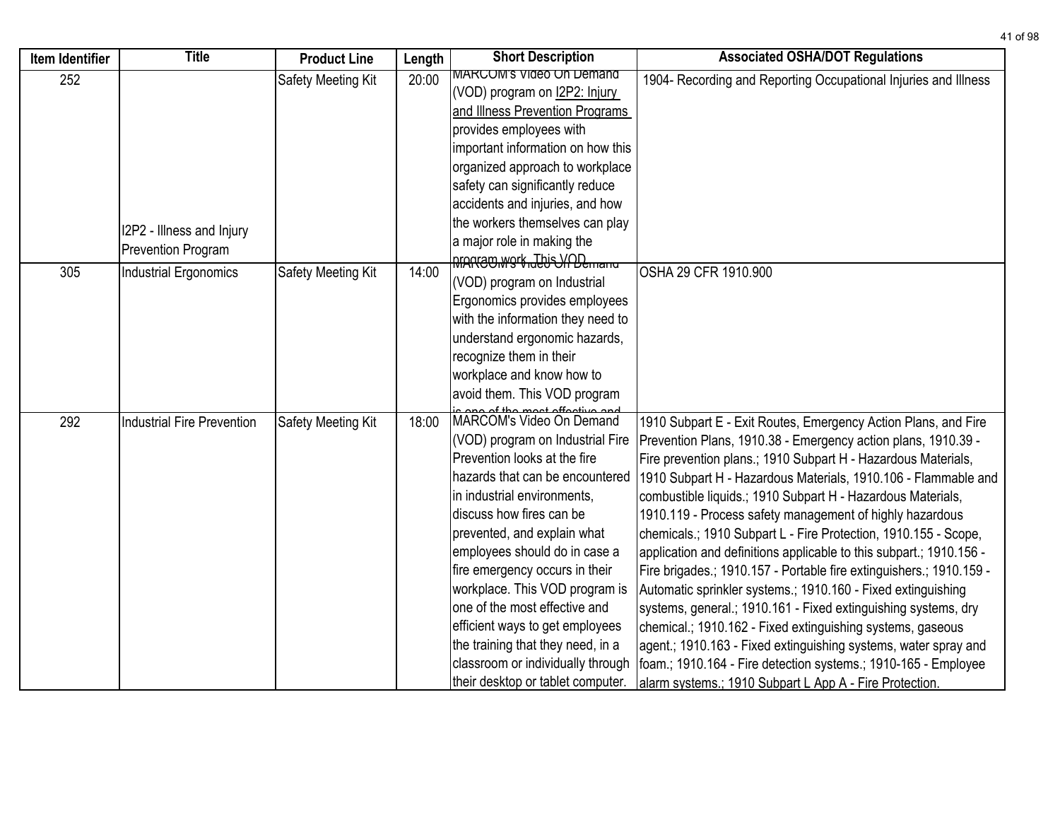| Item Identifier | Title | Product Line | Length | Short Description | Associated OSHA/DOT Regulations |
|---|---|---|---|---|---|
| 252 | I2P2 - Illness and Injury Prevention Program | Safety Meeting Kit | 20:00 | MARCOM's Video On Demand (VOD) program on I2P2: Injury and Illness Prevention Programs provides employees with important information on how this organized approach to workplace safety can significantly reduce accidents and injuries, and how the workers themselves can play a major role in making the program work. This VOD | 1904- Recording and Reporting Occupational Injuries and Illness |
| 305 | Industrial Ergonomics | Safety Meeting Kit | 14:00 | MARCOM's Video On Demand (VOD) program on Industrial Ergonomics provides employees with the information they need to understand ergonomic hazards, recognize them in their workplace and know how to avoid them. This VOD program is one of the most effective and | OSHA 29 CFR 1910.900 |
| 292 | Industrial Fire Prevention | Safety Meeting Kit | 18:00 | MARCOM's Video On Demand (VOD) program on Industrial Fire Prevention looks at the fire hazards that can be encountered in industrial environments, discuss how fires can be prevented, and explain what employees should do in case a fire emergency occurs in their workplace. This VOD program is one of the most effective and efficient ways to get employees the training that they need, in a classroom or individually through their desktop or tablet computer. | 1910 Subpart E - Exit Routes, Emergency Action Plans, and Fire Prevention Plans, 1910.38 - Emergency action plans, 1910.39 - Fire prevention plans.; 1910 Subpart H - Hazardous Materials, 1910 Subpart H - Hazardous Materials, 1910.106 - Flammable and combustible liquids.; 1910 Subpart H - Hazardous Materials, 1910.119 - Process safety management of highly hazardous chemicals.; 1910 Subpart L - Fire Protection, 1910.155 - Scope, application and definitions applicable to this subpart.; 1910.156 - Fire brigades.; 1910.157 - Portable fire extinguishers.; 1910.159 - Automatic sprinkler systems.; 1910.160 - Fixed extinguishing systems, general.; 1910.161 - Fixed extinguishing systems, dry chemical.; 1910.162 - Fixed extinguishing systems, gaseous agent.; 1910.163 - Fixed extinguishing systems, water spray and foam.; 1910.164 - Fire detection systems.; 1910-165 - Employee alarm systems.; 1910 Subpart L App A - Fire Protection. |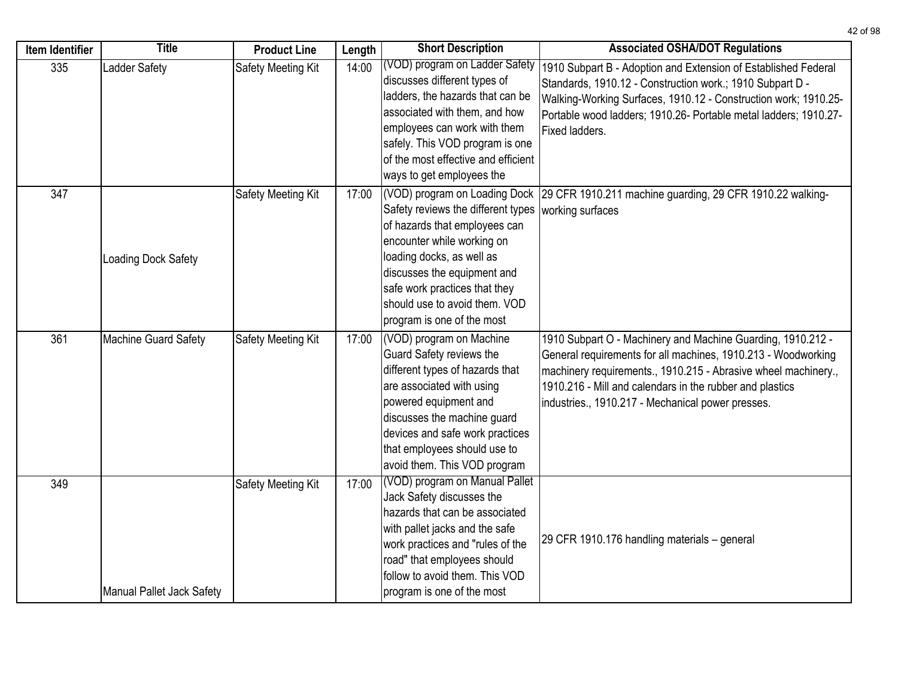| Item Identifier | Title | Product Line | Length | Short Description | Associated OSHA/DOT Regulations |
|---|---|---|---|---|---|
| 335 | Ladder Safety | Safety Meeting Kit | 14:00 | (VOD) program on Ladder Safety discusses different types of ladders, the hazards that can be associated with them, and how employees can work with them safely. This VOD program is one of the most effective and efficient ways to get employees the | 1910 Subpart B - Adoption and Extension of Established Federal Standards, 1910.12 - Construction work.; 1910 Subpart D - Walking-Working Surfaces, 1910.12 - Construction work; 1910.25- Portable wood ladders; 1910.26- Portable metal ladders; 1910.27- Fixed ladders. |
| 347 | Loading Dock Safety | Safety Meeting Kit | 17:00 | (VOD) program on Loading Dock Safety reviews the different types of hazards that employees can encounter while working on loading docks, as well as discusses the equipment and safe work practices that they should use to avoid them. VOD program is one of the most | 29 CFR 1910.211 machine guarding, 29 CFR 1910.22 walking-working surfaces |
| 361 | Machine Guard Safety | Safety Meeting Kit | 17:00 | (VOD) program on Machine Guard Safety reviews the different types of hazards that are associated with using powered equipment and discusses the machine guard devices and safe work practices that employees should use to avoid them. This VOD program | 1910 Subpart O - Machinery and Machine Guarding, 1910.212 - General requirements for all machines, 1910.213 - Woodworking machinery requirements., 1910.215 - Abrasive wheel machinery., 1910.216 - Mill and calendars in the rubber and plastics industries., 1910.217 - Mechanical power presses. |
| 349 | Manual Pallet Jack Safety | Safety Meeting Kit | 17:00 | (VOD) program on Manual Pallet Jack Safety discusses the hazards that can be associated with pallet jacks and the safe work practices and "rules of the road" that employees should follow to avoid them. This VOD program is one of the most | 29 CFR 1910.176 handling materials – general |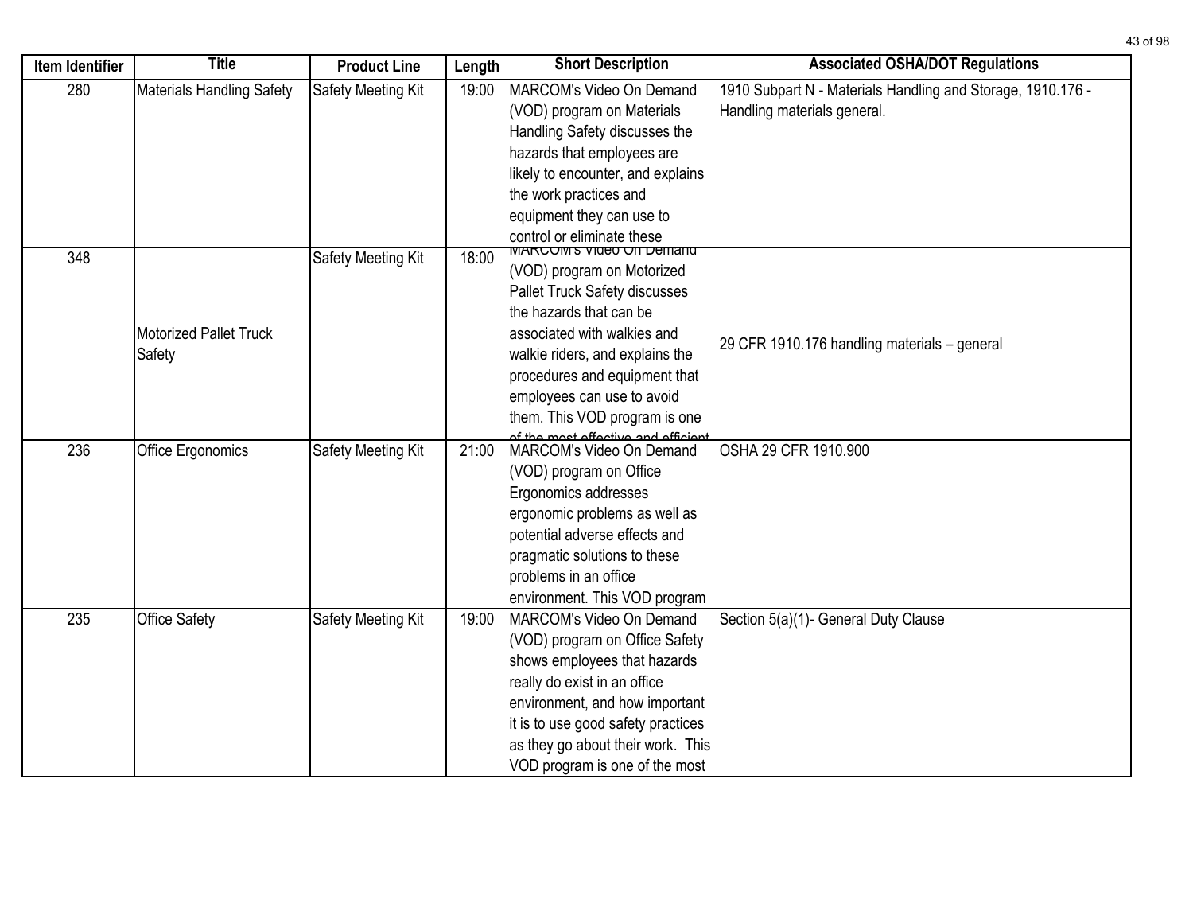| Item Identifier | Title | Product Line | Length | Short Description | Associated OSHA/DOT Regulations |
|---|---|---|---|---|---|
| 280 | Materials Handling Safety | Safety Meeting Kit | 19:00 | MARCOM's Video On Demand (VOD) program on Materials Handling Safety discusses the hazards that employees are likely to encounter, and explains the work practices and equipment they can use to control or eliminate these | 1910 Subpart N - Materials Handling and Storage, 1910.176 - Handling materials general. |
| 348 | Motorized Pallet Truck Safety | Safety Meeting Kit | 18:00 | MARCOM's Video On Demand (VOD) program on Motorized Pallet Truck Safety discusses the hazards that can be associated with walkies and walkie riders, and explains the procedures and equipment that employees can use to avoid them. This VOD program is one of the most effective and efficient | 29 CFR 1910.176 handling materials – general |
| 236 | Office Ergonomics | Safety Meeting Kit | 21:00 | MARCOM's Video On Demand (VOD) program on Office Ergonomics addresses ergonomic problems as well as potential adverse effects and pragmatic solutions to these problems in an office environment. This VOD program | OSHA 29 CFR 1910.900 |
| 235 | Office Safety | Safety Meeting Kit | 19:00 | MARCOM's Video On Demand (VOD) program on Office Safety shows employees that hazards really do exist in an office environment, and how important it is to use good safety practices as they go about their work. This VOD program is one of the most | Section 5(a)(1)- General Duty Clause |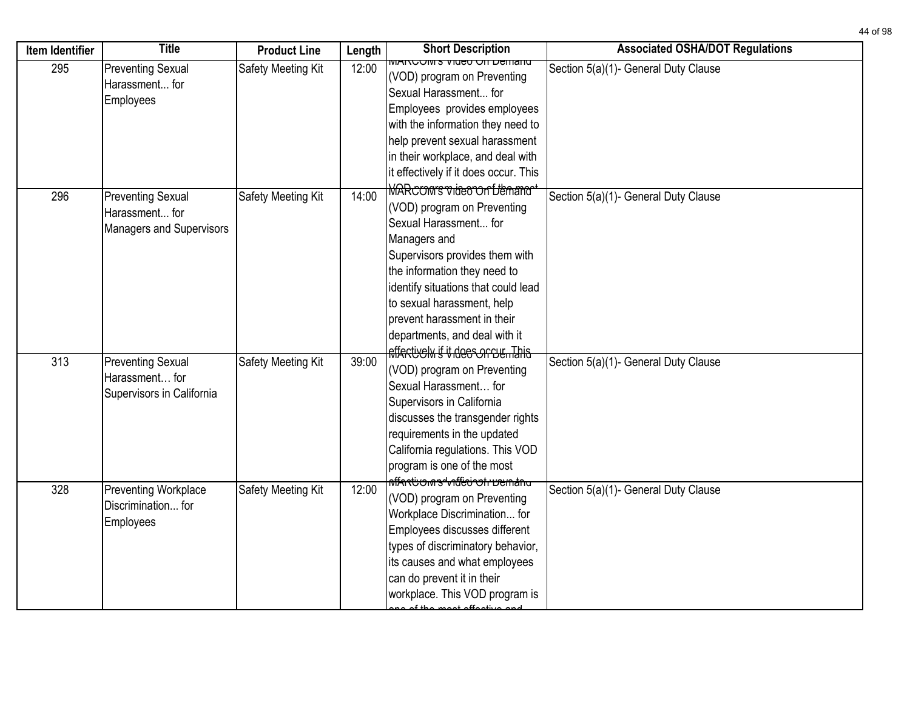| Item Identifier | Title | Product Line | Length | Short Description | Associated OSHA/DOT Regulations |
| --- | --- | --- | --- | --- | --- |
| 295 | Preventing Sexual Harassment... for Employees | Safety Meeting Kit | 12:00 | MARCOM's Video On Demand (VOD) program on Preventing Sexual Harassment... for Employees provides employees with the information they need to help prevent sexual harassment in their workplace, and deal with it effectively if it does occur. This VOD program is one of the most | Section 5(a)(1)- General Duty Clause |
| 296 | Preventing Sexual Harassment... for Managers and Supervisors | Safety Meeting Kit | 14:00 | MARCOM's Video On Demand (VOD) program on Preventing Sexual Harassment... for Managers and Supervisors provides them with the information they need to identify situations that could lead to sexual harassment, help prevent harassment in their departments, and deal with it effectively if it does occur. This | Section 5(a)(1)- General Duty Clause |
| 313 | Preventing Sexual Harassment… for Supervisors in California | Safety Meeting Kit | 39:00 | MARCOM's Video On Demand (VOD) program on Preventing Sexual Harassment… for Supervisors in California discusses the transgender rights requirements in the updated California regulations. This VOD program is one of the most effective and efficient ways to | Section 5(a)(1)- General Duty Clause |
| 328 | Preventing Workplace Discrimination... for Employees | Safety Meeting Kit | 12:00 | MARCOM's Video On Demand (VOD) program on Preventing Workplace Discrimination... for Employees discusses different types of discriminatory behavior, its causes and what employees can do prevent it in their workplace. This VOD program is one of the most effective and | Section 5(a)(1)- General Duty Clause |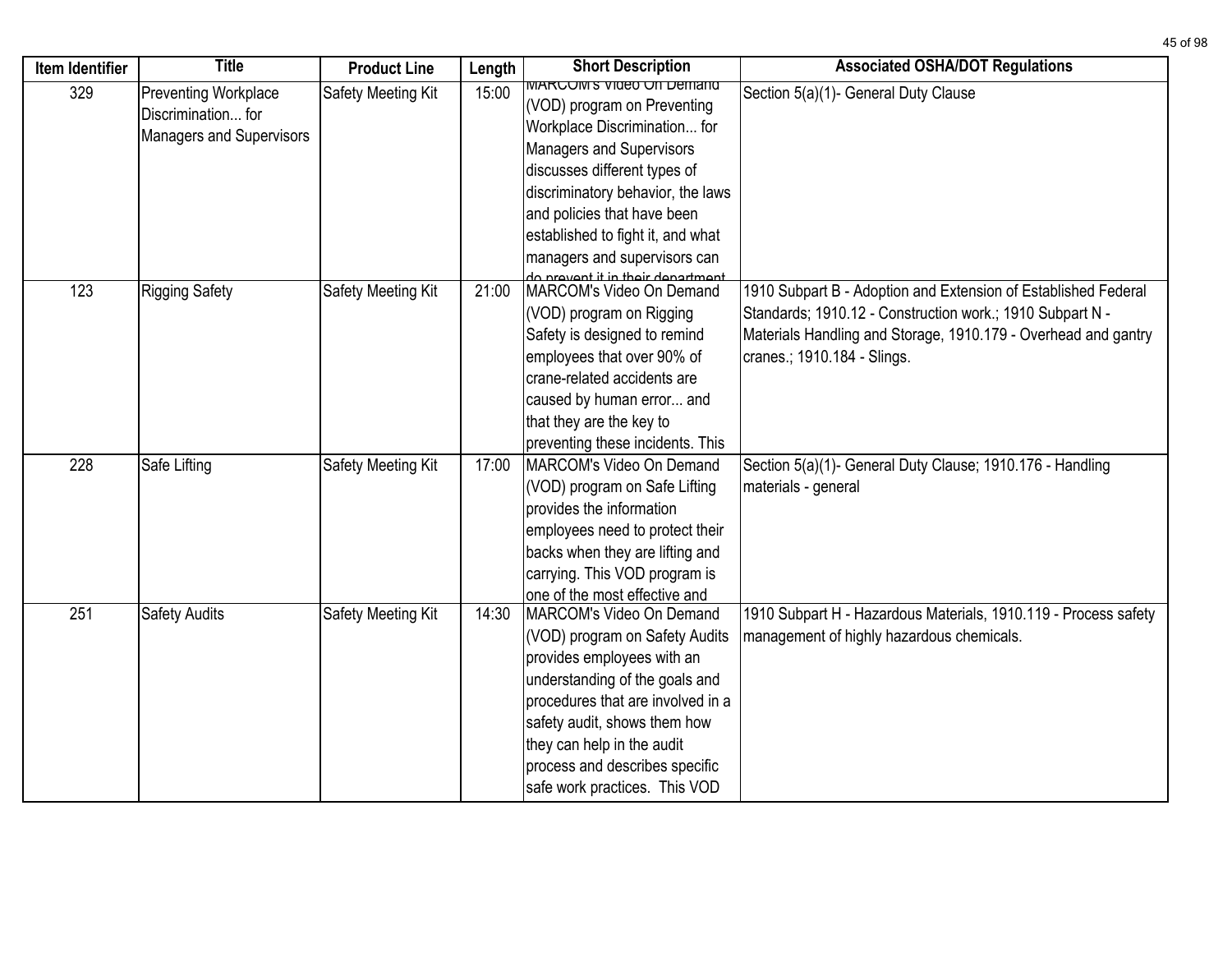| Item Identifier | Title | Product Line | Length | Short Description | Associated OSHA/DOT Regulations |
|---|---|---|---|---|---|
| 329 | Preventing Workplace Discrimination... for Managers and Supervisors | Safety Meeting Kit | 15:00 | MARCOM's Video On Demand (VOD) program on Preventing Workplace Discrimination... for Managers and Supervisors discusses different types of discriminatory behavior, the laws and policies that have been established to fight it, and what managers and supervisors can do prevent it in their department | Section 5(a)(1)- General Duty Clause |
| 123 | Rigging Safety | Safety Meeting Kit | 21:00 | MARCOM's Video On Demand (VOD) program on Rigging Safety is designed to remind employees that over 90% of crane-related accidents are caused by human error... and that they are the key to preventing these incidents. This | 1910 Subpart B - Adoption and Extension of Established Federal Standards; 1910.12 - Construction work.; 1910 Subpart N - Materials Handling and Storage, 1910.179 - Overhead and gantry cranes.; 1910.184 - Slings. |
| 228 | Safe Lifting | Safety Meeting Kit | 17:00 | MARCOM's Video On Demand (VOD) program on Safe Lifting provides the information employees need to protect their backs when they are lifting and carrying. This VOD program is one of the most effective and | Section 5(a)(1)- General Duty Clause; 1910.176 - Handling materials - general |
| 251 | Safety Audits | Safety Meeting Kit | 14:30 | MARCOM's Video On Demand (VOD) program on Safety Audits provides employees with an understanding of the goals and procedures that are involved in a safety audit, shows them how they can help in the audit process and describes specific safe work practices. This VOD | 1910 Subpart H - Hazardous Materials, 1910.119 - Process safety management of highly hazardous chemicals. |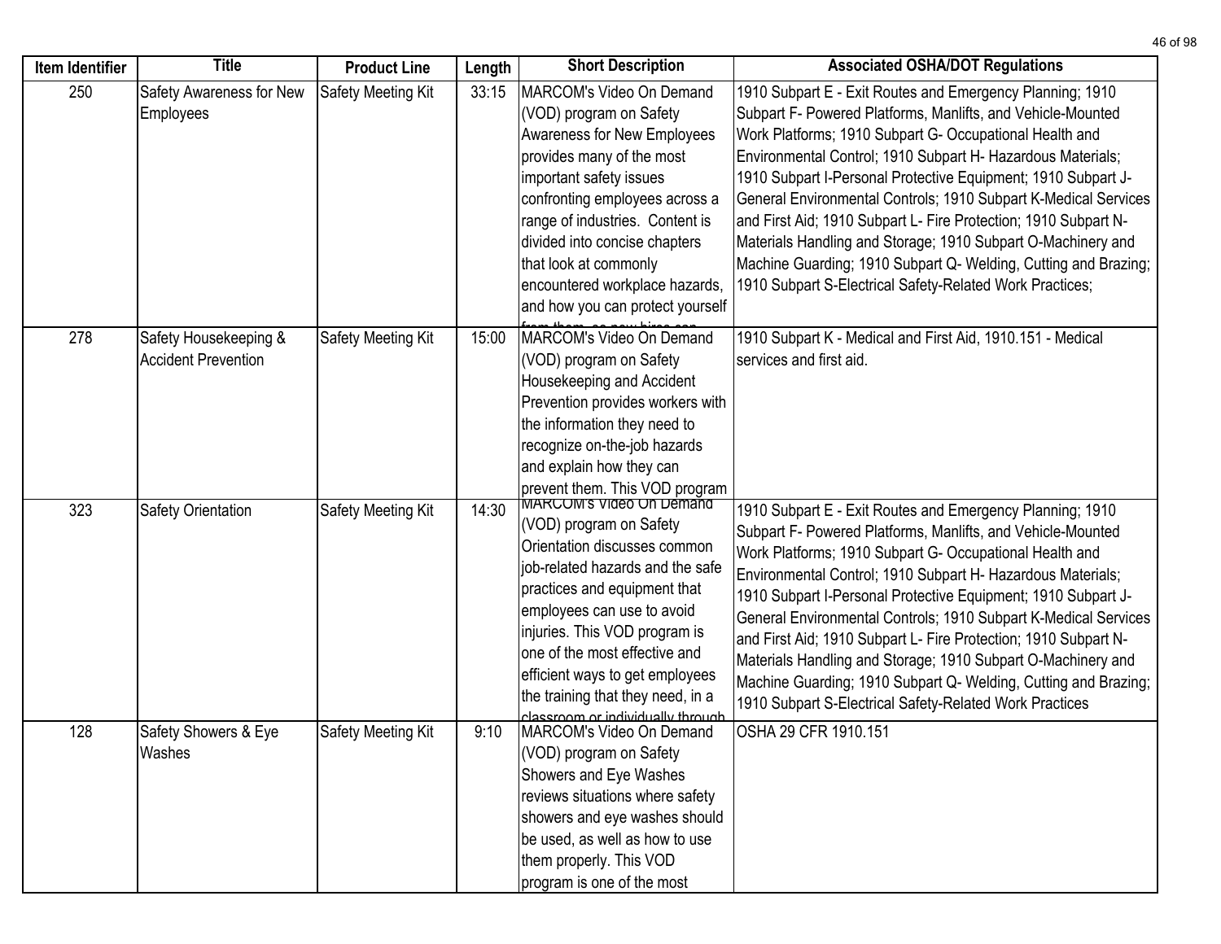| Item Identifier | Title | Product Line | Length | Short Description | Associated OSHA/DOT Regulations |
|---|---|---|---|---|---|
| 250 | Safety Awareness for New Employees | Safety Meeting Kit | 33:15 | MARCOM's Video On Demand (VOD) program on Safety Awareness for New Employees provides many of the most important safety issues confronting employees across a range of industries. Content is divided into concise chapters that look at commonly encountered workplace hazards, and how you can protect yourself | 1910 Subpart E - Exit Routes and Emergency Planning; 1910 Subpart F- Powered Platforms, Manlifts, and Vehicle-Mounted Work Platforms; 1910 Subpart G- Occupational Health and Environmental Control; 1910 Subpart H- Hazardous Materials; 1910 Subpart I-Personal Protective Equipment; 1910 Subpart J- General Environmental Controls; 1910 Subpart K-Medical Services and First Aid; 1910 Subpart L- Fire Protection; 1910 Subpart N- Materials Handling and Storage; 1910 Subpart O-Machinery and Machine Guarding; 1910 Subpart Q- Welding, Cutting and Brazing; 1910 Subpart S-Electrical Safety-Related Work Practices; |
| 278 | Safety Housekeeping & Accident Prevention | Safety Meeting Kit | 15:00 | MARCOM's Video On Demand (VOD) program on Safety Housekeeping and Accident Prevention provides workers with the information they need to recognize on-the-job hazards and explain how they can prevent them. This VOD program | 1910 Subpart K - Medical and First Aid, 1910.151 - Medical services and first aid. |
| 323 | Safety Orientation | Safety Meeting Kit | 14:30 | MARCOM's Video On Demand (VOD) program on Safety Orientation discusses common job-related hazards and the safe practices and equipment that employees can use to avoid injuries. This VOD program is one of the most effective and efficient ways to get employees the training that they need, in a | 1910 Subpart E - Exit Routes and Emergency Planning; 1910 Subpart F- Powered Platforms, Manlifts, and Vehicle-Mounted Work Platforms; 1910 Subpart G- Occupational Health and Environmental Control; 1910 Subpart H- Hazardous Materials; 1910 Subpart I-Personal Protective Equipment; 1910 Subpart J- General Environmental Controls; 1910 Subpart K-Medical Services and First Aid; 1910 Subpart L- Fire Protection; 1910 Subpart N- Materials Handling and Storage; 1910 Subpart O-Machinery and Machine Guarding; 1910 Subpart Q- Welding, Cutting and Brazing; 1910 Subpart S-Electrical Safety-Related Work Practices |
| 128 | Safety Showers & Eye Washes | Safety Meeting Kit | 9:10 | MARCOM's Video On Demand (VOD) program on Safety Showers and Eye Washes reviews situations where safety showers and eye washes should be used, as well as how to use them properly. This VOD program is one of the most | OSHA 29 CFR 1910.151 |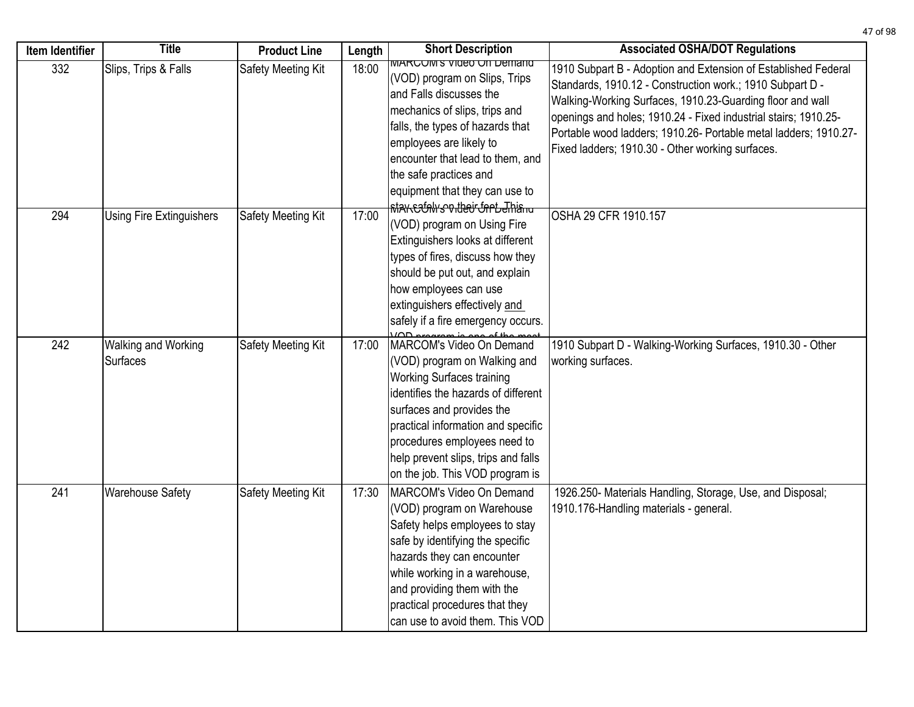| Item Identifier | Title | Product Line | Length | Short Description | Associated OSHA/DOT Regulations |
|---|---|---|---|---|---|
| 332 | Slips, Trips & Falls | Safety Meeting Kit | 18:00 | MARCOM's Video On Demand (VOD) program on Slips, Trips and Falls discusses the mechanics of slips, trips and falls, the types of hazards that employees are likely to encounter that lead to them, and the safe practices and equipment that they can use to stay safely on their feet. This | 1910 Subpart B - Adoption and Extension of Established Federal Standards, 1910.12 - Construction work.; 1910 Subpart D - Walking-Working Surfaces, 1910.23-Guarding floor and wall openings and holes; 1910.24 - Fixed industrial stairs; 1910.25- Portable wood ladders; 1910.26- Portable metal ladders; 1910.27- Fixed ladders; 1910.30 - Other working surfaces. |
| 294 | Using Fire Extinguishers | Safety Meeting Kit | 17:00 | MARCOM's Video On Demand (VOD) program on Using Fire Extinguishers looks at different types of fires, discuss how they should be put out, and explain how employees can use extinguishers effectively and safely if a fire emergency occurs. VOD program is one of the most | OSHA 29 CFR 1910.157 |
| 242 | Walking and Working Surfaces | Safety Meeting Kit | 17:00 | MARCOM's Video On Demand (VOD) program on Walking and Working Surfaces training identifies the hazards of different surfaces and provides the practical information and specific procedures employees need to help prevent slips, trips and falls on the job. This VOD program is | 1910 Subpart D - Walking-Working Surfaces, 1910.30 - Other working surfaces. |
| 241 | Warehouse Safety | Safety Meeting Kit | 17:30 | MARCOM's Video On Demand (VOD) program on Warehouse Safety helps employees to stay safe by identifying the specific hazards they can encounter while working in a warehouse, and providing them with the practical procedures that they can use to avoid them. This VOD | 1926.250- Materials Handling, Storage, Use, and Disposal; 1910.176-Handling materials - general. |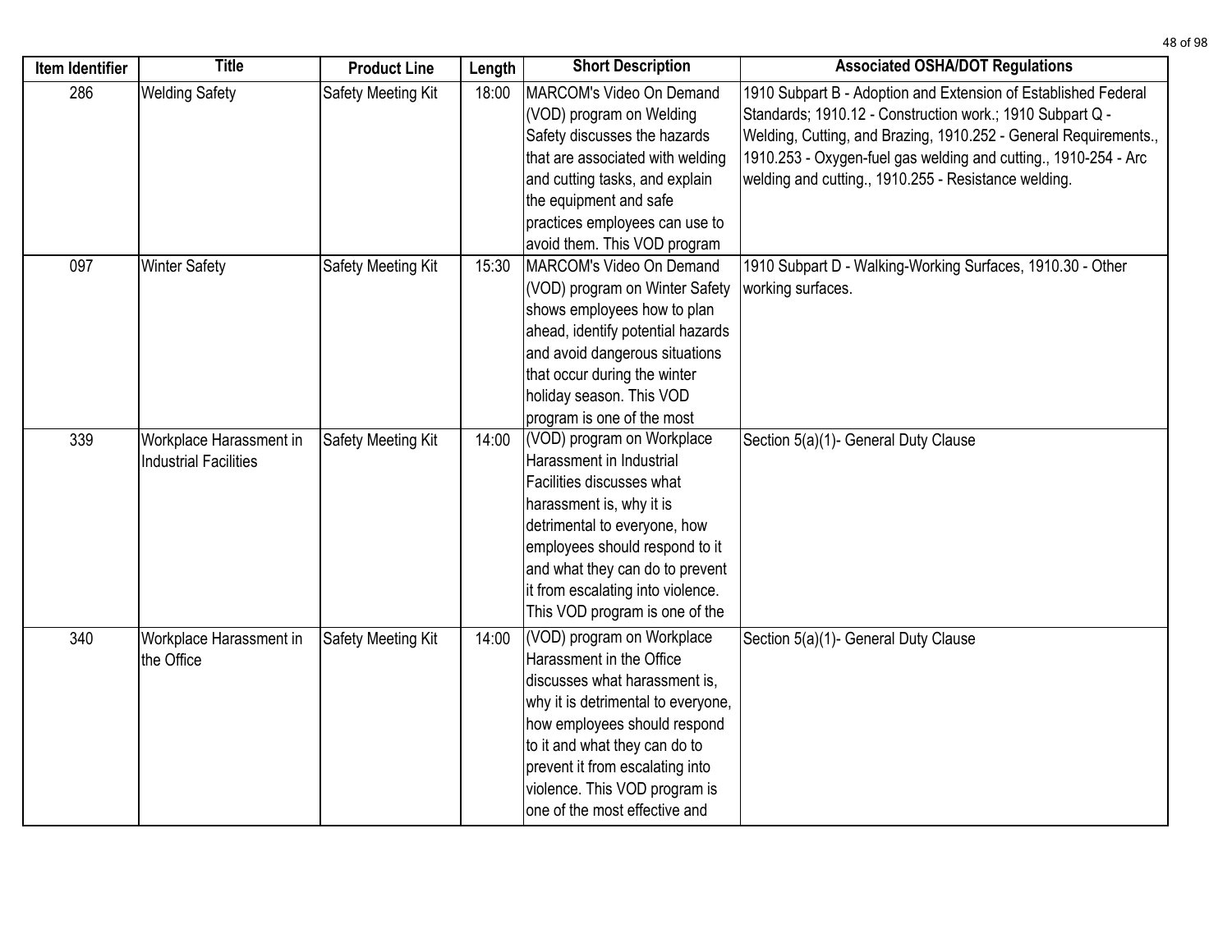| Item Identifier | Title | Product Line | Length | Short Description | Associated OSHA/DOT Regulations |
|---|---|---|---|---|---|
| 286 | Welding Safety | Safety Meeting Kit | 18:00 | MARCOM's Video On Demand (VOD) program on Welding Safety discusses the hazards that are associated with welding and cutting tasks, and explain the equipment and safe practices employees can use to avoid them. This VOD program | 1910 Subpart B - Adoption and Extension of Established Federal Standards; 1910.12 - Construction work.; 1910 Subpart Q - Welding, Cutting, and Brazing, 1910.252 - General Requirements., 1910.253 - Oxygen-fuel gas welding and cutting., 1910-254 - Arc welding and cutting., 1910.255 - Resistance welding. |
| 097 | Winter Safety | Safety Meeting Kit | 15:30 | MARCOM's Video On Demand (VOD) program on Winter Safety shows employees how to plan ahead, identify potential hazards and avoid dangerous situations that occur during the winter holiday season. This VOD program is one of the most | 1910 Subpart D - Walking-Working Surfaces, 1910.30 - Other working surfaces. |
| 339 | Workplace Harassment in Industrial Facilities | Safety Meeting Kit | 14:00 | (VOD) program on Workplace Harassment in Industrial Facilities discusses what harassment is, why it is detrimental to everyone, how employees should respond to it and what they can do to prevent it from escalating into violence. This VOD program is one of the | Section 5(a)(1)- General Duty Clause |
| 340 | Workplace Harassment in the Office | Safety Meeting Kit | 14:00 | (VOD) program on Workplace Harassment in the Office discusses what harassment is, why it is detrimental to everyone, how employees should respond to it and what they can do to prevent it from escalating into violence. This VOD program is one of the most effective and | Section 5(a)(1)- General Duty Clause |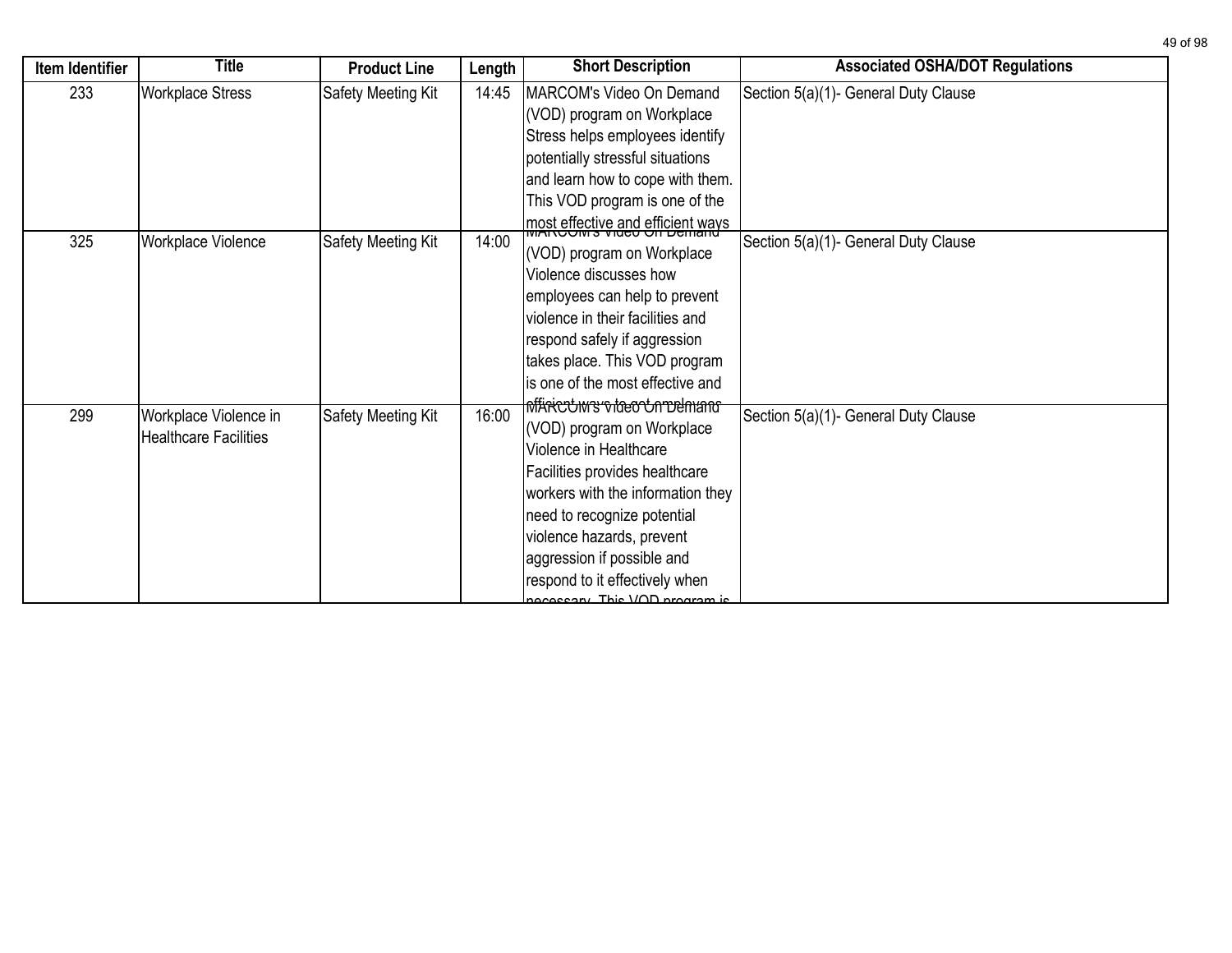| Item Identifier | Title | Product Line | Length | Short Description | Associated OSHA/DOT Regulations |
|---|---|---|---|---|---|
| 233 | Workplace Stress | Safety Meeting Kit | 14:45 | MARCOM's Video On Demand (VOD) program on Workplace Stress helps employees identify potentially stressful situations and learn how to cope with them. This VOD program is one of the most effective and efficient ways | Section 5(a)(1)- General Duty Clause |
| 325 | Workplace Violence | Safety Meeting Kit | 14:00 | MARCOM's Video On Demand (VOD) program on Workplace Violence discusses how employees can help to prevent violence in their facilities and respond safely if aggression takes place. This VOD program is one of the most effective and efficient ways to get employees | Section 5(a)(1)- General Duty Clause |
| 299 | Workplace Violence in Healthcare Facilities | Safety Meeting Kit | 16:00 | MARCOM's Video On Demand (VOD) program on Workplace Violence in Healthcare Facilities provides healthcare workers with the information they need to recognize potential violence hazards, prevent aggression if possible and respond to it effectively when necessary. This VOD program is | Section 5(a)(1)- General Duty Clause |